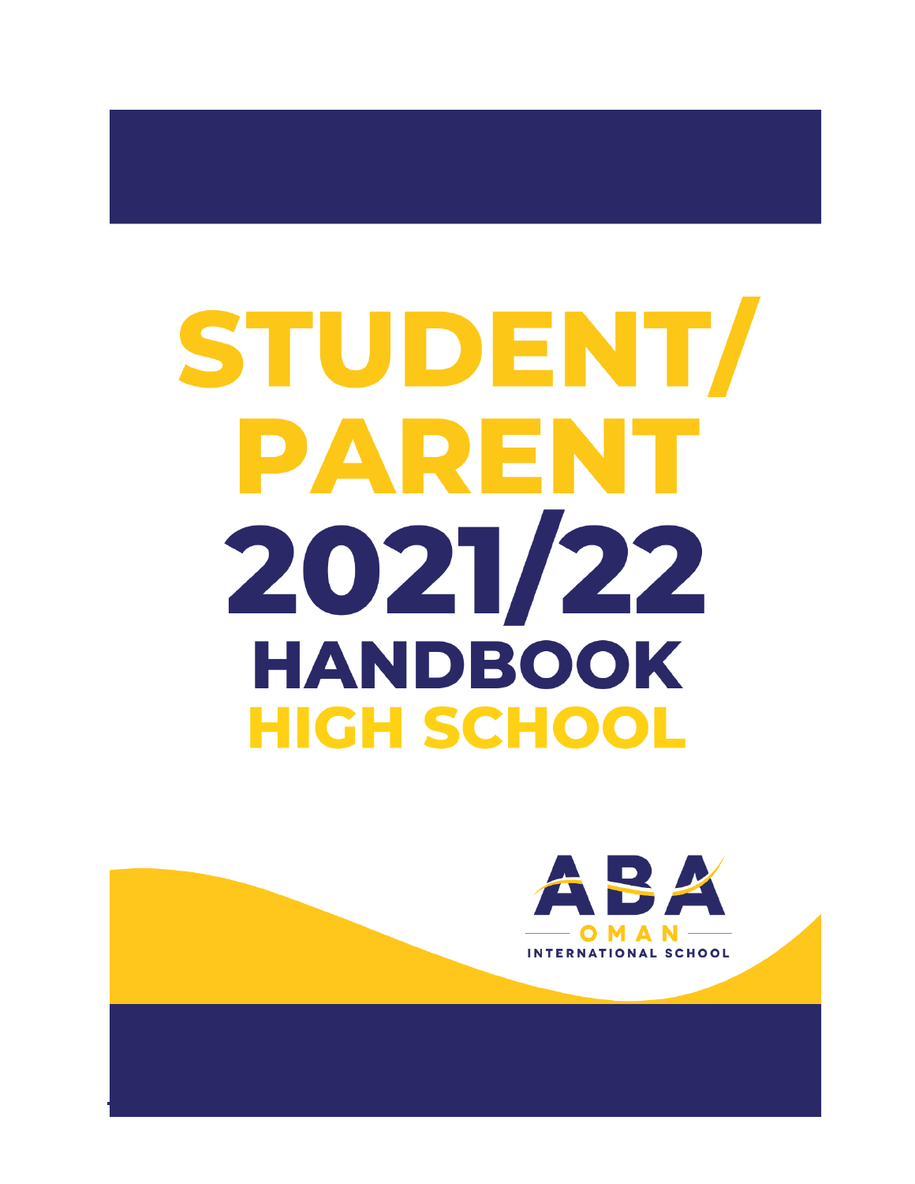# STUDENT/ PARENT 2021/22 HANDBOOK HIGH SCHOOL

ABA

OMAN

INTERNATIONAL SCHOOL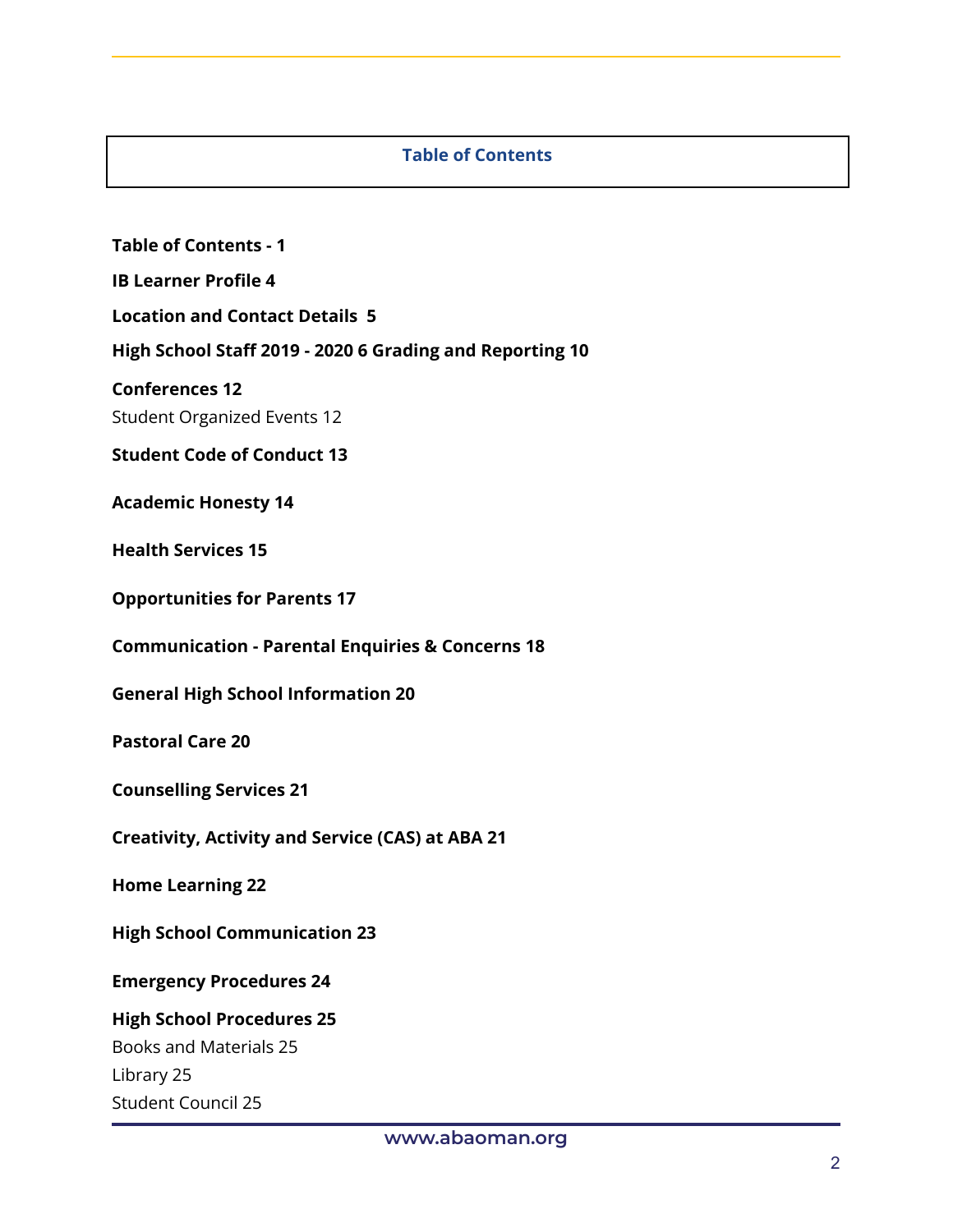## Table of Contents

**Table of Contents - 1**

**IB Learner Profile 4**

**Location and Contact Details 5**

**High School Staff 2019 - 2020 6 Grading and Reporting 10**

**Conferences 12**

Student Organized Events 12

**Student Code of Conduct 13**

**Academic Honesty 14**

**Health Services 15**

**Opportunities for Parents 17**

**Communication - Parental Enquiries & Concerns 18**

**General High School Information 20**

**Pastoral Care 20**

**Counselling Services 21**

**Creativity, Activity and Service (CAS) at ABA 21**

**Home Learning 22**

**High School Communication 23**

**Emergency Procedures 24**

**High School Procedures 25**

Books and Materials 25

Library 25

Student Council 25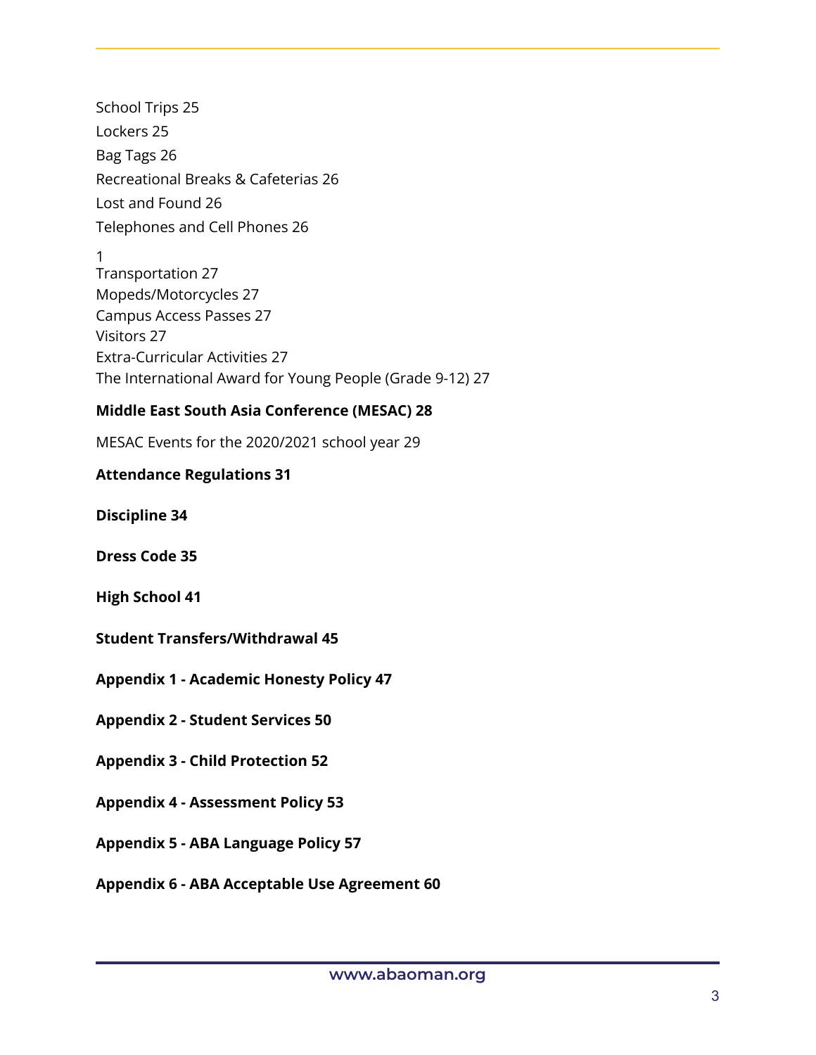School Trips 25

Lockers 25

Bag Tags 26

Recreational Breaks & Cafeterias 26

Lost and Found 26

Telephones and Cell Phones 26

1

Transportation 27

Mopeds/Motorcycles 27

Campus Access Passes 27

Visitors 27

Extra-Curricular Activities 27

The International Award for Young People (Grade 9-12) 27

**Middle East South Asia Conference (MESAC) 28**

MESAC Events for the 2020/2021 school year 29

**Attendance Regulations 31**

**Discipline 34**

**Dress Code 35**

**High School 41**

**Student Transfers/Withdrawal 45**

**Appendix 1 - Academic Honesty Policy 47**

**Appendix 2 - Student Services 50**

**Appendix 3 - Child Protection 52**

**Appendix 4 - Assessment Policy 53**

**Appendix 5 - ABA Language Policy 57**

**Appendix 6 - ABA Acceptable Use Agreement 60**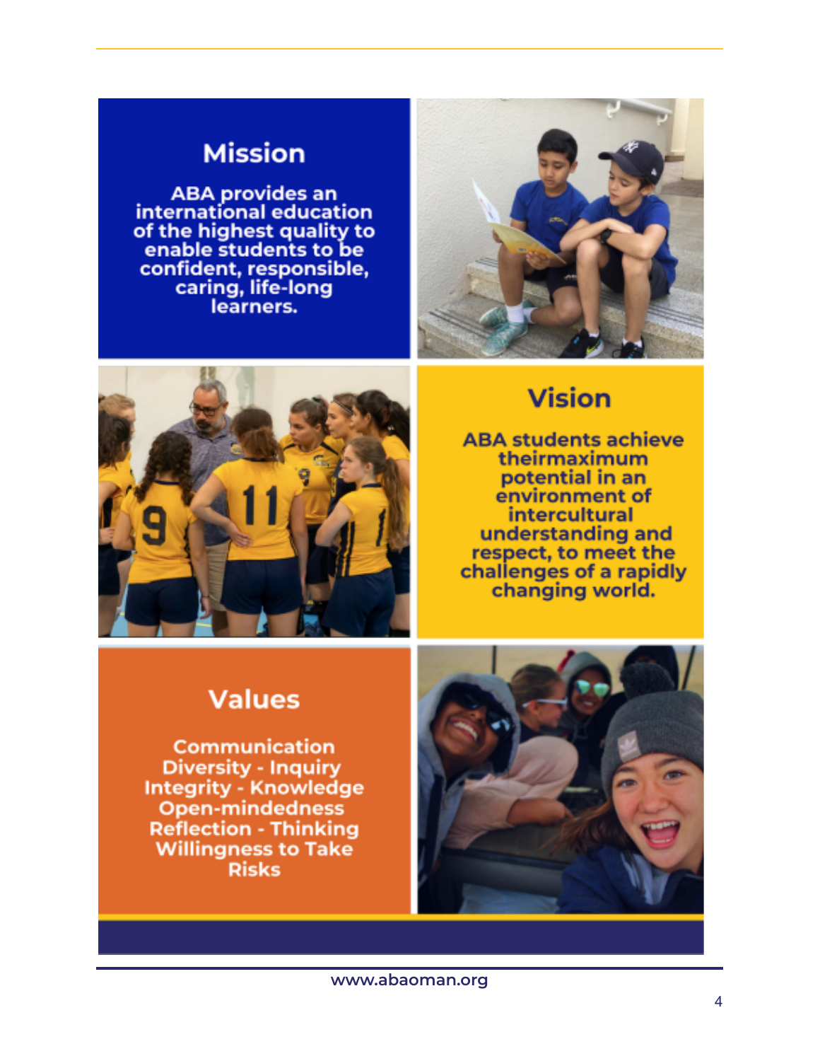## Mission

ABA provides an international education of the highest quality to enable students to be confident, responsible, caring, life-long learners.

## Vision

ABA students achieve theirmaximum potential in an environment of intercultural understanding and respect, to meet the challenges of a rapidly changing world.

## Values

Communication
Diversity - Inquiry
Integrity - Knowledge
Open-mindedness
Reflection - Thinking
Willingness to Take Risks

www.abaoman.org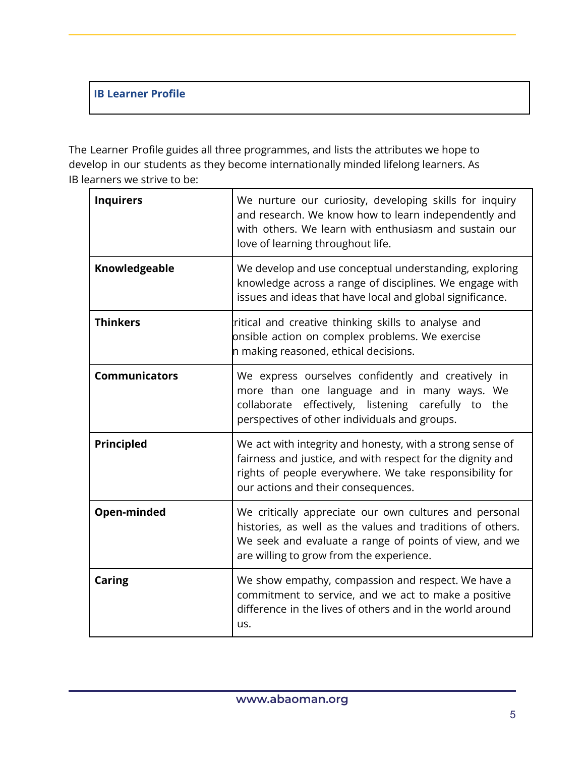## IB Learner Profile

The Learner Profile guides all three programmes, and lists the attributes we hope to develop in our students as they become internationally minded lifelong learners. As IB learners we strive to be:

| | |
|---|---|
| **Inquirers** | We nurture our curiosity, developing skills for inquiry and research. We know how to learn independently and with others. We learn with enthusiasm and sustain our love of learning throughout life. |
| **Knowledgeable** | We develop and use conceptual understanding, exploring knowledge across a range of disciplines. We engage with issues and ideas that have local and global significance. |
| **Thinkers** | ritical and creative thinking skills to analyse and onsible action on complex problems. We exercise n making reasoned, ethical decisions. |
| **Communicators** | We express ourselves confidently and creatively in more than one language and in many ways. We collaborate effectively, listening carefully to the perspectives of other individuals and groups. |
| **Principled** | We act with integrity and honesty, with a strong sense of fairness and justice, and with respect for the dignity and rights of people everywhere. We take responsibility for our actions and their consequences. |
| **Open-minded** | We critically appreciate our own cultures and personal histories, as well as the values and traditions of others. We seek and evaluate a range of points of view, and we are willing to grow from the experience. |
| **Caring** | We show empathy, compassion and respect. We have a commitment to service, and we act to make a positive difference in the lives of others and in the world around us. |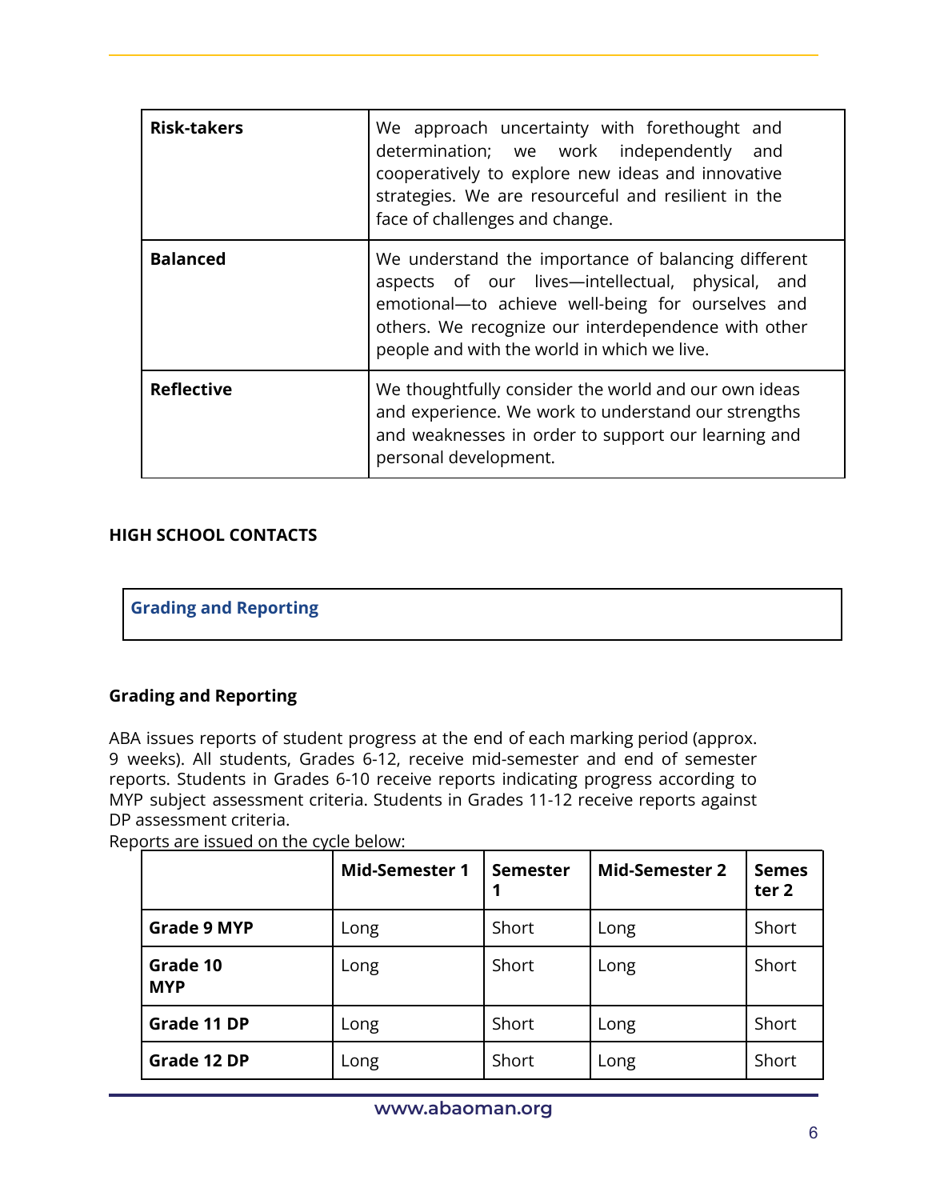| Risk-takers | We approach uncertainty with forethought and determination; we work independently and cooperatively to explore new ideas and innovative strategies. We are resourceful and resilient in the face of challenges and change. |
|---|---|
| **Balanced** | We understand the importance of balancing different aspects of our lives—intellectual, physical, and emotional—to achieve well-being for ourselves and others. We recognize our interdependence with other people and with the world in which we live. |
| **Reflective** | We thoughtfully consider the world and our own ideas and experience. We work to understand our strengths and weaknesses in order to support our learning and personal development. |

**HIGH SCHOOL CONTACTS**

| Grading and Reporting |
|---|

**Grading and Reporting**

ABA issues reports of student progress at the end of each marking period (approx. 9 weeks). All students, Grades 6-12, receive mid-semester and end of semester reports. Students in Grades 6-10 receive reports indicating progress according to MYP subject assessment criteria. Students in Grades 11-12 receive reports against DP assessment criteria.

Reports are issued on the cycle below:

| | Mid-Semester 1 | Semester 1 | Mid-Semester 2 | Semester 2 |
|---|---|---|---|---|
| **Grade 9 MYP** | Long | Short | Long | Short |
| **Grade 10 MYP** | Long | Short | Long | Short |
| **Grade 11 DP** | Long | Short | Long | Short |
| **Grade 12 DP** | Long | Short | Long | Short |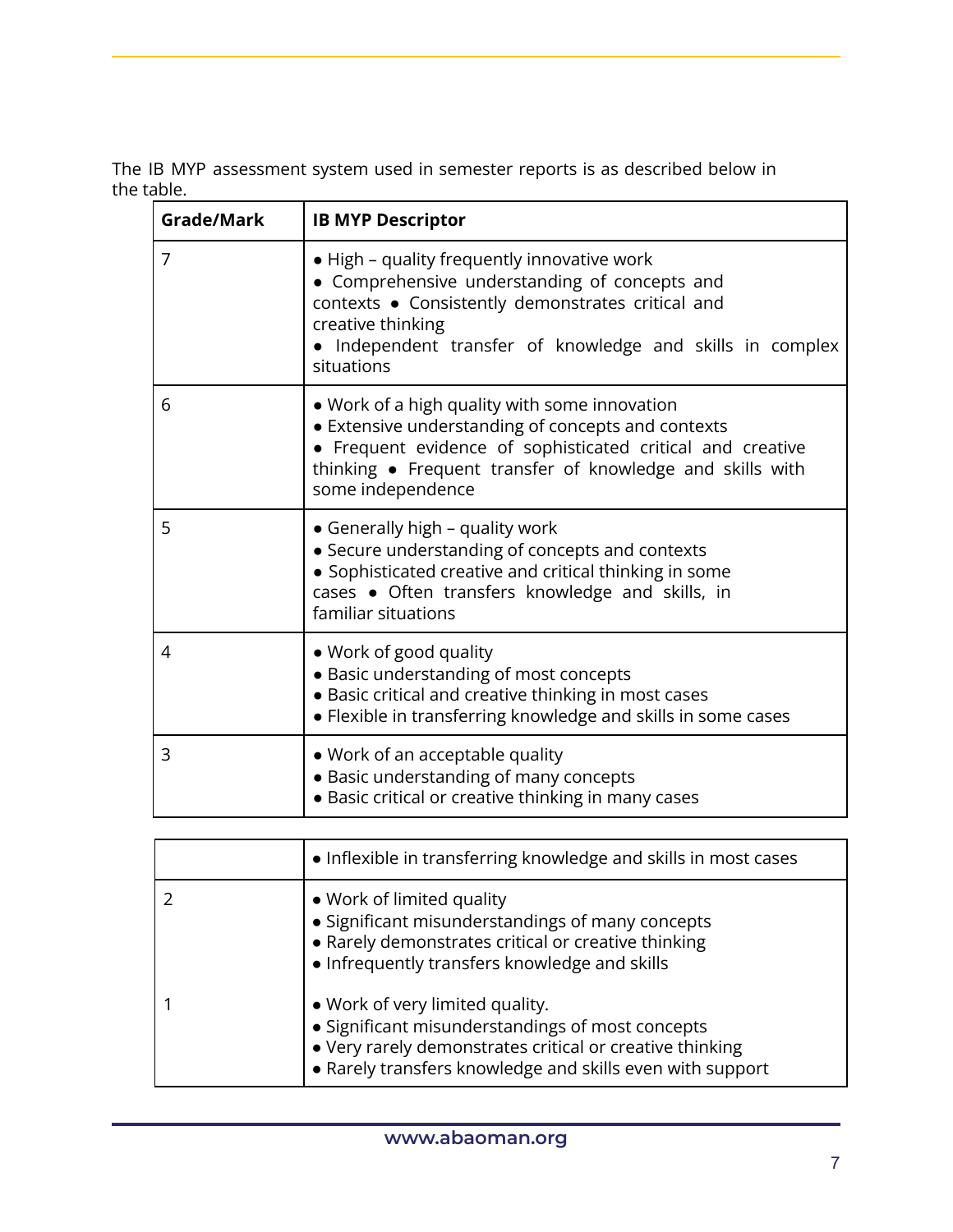The IB MYP assessment system used in semester reports is as described below in the table.

| Grade/Mark | IB MYP Descriptor |
|---|---|
| 7 | • High – quality frequently innovative work<br>• Comprehensive understanding of concepts and contexts • Consistently demonstrates critical and creative thinking<br>• Independent transfer of knowledge and skills in complex situations |
| 6 | • Work of a high quality with some innovation<br>• Extensive understanding of concepts and contexts<br>• Frequent evidence of sophisticated critical and creative thinking • Frequent transfer of knowledge and skills with some independence |
| 5 | • Generally high – quality work<br>• Secure understanding of concepts and contexts<br>• Sophisticated creative and critical thinking in some cases • Often transfers knowledge and skills, in familiar situations |
| 4 | • Work of good quality<br>• Basic understanding of most concepts<br>• Basic critical and creative thinking in most cases<br>• Flexible in transferring knowledge and skills in some cases |
| 3 | • Work of an acceptable quality<br>• Basic understanding of many concepts<br>• Basic critical or creative thinking in many cases<br>• Inflexible in transferring knowledge and skills in most cases |
| 2 | • Work of limited quality<br>• Significant misunderstandings of many concepts<br>• Rarely demonstrates critical or creative thinking<br>• Infrequently transfers knowledge and skills |
| 1 | • Work of very limited quality.<br>• Significant misunderstandings of most concepts<br>• Very rarely demonstrates critical or creative thinking<br>• Rarely transfers knowledge and skills even with support |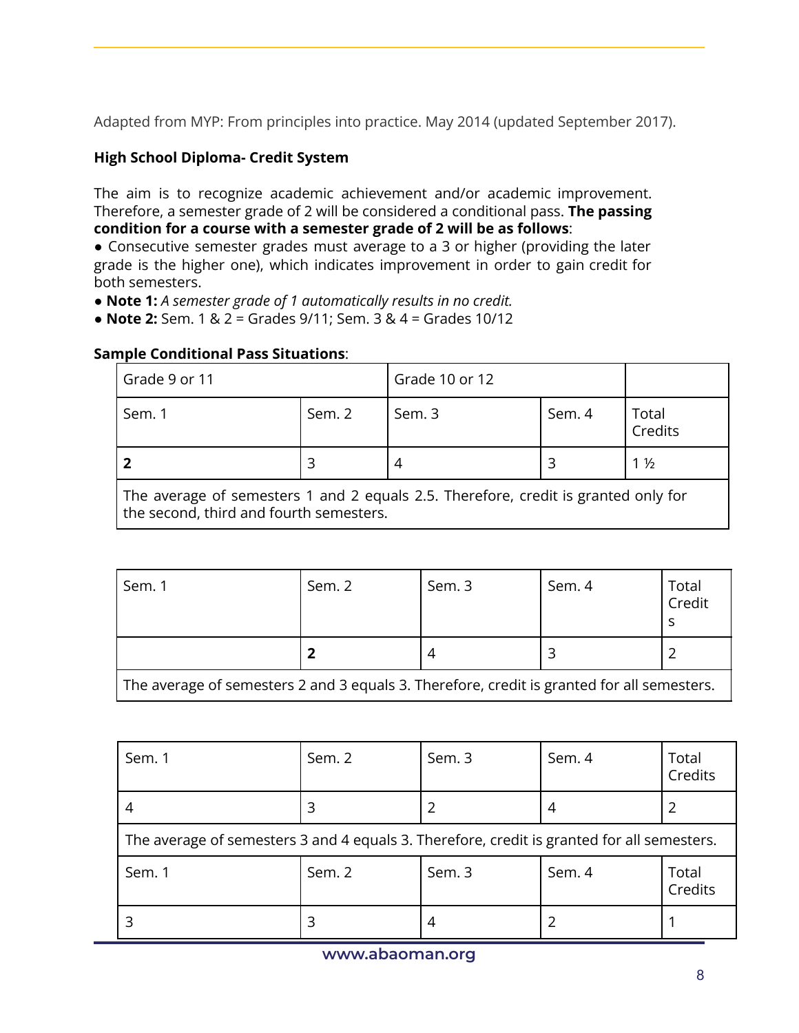Adapted from MYP: From principles into practice. May 2014 (updated September 2017).

**High School Diploma- Credit System**

The aim is to recognize academic achievement and/or academic improvement. Therefore, a semester grade of 2 will be considered a conditional pass. **The passing condition for a course with a semester grade of 2 will be as follows**:

- Consecutive semester grades must average to a 3 or higher (providing the later grade is the higher one), which indicates improvement in order to gain credit for both semesters.
- **Note 1:** *A semester grade of 1 automatically results in no credit.*
- **Note 2:** Sem. 1 & 2 = Grades 9/11; Sem. 3 & 4 = Grades 10/12

**Sample Conditional Pass Situations**:

| Grade 9 or 11 | | Grade 10 or 12 | | |
|---|---|---|---|---|
| Sem. 1 | Sem. 2 | Sem. 3 | Sem. 4 | Total Credits |
| **2** | 3 | 4 | 3 | 1 ½ |
| The average of semesters 1 and 2 equals 2.5. Therefore, credit is granted only for the second, third and fourth semesters. | | | | |

| Sem. 1 | Sem. 2 | Sem. 3 | Sem. 4 | Total Credits |
|---|---|---|---|---|
| | **2** | 4 | 3 | 2 |
| The average of semesters 2 and 3 equals 3. Therefore, credit is granted for all semesters. | | | | |

| Sem. 1 | Sem. 2 | Sem. 3 | Sem. 4 | Total Credits |
|---|---|---|---|---|
| 4 | 3 | 2 | 4 | 2 |
| The average of semesters 3 and 4 equals 3. Therefore, credit is granted for all semesters. | | | | |
| Sem. 1 | Sem. 2 | Sem. 3 | Sem. 4 | Total Credits |
| 3 | 3 | 4 | 2 | 1 |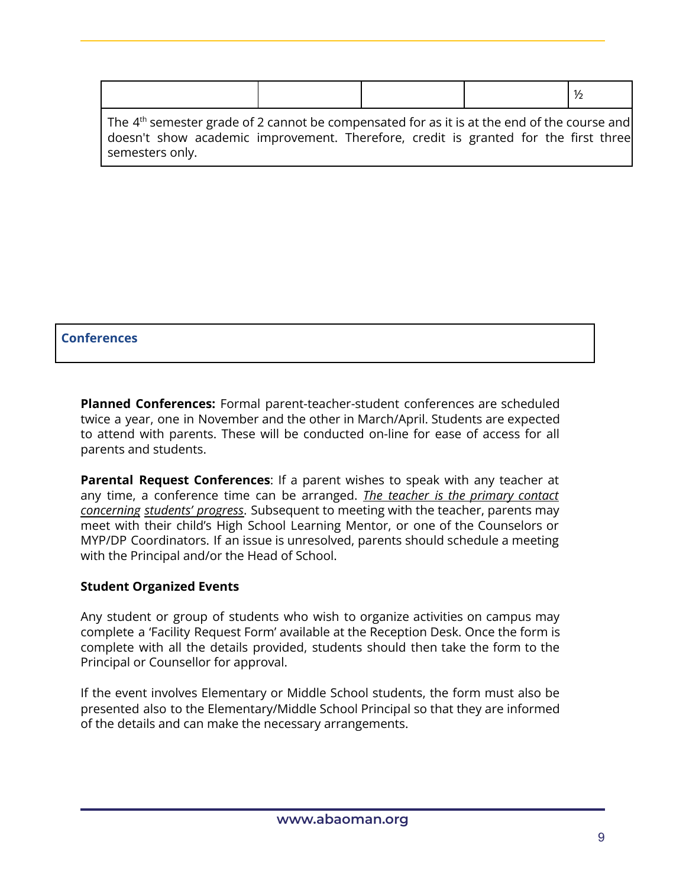|  |  |  |  | ½ |
| --- | --- | --- | --- | --- |
| The 4th semester grade of 2 cannot be compensated for as it is at the end of the course and doesn't show academic improvement. Therefore, credit is granted for the first three semesters only. | | | | |

## Conferences

**Planned Conferences:** Formal parent-teacher-student conferences are scheduled twice a year, one in November and the other in March/April. Students are expected to attend with parents. These will be conducted on-line for ease of access for all parents and students.

**Parental Request Conferences**: If a parent wishes to speak with any teacher at any time, a conference time can be arranged. *The teacher is the primary contact concerning students' progress*. Subsequent to meeting with the teacher, parents may meet with their child's High School Learning Mentor, or one of the Counselors or MYP/DP Coordinators. If an issue is unresolved, parents should schedule a meeting with the Principal and/or the Head of School.

**Student Organized Events**

Any student or group of students who wish to organize activities on campus may complete a 'Facility Request Form' available at the Reception Desk. Once the form is complete with all the details provided, students should then take the form to the Principal or Counsellor for approval.

If the event involves Elementary or Middle School students, the form must also be presented also to the Elementary/Middle School Principal so that they are informed of the details and can make the necessary arrangements.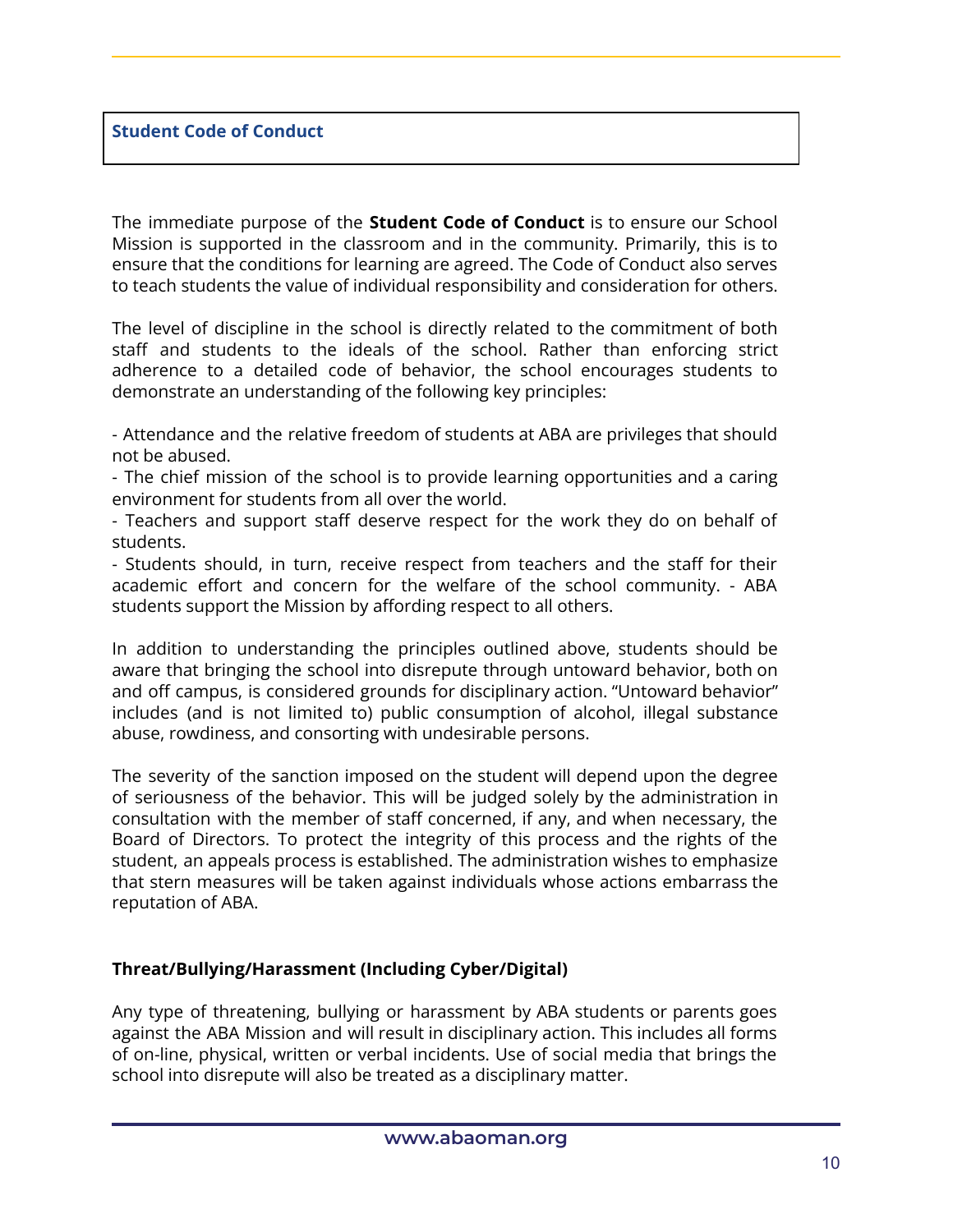## Student Code of Conduct

The immediate purpose of the **Student Code of Conduct** is to ensure our School Mission is supported in the classroom and in the community. Primarily, this is to ensure that the conditions for learning are agreed. The Code of Conduct also serves to teach students the value of individual responsibility and consideration for others.

The level of discipline in the school is directly related to the commitment of both staff and students to the ideals of the school. Rather than enforcing strict adherence to a detailed code of behavior, the school encourages students to demonstrate an understanding of the following key principles:

- Attendance and the relative freedom of students at ABA are privileges that should not be abused.
- The chief mission of the school is to provide learning opportunities and a caring environment for students from all over the world.
- Teachers and support staff deserve respect for the work they do on behalf of students.
- Students should, in turn, receive respect from teachers and the staff for their academic effort and concern for the welfare of the school community. - ABA students support the Mission by affording respect to all others.

In addition to understanding the principles outlined above, students should be aware that bringing the school into disrepute through untoward behavior, both on and off campus, is considered grounds for disciplinary action. "Untoward behavior" includes (and is not limited to) public consumption of alcohol, illegal substance abuse, rowdiness, and consorting with undesirable persons.

The severity of the sanction imposed on the student will depend upon the degree of seriousness of the behavior. This will be judged solely by the administration in consultation with the member of staff concerned, if any, and when necessary, the Board of Directors. To protect the integrity of this process and the rights of the student, an appeals process is established. The administration wishes to emphasize that stern measures will be taken against individuals whose actions embarrass the reputation of ABA.

### Threat/Bullying/Harassment (Including Cyber/Digital)

Any type of threatening, bullying or harassment by ABA students or parents goes against the ABA Mission and will result in disciplinary action. This includes all forms of on-line, physical, written or verbal incidents. Use of social media that brings the school into disrepute will also be treated as a disciplinary matter.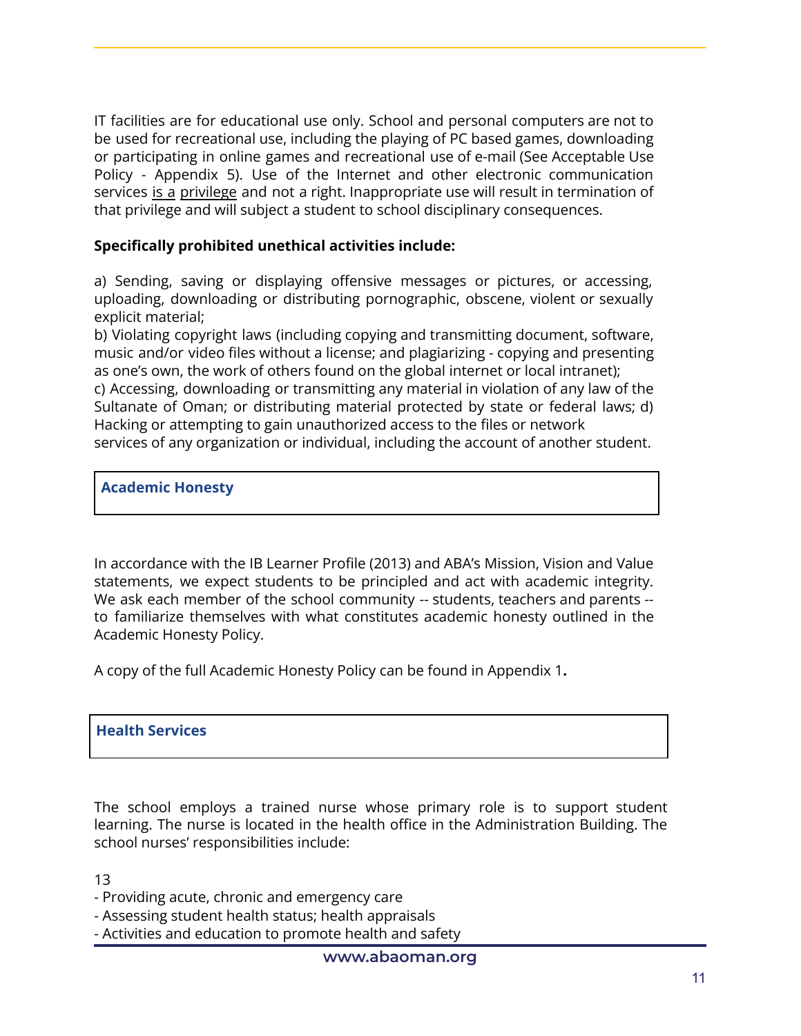IT facilities are for educational use only. School and personal computers are not to be used for recreational use, including the playing of PC based games, downloading or participating in online games and recreational use of e-mail (See Acceptable Use Policy - Appendix 5). Use of the Internet and other electronic communication services is a privilege and not a right. Inappropriate use will result in termination of that privilege and will subject a student to school disciplinary consequences.

**Specifically prohibited unethical activities include:**

a) Sending, saving or displaying offensive messages or pictures, or accessing, uploading, downloading or distributing pornographic, obscene, violent or sexually explicit material;
b) Violating copyright laws (including copying and transmitting document, software, music and/or video files without a license; and plagiarizing - copying and presenting as one's own, the work of others found on the global internet or local intranet);
c) Accessing, downloading or transmitting any material in violation of any law of the Sultanate of Oman; or distributing material protected by state or federal laws; d) Hacking or attempting to gain unauthorized access to the files or network services of any organization or individual, including the account of another student.

## Academic Honesty

In accordance with the IB Learner Profile (2013) and ABA's Mission, Vision and Value statements, we expect students to be principled and act with academic integrity. We ask each member of the school community -- students, teachers and parents -- to familiarize themselves with what constitutes academic honesty outlined in the Academic Honesty Policy.

A copy of the full Academic Honesty Policy can be found in Appendix 1**.**

## Health Services

The school employs a trained nurse whose primary role is to support student learning. The nurse is located in the health office in the Administration Building. The school nurses' responsibilities include:

13

- Providing acute, chronic and emergency care
- Assessing student health status; health appraisals
- Activities and education to promote health and safety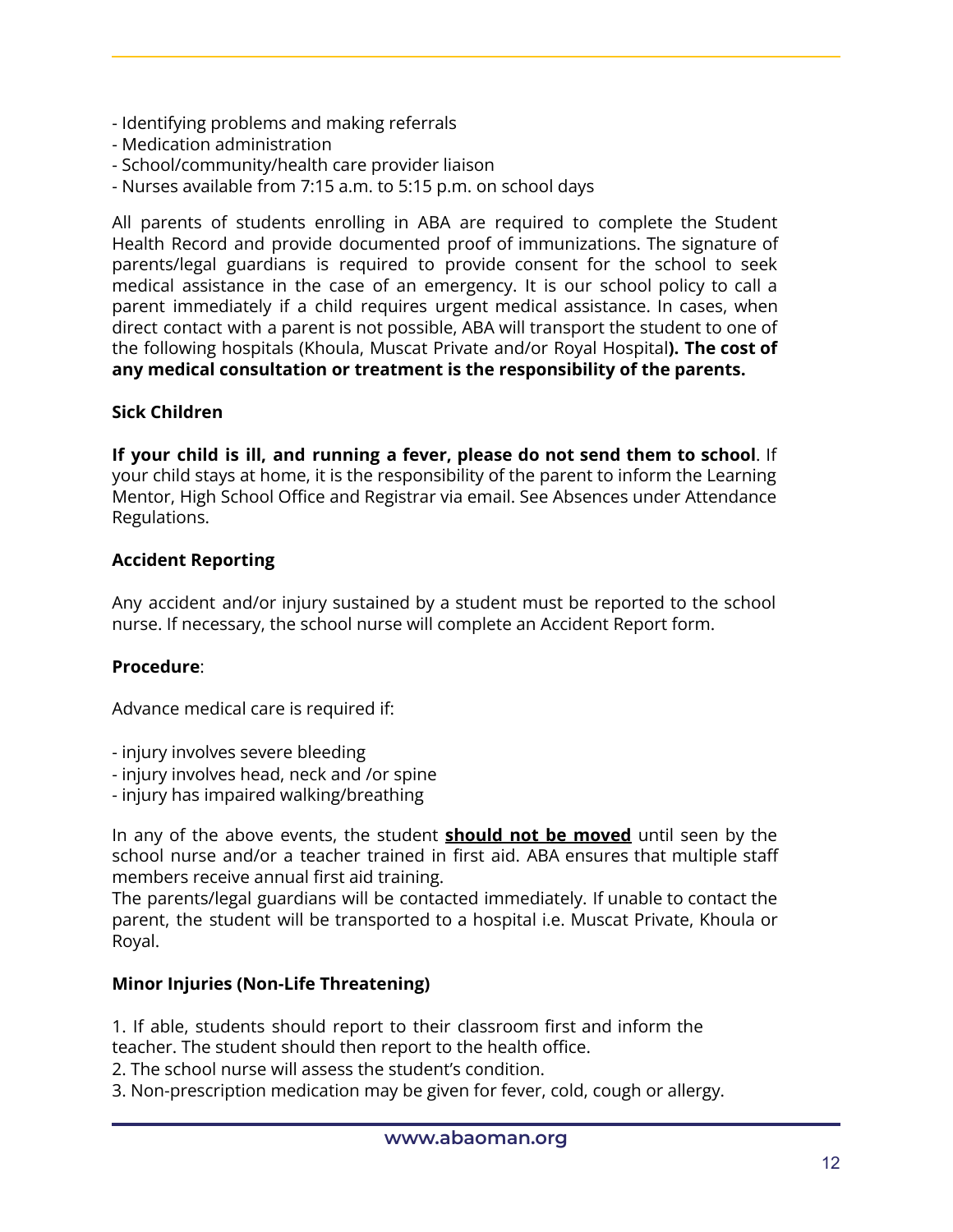- Identifying problems and making referrals
- Medication administration
- School/community/health care provider liaison
- Nurses available from 7:15 a.m. to 5:15 p.m. on school days

All parents of students enrolling in ABA are required to complete the Student Health Record and provide documented proof of immunizations. The signature of parents/legal guardians is required to provide consent for the school to seek medical assistance in the case of an emergency. It is our school policy to call a parent immediately if a child requires urgent medical assistance. In cases, when direct contact with a parent is not possible, ABA will transport the student to one of the following hospitals (Khoula, Muscat Private and/or Royal Hospital**). The cost of any medical consultation or treatment is the responsibility of the parents.**

**Sick Children**

**If your child is ill, and running a fever, please do not send them to school**. If your child stays at home, it is the responsibility of the parent to inform the Learning Mentor, High School Office and Registrar via email. See Absences under Attendance Regulations.

**Accident Reporting**

Any accident and/or injury sustained by a student must be reported to the school nurse. If necessary, the school nurse will complete an Accident Report form.

**Procedure**:

Advance medical care is required if:

- injury involves severe bleeding
- injury involves head, neck and /or spine
- injury has impaired walking/breathing

In any of the above events, the student <u>**should not be moved**</u> until seen by the school nurse and/or a teacher trained in first aid. ABA ensures that multiple staff members receive annual first aid training.
The parents/legal guardians will be contacted immediately. If unable to contact the parent, the student will be transported to a hospital i.e. Muscat Private, Khoula or Royal.

**Minor Injuries (Non-Life Threatening)**

1. If able, students should report to their classroom first and inform the teacher. The student should then report to the health office.
2. The school nurse will assess the student's condition.
3. Non-prescription medication may be given for fever, cold, cough or allergy.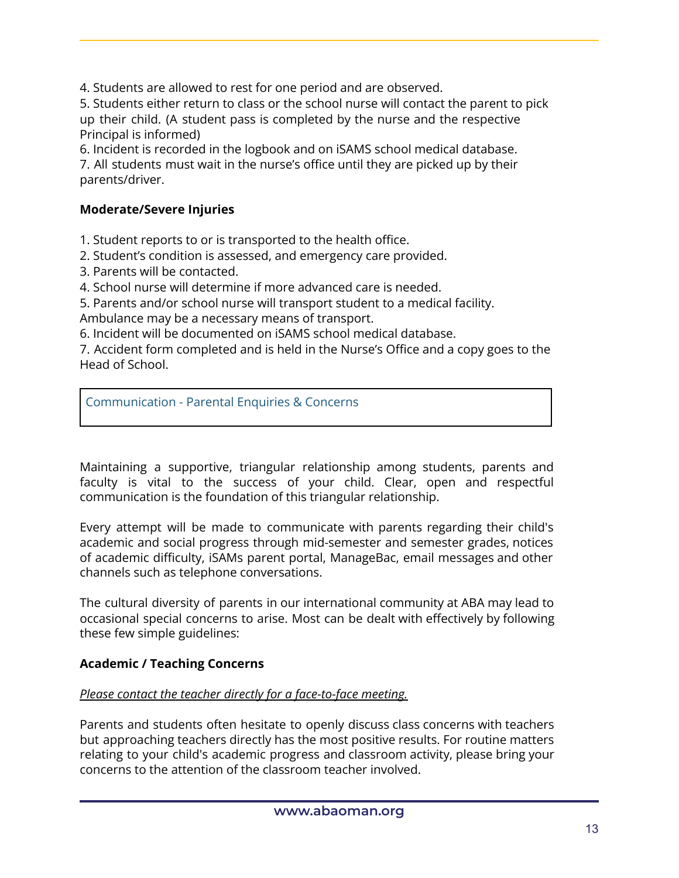4. Students are allowed to rest for one period and are observed.
5. Students either return to class or the school nurse will contact the parent to pick up their child. (A student pass is completed by the nurse and the respective Principal is informed)
6. Incident is recorded in the logbook and on iSAMS school medical database.
7. All students must wait in the nurse's office until they are picked up by their parents/driver.

**Moderate/Severe Injuries**

1. Student reports to or is transported to the health office.
2. Student's condition is assessed, and emergency care provided.
3. Parents will be contacted.
4. School nurse will determine if more advanced care is needed.
5. Parents and/or school nurse will transport student to a medical facility. Ambulance may be a necessary means of transport.
6. Incident will be documented on iSAMS school medical database.
7. Accident form completed and is held in the Nurse's Office and a copy goes to the Head of School.

## Communication - Parental Enquiries & Concerns

Maintaining a supportive, triangular relationship among students, parents and faculty is vital to the success of your child. Clear, open and respectful communication is the foundation of this triangular relationship.

Every attempt will be made to communicate with parents regarding their child's academic and social progress through mid-semester and semester grades, notices of academic difficulty, iSAMs parent portal, ManageBac, email messages and other channels such as telephone conversations.

The cultural diversity of parents in our international community at ABA may lead to occasional special concerns to arise. Most can be dealt with effectively by following these few simple guidelines:

**Academic / Teaching Concerns**

*Please contact the teacher directly for a face-to-face meeting.*

Parents and students often hesitate to openly discuss class concerns with teachers but approaching teachers directly has the most positive results. For routine matters relating to your child's academic progress and classroom activity, please bring your concerns to the attention of the classroom teacher involved.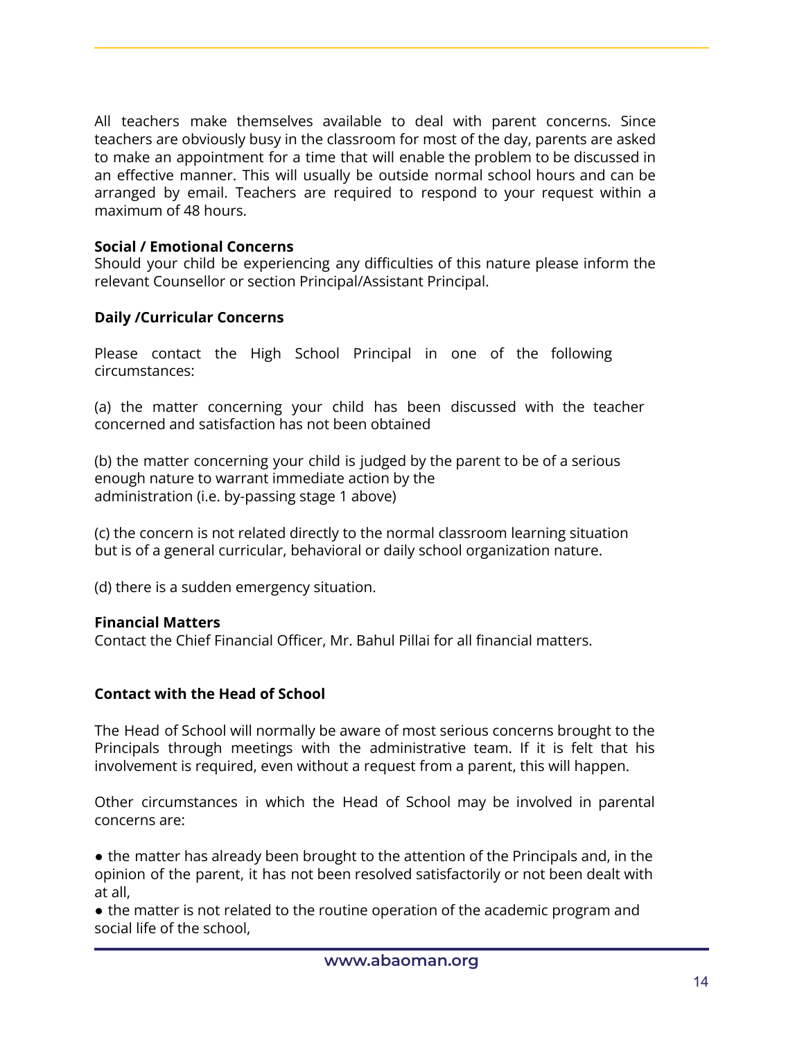All teachers make themselves available to deal with parent concerns. Since teachers are obviously busy in the classroom for most of the day, parents are asked to make an appointment for a time that will enable the problem to be discussed in an effective manner. This will usually be outside normal school hours and can be arranged by email. Teachers are required to respond to your request within a maximum of 48 hours.

**Social / Emotional Concerns**
Should your child be experiencing any difficulties of this nature please inform the relevant Counsellor or section Principal/Assistant Principal.

**Daily /Curricular Concerns**

Please contact the High School Principal in one of the following circumstances:

(a) the matter concerning your child has been discussed with the teacher concerned and satisfaction has not been obtained

(b) the matter concerning your child is judged by the parent to be of a serious enough nature to warrant immediate action by the administration (i.e. by-passing stage 1 above)

(c) the concern is not related directly to the normal classroom learning situation but is of a general curricular, behavioral or daily school organization nature.

(d) there is a sudden emergency situation.

**Financial Matters**
Contact the Chief Financial Officer, Mr. Bahul Pillai for all financial matters.

**Contact with the Head of School**

The Head of School will normally be aware of most serious concerns brought to the Principals through meetings with the administrative team. If it is felt that his involvement is required, even without a request from a parent, this will happen.

Other circumstances in which the Head of School may be involved in parental concerns are:

- the matter has already been brought to the attention of the Principals and, in the opinion of the parent, it has not been resolved satisfactorily or not been dealt with at all,
- the matter is not related to the routine operation of the academic program and social life of the school,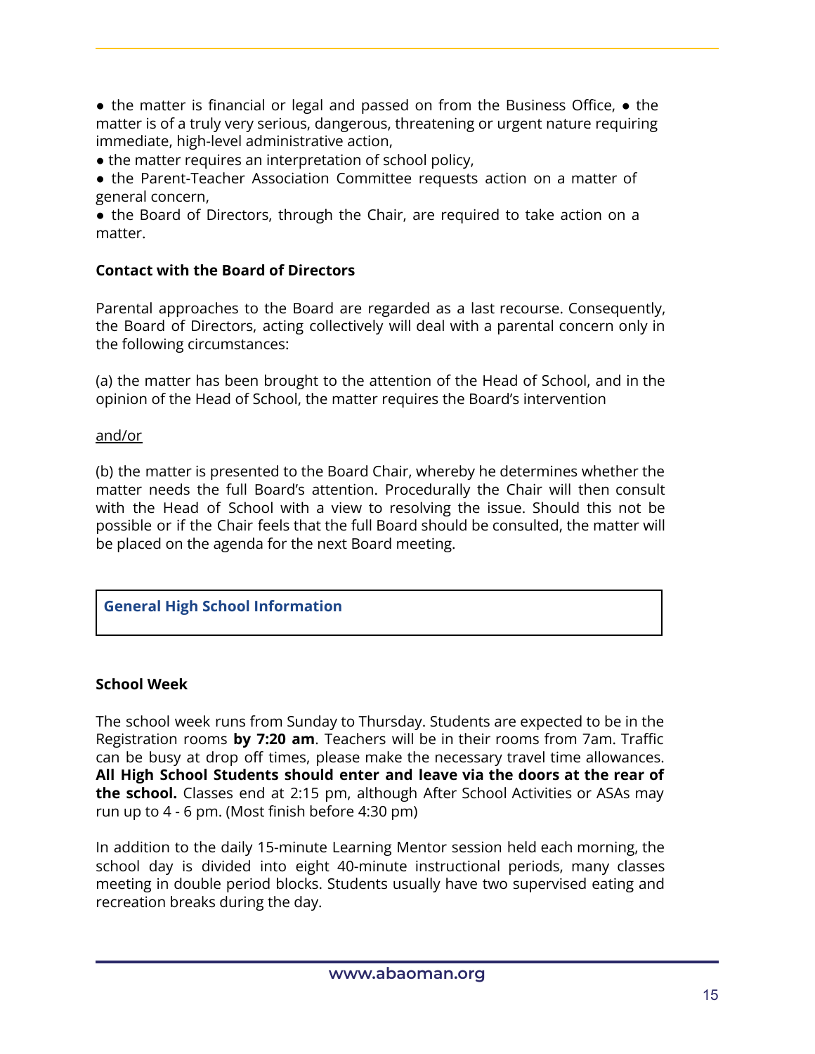- the matter is financial or legal and passed on from the Business Office,
- the matter is of a truly very serious, dangerous, threatening or urgent nature requiring immediate, high-level administrative action,
- the matter requires an interpretation of school policy,
- the Parent-Teacher Association Committee requests action on a matter of general concern,
- the Board of Directors, through the Chair, are required to take action on a matter.

**Contact with the Board of Directors**

Parental approaches to the Board are regarded as a last recourse. Consequently, the Board of Directors, acting collectively will deal with a parental concern only in the following circumstances:

(a) the matter has been brought to the attention of the Head of School, and in the opinion of the Head of School, the matter requires the Board's intervention

and/or

(b) the matter is presented to the Board Chair, whereby he determines whether the matter needs the full Board's attention. Procedurally the Chair will then consult with the Head of School with a view to resolving the issue. Should this not be possible or if the Chair feels that the full Board should be consulted, the matter will be placed on the agenda for the next Board meeting.

## General High School Information

**School Week**

The school week runs from Sunday to Thursday. Students are expected to be in the Registration rooms **by 7:20 am**. Teachers will be in their rooms from 7am. Traffic can be busy at drop off times, please make the necessary travel time allowances. **All High School Students should enter and leave via the doors at the rear of the school.** Classes end at 2:15 pm, although After School Activities or ASAs may run up to 4 - 6 pm. (Most finish before 4:30 pm)

In addition to the daily 15-minute Learning Mentor session held each morning, the school day is divided into eight 40-minute instructional periods, many classes meeting in double period blocks. Students usually have two supervised eating and recreation breaks during the day.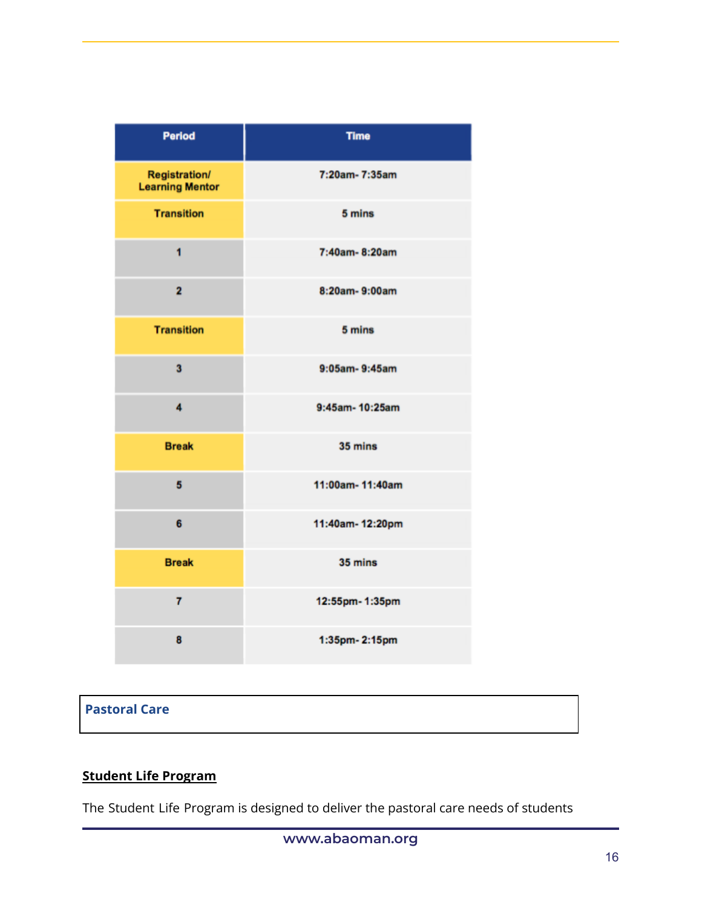| Period | Time |
| --- | --- |
| Registration/ Learning Mentor | 7:20am- 7:35am |
| Transition | 5 mins |
| 1 | 7:40am- 8:20am |
| 2 | 8:20am- 9:00am |
| Transition | 5 mins |
| 3 | 9:05am- 9:45am |
| 4 | 9:45am- 10:25am |
| Break | 35 mins |
| 5 | 11:00am- 11:40am |
| 6 | 11:40am- 12:20pm |
| Break | 35 mins |
| 7 | 12:55pm- 1:35pm |
| 8 | 1:35pm- 2:15pm |

## Pastoral Care

### Student Life Program

The Student Life Program is designed to deliver the pastoral care needs of students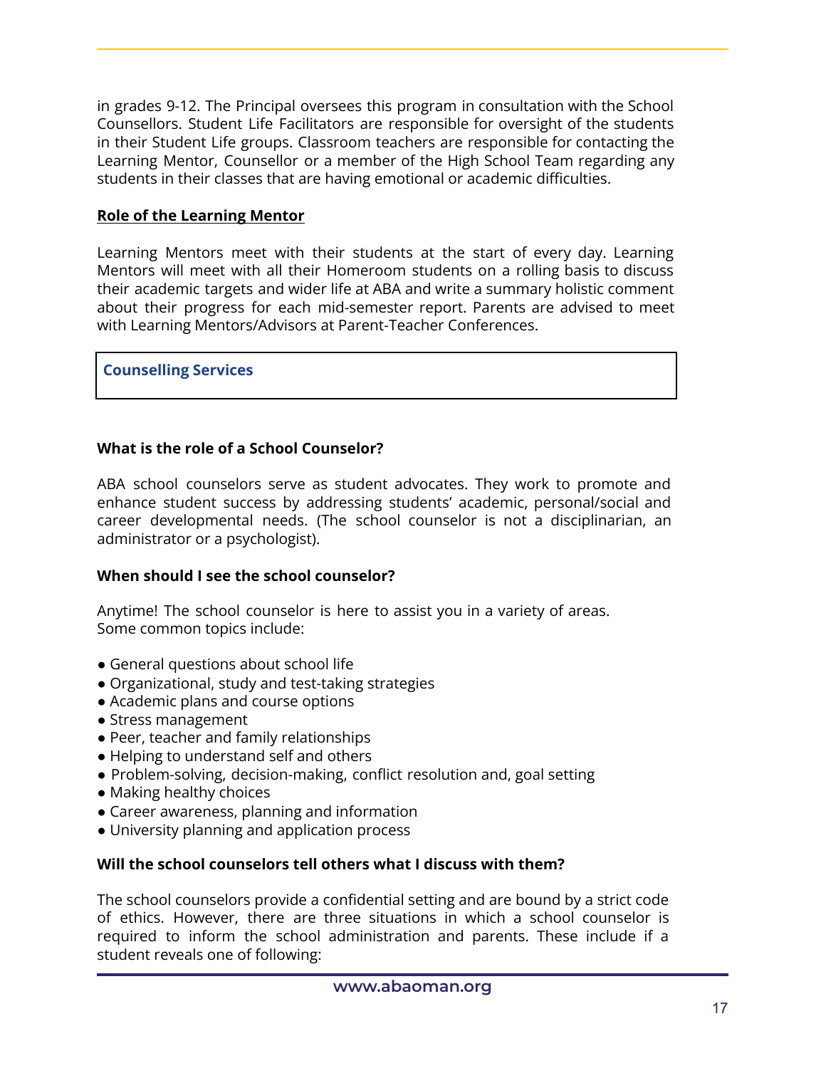in grades 9-12. The Principal oversees this program in consultation with the School Counsellors. Student Life Facilitators are responsible for oversight of the students in their Student Life groups. Classroom teachers are responsible for contacting the Learning Mentor, Counsellor or a member of the High School Team regarding any students in their classes that are having emotional or academic difficulties.

**Role of the Learning Mentor**

Learning Mentors meet with their students at the start of every day. Learning Mentors will meet with all their Homeroom students on a rolling basis to discuss their academic targets and wider life at ABA and write a summary holistic comment about their progress for each mid-semester report. Parents are advised to meet with Learning Mentors/Advisors at Parent-Teacher Conferences.

## Counselling Services

**What is the role of a School Counselor?**

ABA school counselors serve as student advocates. They work to promote and enhance student success by addressing students' academic, personal/social and career developmental needs. (The school counselor is not a disciplinarian, an administrator or a psychologist).

**When should I see the school counselor?**

Anytime! The school counselor is here to assist you in a variety of areas.
Some common topics include:

- General questions about school life
- Organizational, study and test-taking strategies
- Academic plans and course options
- Stress management
- Peer, teacher and family relationships
- Helping to understand self and others
- Problem-solving, decision-making, conflict resolution and, goal setting
- Making healthy choices
- Career awareness, planning and information
- University planning and application process

**Will the school counselors tell others what I discuss with them?**

The school counselors provide a confidential setting and are bound by a strict code of ethics. However, there are three situations in which a school counselor is required to inform the school administration and parents. These include if a student reveals one of following: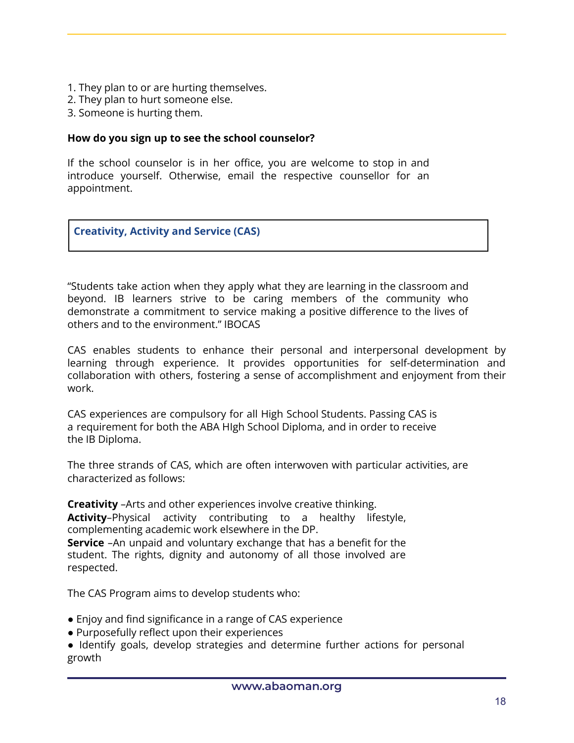1. They plan to or are hurting themselves.
2. They plan to hurt someone else.
3. Someone is hurting them.

**How do you sign up to see the school counselor?**

If the school counselor is in her office, you are welcome to stop in and introduce yourself. Otherwise, email the respective counsellor for an appointment.

## Creativity, Activity and Service (CAS)

"Students take action when they apply what they are learning in the classroom and beyond. IB learners strive to be caring members of the community who demonstrate a commitment to service making a positive difference to the lives of others and to the environment." IBOCAS

CAS enables students to enhance their personal and interpersonal development by learning through experience. It provides opportunities for self-determination and collaboration with others, fostering a sense of accomplishment and enjoyment from their work.

CAS experiences are compulsory for all High School Students. Passing CAS is a requirement for both the ABA HIgh School Diploma, and in order to receive the IB Diploma.

The three strands of CAS, which are often interwoven with particular activities, are characterized as follows:

**Creativity** –Arts and other experiences involve creative thinking.
**Activity**–Physical activity contributing to a healthy lifestyle, complementing academic work elsewhere in the DP.
**Service** –An unpaid and voluntary exchange that has a benefit for the student. The rights, dignity and autonomy of all those involved are respected.

The CAS Program aims to develop students who:

- Enjoy and find significance in a range of CAS experience
- Purposefully reflect upon their experiences
- Identify goals, develop strategies and determine further actions for personal growth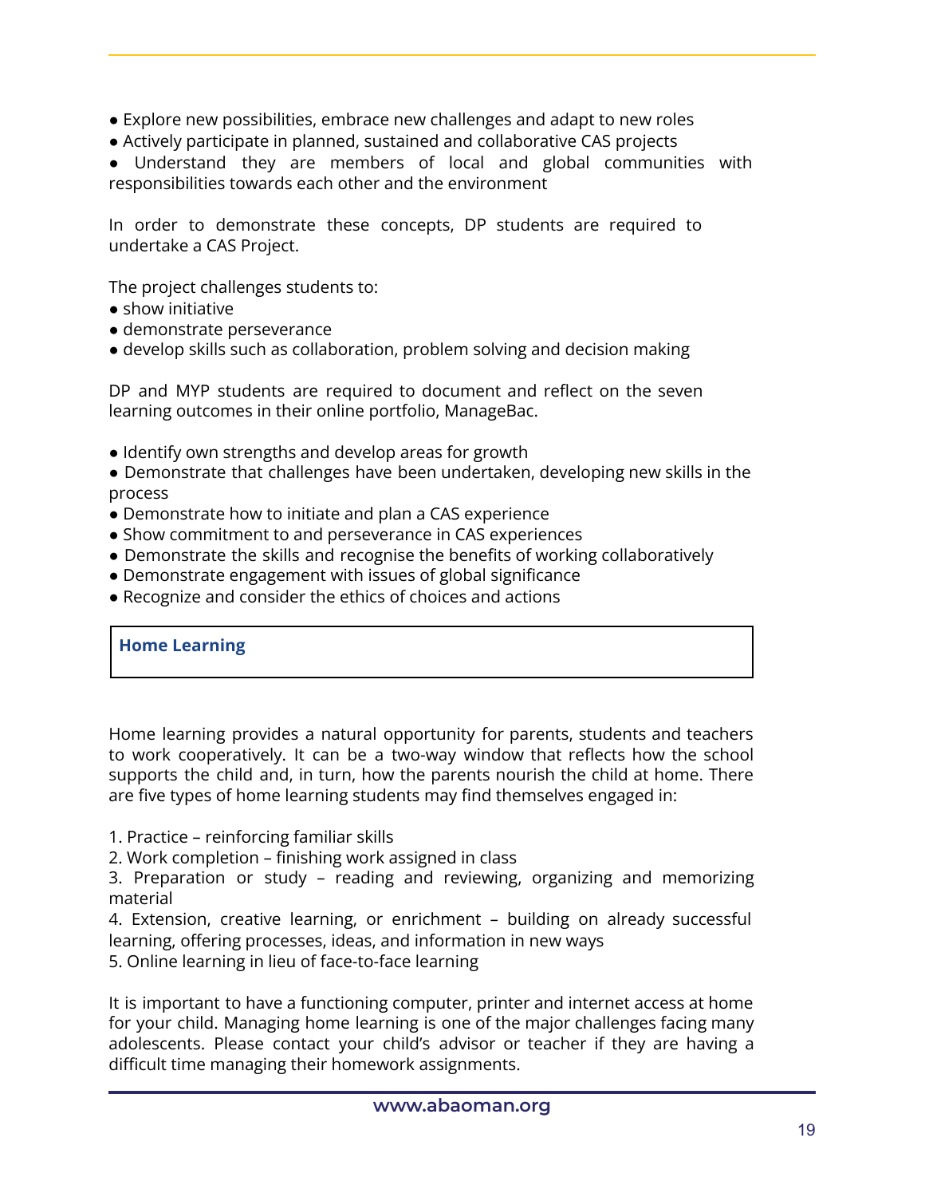- Explore new possibilities, embrace new challenges and adapt to new roles
- Actively participate in planned, sustained and collaborative CAS projects
- Understand they are members of local and global communities with responsibilities towards each other and the environment

In order to demonstrate these concepts, DP students are required to undertake a CAS Project.

The project challenges students to:

- show initiative
- demonstrate perseverance
- develop skills such as collaboration, problem solving and decision making

DP and MYP students are required to document and reflect on the seven learning outcomes in their online portfolio, ManageBac.

- Identify own strengths and develop areas for growth
- Demonstrate that challenges have been undertaken, developing new skills in the process
- Demonstrate how to initiate and plan a CAS experience
- Show commitment to and perseverance in CAS experiences
- Demonstrate the skills and recognise the benefits of working collaboratively
- Demonstrate engagement with issues of global significance
- Recognize and consider the ethics of choices and actions

## Home Learning

Home learning provides a natural opportunity for parents, students and teachers to work cooperatively. It can be a two-way window that reflects how the school supports the child and, in turn, how the parents nourish the child at home. There are five types of home learning students may find themselves engaged in:

1. Practice – reinforcing familiar skills
2. Work completion – finishing work assigned in class
3. Preparation or study – reading and reviewing, organizing and memorizing material
4. Extension, creative learning, or enrichment – building on already successful learning, offering processes, ideas, and information in new ways
5. Online learning in lieu of face-to-face learning

It is important to have a functioning computer, printer and internet access at home for your child. Managing home learning is one of the major challenges facing many adolescents. Please contact your child's advisor or teacher if they are having a difficult time managing their homework assignments.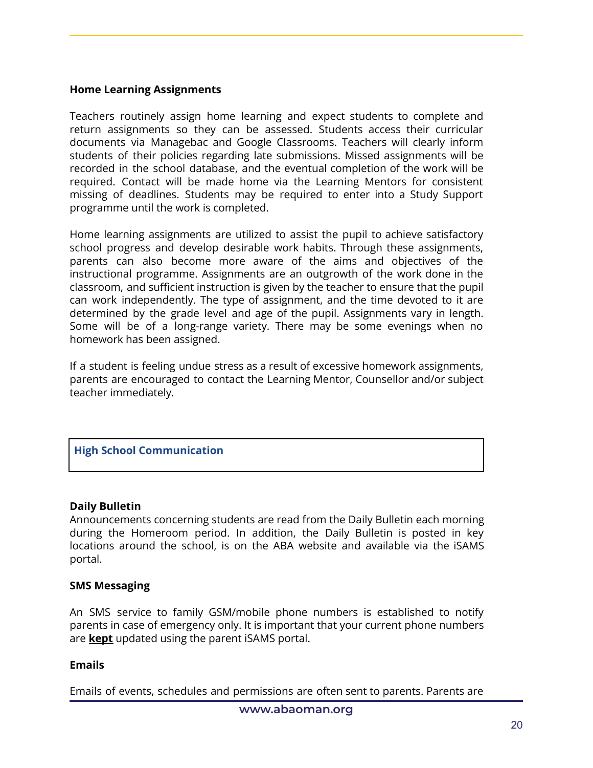### Home Learning Assignments

Teachers routinely assign home learning and expect students to complete and return assignments so they can be assessed. Students access their curricular documents via Managebac and Google Classrooms. Teachers will clearly inform students of their policies regarding late submissions. Missed assignments will be recorded in the school database, and the eventual completion of the work will be required. Contact will be made home via the Learning Mentors for consistent missing of deadlines. Students may be required to enter into a Study Support programme until the work is completed.

Home learning assignments are utilized to assist the pupil to achieve satisfactory school progress and develop desirable work habits. Through these assignments, parents can also become more aware of the aims and objectives of the instructional programme. Assignments are an outgrowth of the work done in the classroom, and sufficient instruction is given by the teacher to ensure that the pupil can work independently. The type of assignment, and the time devoted to it are determined by the grade level and age of the pupil. Assignments vary in length. Some will be of a long-range variety. There may be some evenings when no homework has been assigned.

If a student is feeling undue stress as a result of excessive homework assignments, parents are encouraged to contact the Learning Mentor, Counsellor and/or subject teacher immediately.

## High School Communication

### Daily Bulletin

Announcements concerning students are read from the Daily Bulletin each morning during the Homeroom period. In addition, the Daily Bulletin is posted in key locations around the school, is on the ABA website and available via the iSAMS portal.

### SMS Messaging

An SMS service to family GSM/mobile phone numbers is established to notify parents in case of emergency only. It is important that your current phone numbers are **kept** updated using the parent iSAMS portal.

### Emails

Emails of events, schedules and permissions are often sent to parents. Parents are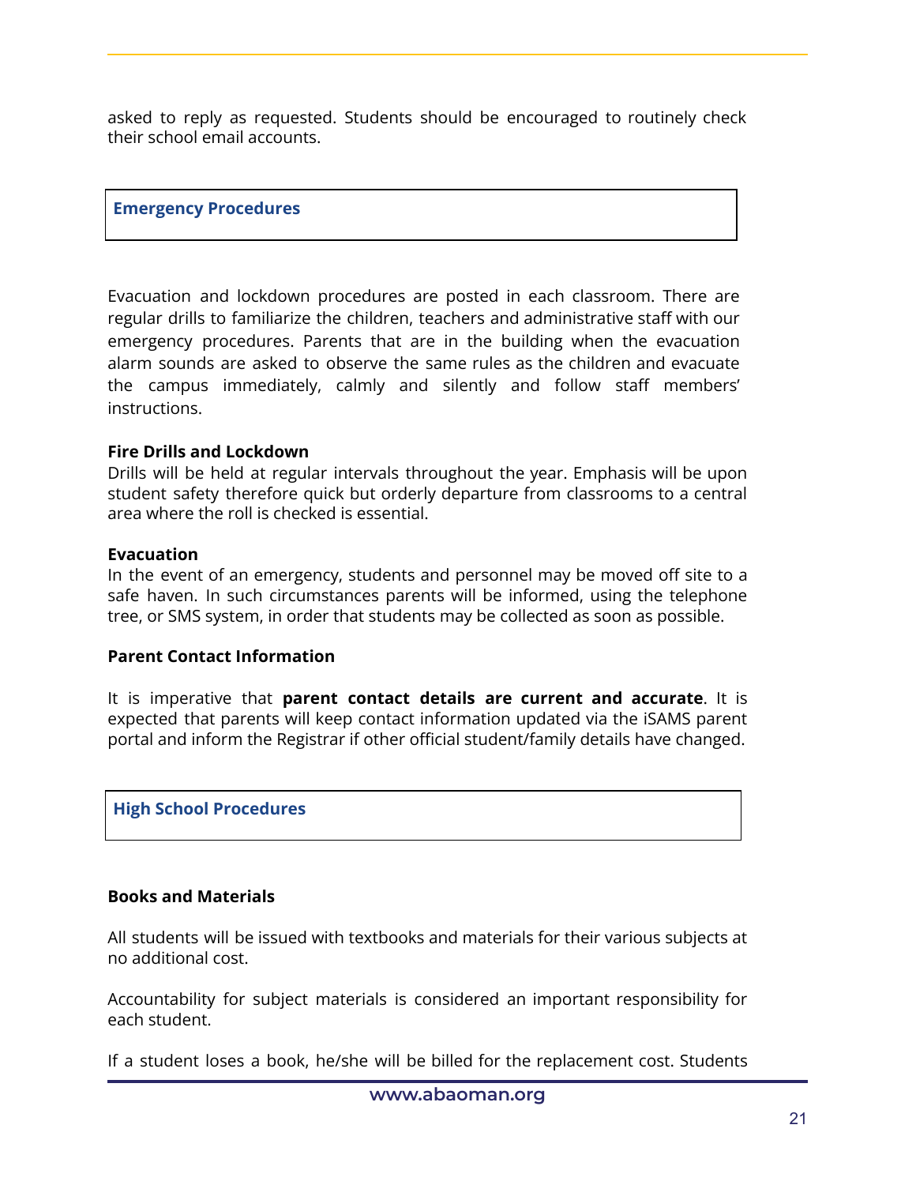asked to reply as requested. Students should be encouraged to routinely check their school email accounts.

## Emergency Procedures

Evacuation and lockdown procedures are posted in each classroom. There are regular drills to familiarize the children, teachers and administrative staff with our emergency procedures. Parents that are in the building when the evacuation alarm sounds are asked to observe the same rules as the children and evacuate the campus immediately, calmly and silently and follow staff members' instructions.

### Fire Drills and Lockdown

Drills will be held at regular intervals throughout the year. Emphasis will be upon student safety therefore quick but orderly departure from classrooms to a central area where the roll is checked is essential.

### Evacuation

In the event of an emergency, students and personnel may be moved off site to a safe haven. In such circumstances parents will be informed, using the telephone tree, or SMS system, in order that students may be collected as soon as possible.

### Parent Contact Information

It is imperative that **parent contact details are current and accurate**. It is expected that parents will keep contact information updated via the iSAMS parent portal and inform the Registrar if other official student/family details have changed.

## High School Procedures

### Books and Materials

All students will be issued with textbooks and materials for their various subjects at no additional cost.

Accountability for subject materials is considered an important responsibility for each student.

If a student loses a book, he/she will be billed for the replacement cost. Students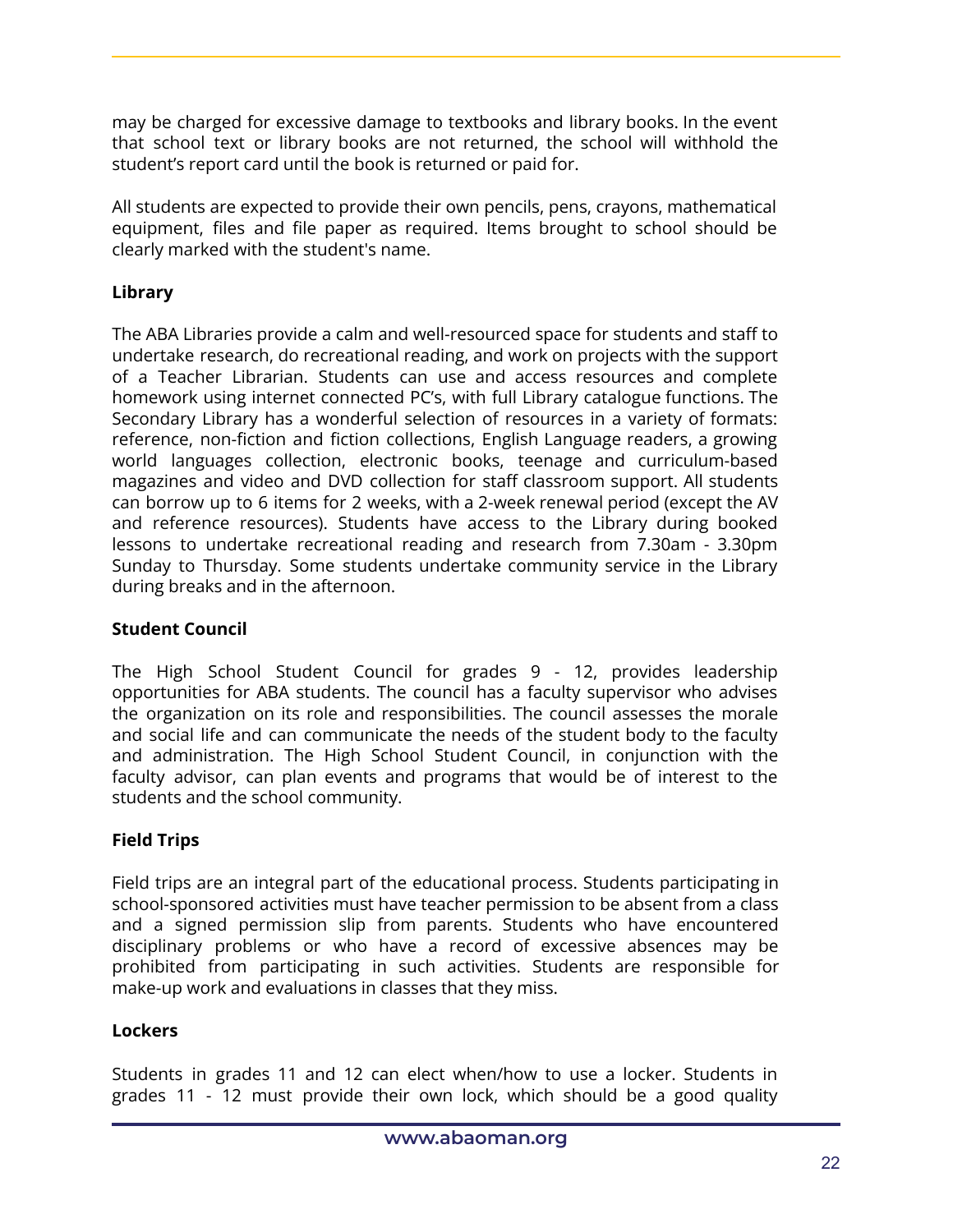may be charged for excessive damage to textbooks and library books. In the event that school text or library books are not returned, the school will withhold the student's report card until the book is returned or paid for.

All students are expected to provide their own pencils, pens, crayons, mathematical equipment, files and file paper as required. Items brought to school should be clearly marked with the student's name.

**Library**

The ABA Libraries provide a calm and well-resourced space for students and staff to undertake research, do recreational reading, and work on projects with the support of a Teacher Librarian. Students can use and access resources and complete homework using internet connected PC's, with full Library catalogue functions. The Secondary Library has a wonderful selection of resources in a variety of formats: reference, non-fiction and fiction collections, English Language readers, a growing world languages collection, electronic books, teenage and curriculum-based magazines and video and DVD collection for staff classroom support. All students can borrow up to 6 items for 2 weeks, with a 2-week renewal period (except the AV and reference resources). Students have access to the Library during booked lessons to undertake recreational reading and research from 7.30am - 3.30pm Sunday to Thursday. Some students undertake community service in the Library during breaks and in the afternoon.

**Student Council**

The High School Student Council for grades 9 - 12, provides leadership opportunities for ABA students. The council has a faculty supervisor who advises the organization on its role and responsibilities. The council assesses the morale and social life and can communicate the needs of the student body to the faculty and administration. The High School Student Council, in conjunction with the faculty advisor, can plan events and programs that would be of interest to the students and the school community.

**Field Trips**

Field trips are an integral part of the educational process. Students participating in school-sponsored activities must have teacher permission to be absent from a class and a signed permission slip from parents. Students who have encountered disciplinary problems or who have a record of excessive absences may be prohibited from participating in such activities. Students are responsible for make-up work and evaluations in classes that they miss.

**Lockers**

Students in grades 11 and 12 can elect when/how to use a locker. Students in grades 11 - 12 must provide their own lock, which should be a good quality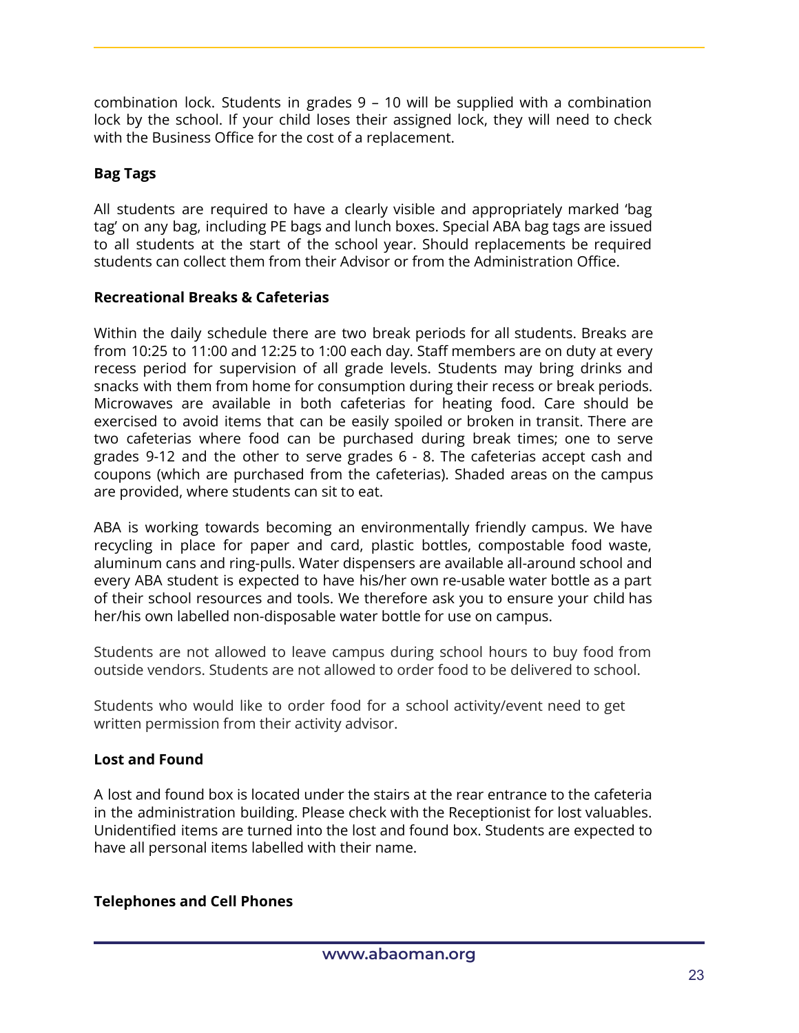combination lock. Students in grades 9 – 10 will be supplied with a combination lock by the school. If your child loses their assigned lock, they will need to check with the Business Office for the cost of a replacement.

**Bag Tags**

All students are required to have a clearly visible and appropriately marked 'bag tag' on any bag, including PE bags and lunch boxes. Special ABA bag tags are issued to all students at the start of the school year. Should replacements be required students can collect them from their Advisor or from the Administration Office.

**Recreational Breaks & Cafeterias**

Within the daily schedule there are two break periods for all students. Breaks are from 10:25 to 11:00 and 12:25 to 1:00 each day. Staff members are on duty at every recess period for supervision of all grade levels. Students may bring drinks and snacks with them from home for consumption during their recess or break periods. Microwaves are available in both cafeterias for heating food. Care should be exercised to avoid items that can be easily spoiled or broken in transit. There are two cafeterias where food can be purchased during break times; one to serve grades 9-12 and the other to serve grades 6 - 8. The cafeterias accept cash and coupons (which are purchased from the cafeterias). Shaded areas on the campus are provided, where students can sit to eat.

ABA is working towards becoming an environmentally friendly campus. We have recycling in place for paper and card, plastic bottles, compostable food waste, aluminum cans and ring-pulls. Water dispensers are available all-around school and every ABA student is expected to have his/her own re-usable water bottle as a part of their school resources and tools. We therefore ask you to ensure your child has her/his own labelled non-disposable water bottle for use on campus.

Students are not allowed to leave campus during school hours to buy food from outside vendors. Students are not allowed to order food to be delivered to school.

Students who would like to order food for a school activity/event need to get written permission from their activity advisor.

**Lost and Found**

A lost and found box is located under the stairs at the rear entrance to the cafeteria in the administration building. Please check with the Receptionist for lost valuables. Unidentified items are turned into the lost and found box. Students are expected to have all personal items labelled with their name.

**Telephones and Cell Phones**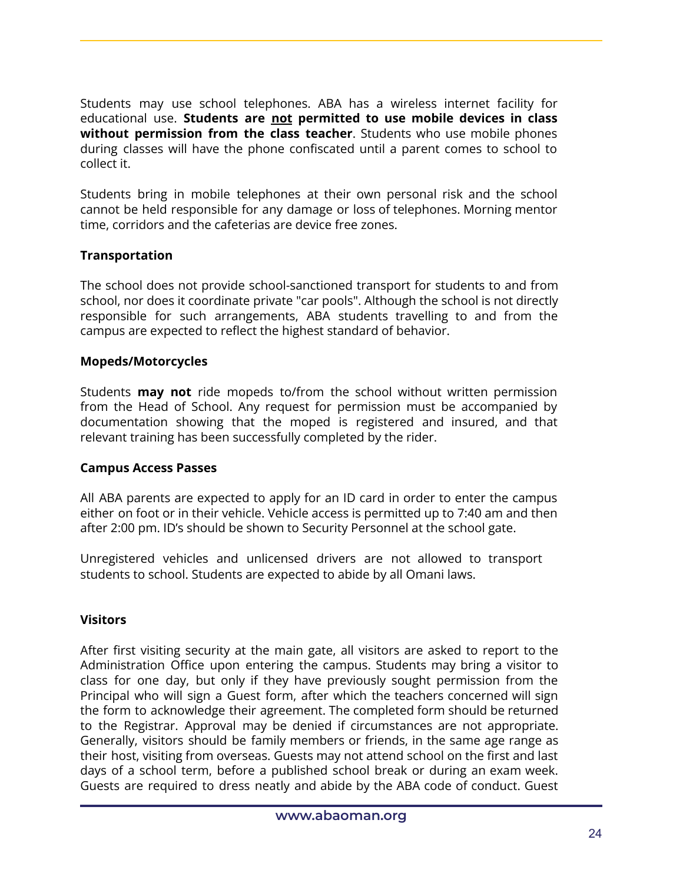Students may use school telephones. ABA has a wireless internet facility for educational use. **Students are <u>not</u> permitted to use mobile devices in class without permission from the class teacher**. Students who use mobile phones during classes will have the phone confiscated until a parent comes to school to collect it.

Students bring in mobile telephones at their own personal risk and the school cannot be held responsible for any damage or loss of telephones. Morning mentor time, corridors and the cafeterias are device free zones.

**Transportation**

The school does not provide school-sanctioned transport for students to and from school, nor does it coordinate private "car pools". Although the school is not directly responsible for such arrangements, ABA students travelling to and from the campus are expected to reflect the highest standard of behavior.

**Mopeds/Motorcycles**

Students **may not** ride mopeds to/from the school without written permission from the Head of School. Any request for permission must be accompanied by documentation showing that the moped is registered and insured, and that relevant training has been successfully completed by the rider.

**Campus Access Passes**

All ABA parents are expected to apply for an ID card in order to enter the campus either on foot or in their vehicle. Vehicle access is permitted up to 7:40 am and then after 2:00 pm. ID's should be shown to Security Personnel at the school gate.

Unregistered vehicles and unlicensed drivers are not allowed to transport students to school. Students are expected to abide by all Omani laws.

**Visitors**

After first visiting security at the main gate, all visitors are asked to report to the Administration Office upon entering the campus. Students may bring a visitor to class for one day, but only if they have previously sought permission from the Principal who will sign a Guest form, after which the teachers concerned will sign the form to acknowledge their agreement. The completed form should be returned to the Registrar. Approval may be denied if circumstances are not appropriate. Generally, visitors should be family members or friends, in the same age range as their host, visiting from overseas. Guests may not attend school on the first and last days of a school term, before a published school break or during an exam week. Guests are required to dress neatly and abide by the ABA code of conduct. Guest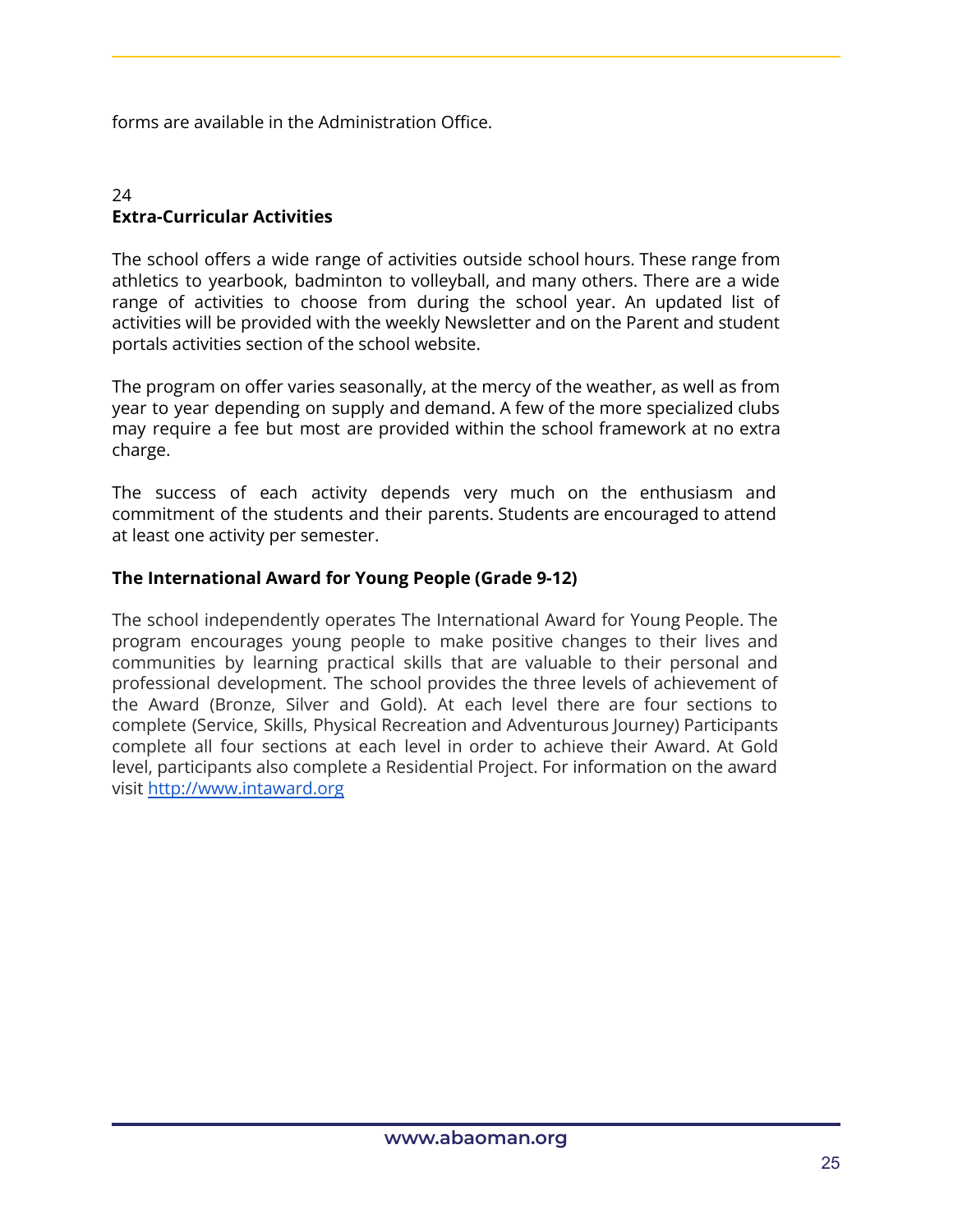forms are available in the Administration Office.

24
**Extra-Curricular Activities**

The school offers a wide range of activities outside school hours. These range from athletics to yearbook, badminton to volleyball, and many others. There are a wide range of activities to choose from during the school year. An updated list of activities will be provided with the weekly Newsletter and on the Parent and student portals activities section of the school website.

The program on offer varies seasonally, at the mercy of the weather, as well as from year to year depending on supply and demand. A few of the more specialized clubs may require a fee but most are provided within the school framework at no extra charge.

The success of each activity depends very much on the enthusiasm and commitment of the students and their parents. Students are encouraged to attend at least one activity per semester.

**The International Award for Young People (Grade 9-12)**

The school independently operates The International Award for Young People. The program encourages young people to make positive changes to their lives and communities by learning practical skills that are valuable to their personal and professional development. The school provides the three levels of achievement of the Award (Bronze, Silver and Gold). At each level there are four sections to complete (Service, Skills, Physical Recreation and Adventurous Journey) Participants complete all four sections at each level in order to achieve their Award. At Gold level, participants also complete a Residential Project. For information on the award visit [http://www.intaward.org](http://www.intaward.org)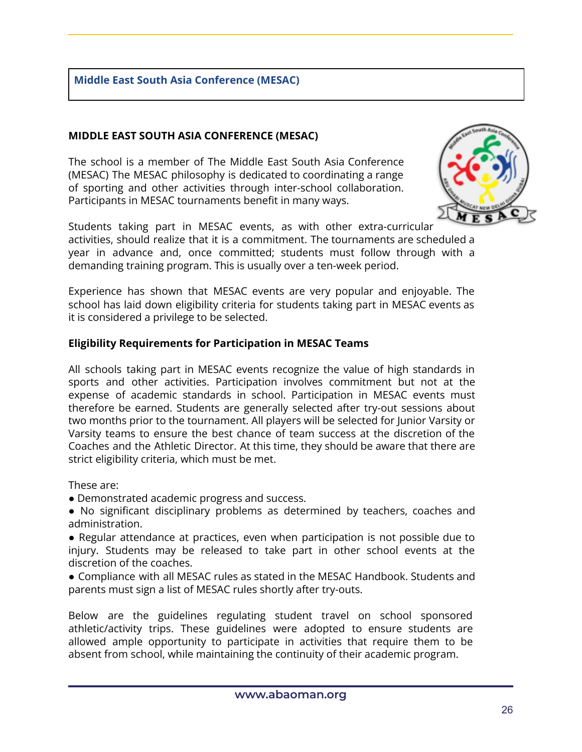## Middle East South Asia Conference (MESAC)

### MIDDLE EAST SOUTH ASIA CONFERENCE (MESAC)

The school is a member of The Middle East South Asia Conference (MESAC) The MESAC philosophy is dedicated to coordinating a range of sporting and other activities through inter-school collaboration. Participants in MESAC tournaments benefit in many ways.

Students taking part in MESAC events, as with other extra-curricular activities, should realize that it is a commitment. The tournaments are scheduled a year in advance and, once committed; students must follow through with a demanding training program. This is usually over a ten-week period.

Experience has shown that MESAC events are very popular and enjoyable. The school has laid down eligibility criteria for students taking part in MESAC events as it is considered a privilege to be selected.

### Eligibility Requirements for Participation in MESAC Teams

All schools taking part in MESAC events recognize the value of high standards in sports and other activities. Participation involves commitment but not at the expense of academic standards in school. Participation in MESAC events must therefore be earned. Students are generally selected after try-out sessions about two months prior to the tournament. All players will be selected for Junior Varsity or Varsity teams to ensure the best chance of team success at the discretion of the Coaches and the Athletic Director. At this time, they should be aware that there are strict eligibility criteria, which must be met.

These are:

- Demonstrated academic progress and success.
- No significant disciplinary problems as determined by teachers, coaches and administration.
- Regular attendance at practices, even when participation is not possible due to injury. Students may be released to take part in other school events at the discretion of the coaches.
- Compliance with all MESAC rules as stated in the MESAC Handbook. Students and parents must sign a list of MESAC rules shortly after try-outs.

Below are the guidelines regulating student travel on school sponsored athletic/activity trips. These guidelines were adopted to ensure students are allowed ample opportunity to participate in activities that require them to be absent from school, while maintaining the continuity of their academic program.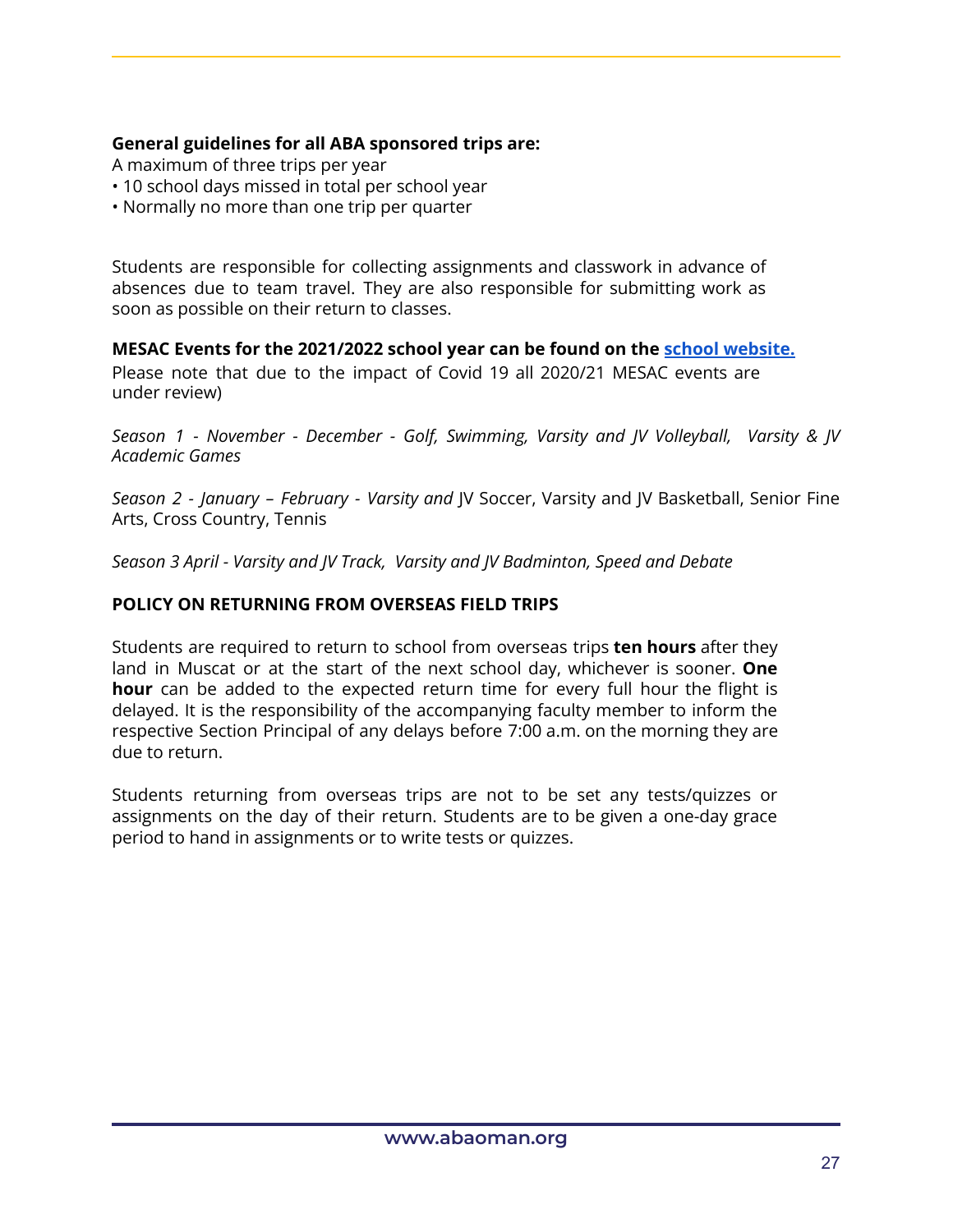**General guidelines for all ABA sponsored trips are:**
A maximum of three trips per year
• 10 school days missed in total per school year
• Normally no more than one trip per quarter

Students are responsible for collecting assignments and classwork in advance of absences due to team travel. They are also responsible for submitting work as soon as possible on their return to classes.

**MESAC Events for the 2021/2022 school year can be found on the [school website.](#)**
Please note that due to the impact of Covid 19 all 2020/21 MESAC events are under review)

*Season 1 - November - December - Golf, Swimming, Varsity and JV Volleyball, Varsity & JV Academic Games*

*Season 2 - January – February - Varsity and* JV Soccer, Varsity and JV Basketball, Senior Fine Arts, Cross Country, Tennis

*Season 3 April - Varsity and JV Track, Varsity and JV Badminton, Speed and Debate*

**POLICY ON RETURNING FROM OVERSEAS FIELD TRIPS**

Students are required to return to school from overseas trips **ten hours** after they land in Muscat or at the start of the next school day, whichever is sooner. **One hour** can be added to the expected return time for every full hour the flight is delayed. It is the responsibility of the accompanying faculty member to inform the respective Section Principal of any delays before 7:00 a.m. on the morning they are due to return.

Students returning from overseas trips are not to be set any tests/quizzes or assignments on the day of their return. Students are to be given a one-day grace period to hand in assignments or to write tests or quizzes.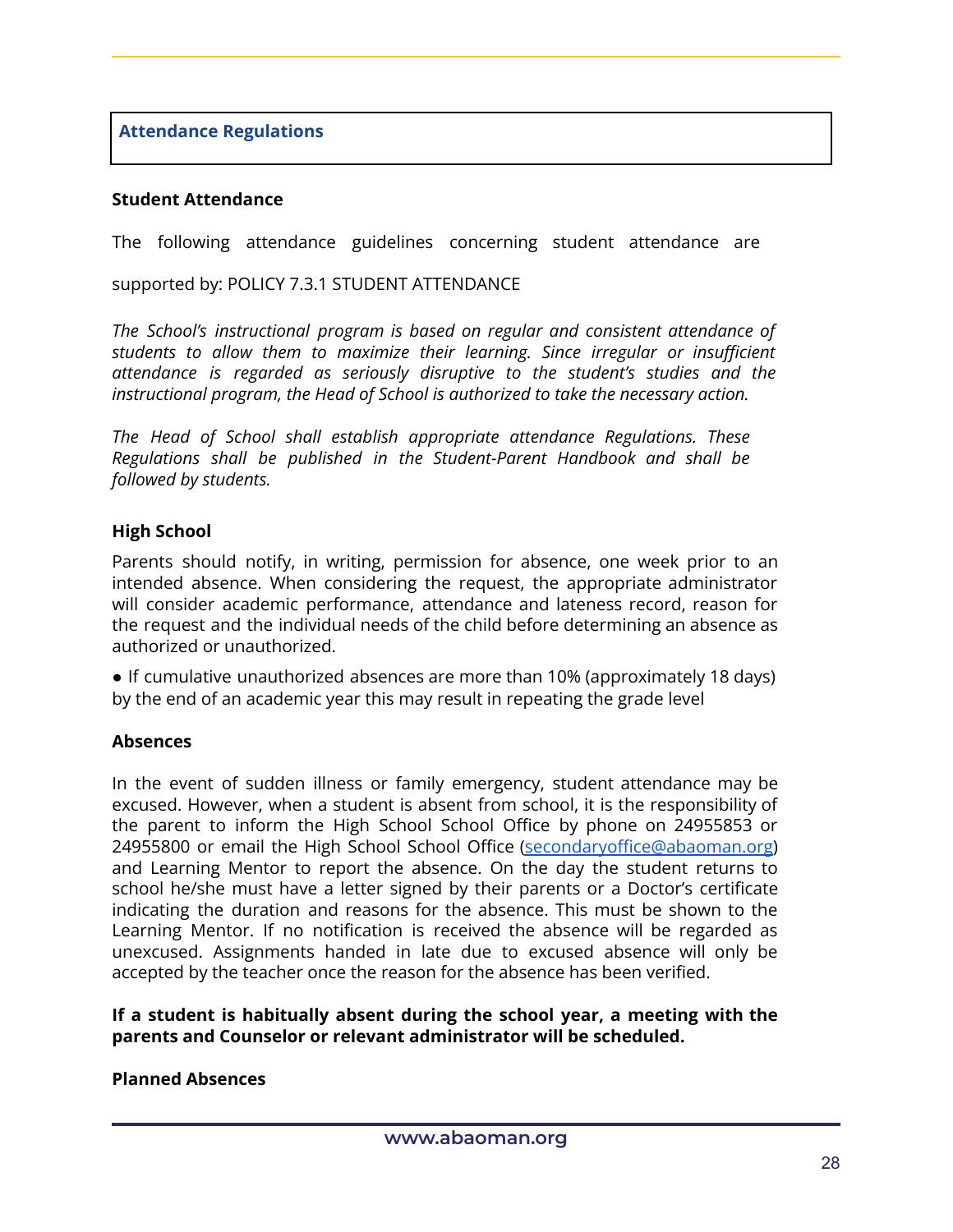## Attendance Regulations

### Student Attendance

The following attendance guidelines concerning student attendance are supported by: POLICY 7.3.1 STUDENT ATTENDANCE

*The School's instructional program is based on regular and consistent attendance of students to allow them to maximize their learning. Since irregular or insufficient attendance is regarded as seriously disruptive to the student's studies and the instructional program, the Head of School is authorized to take the necessary action.*

*The Head of School shall establish appropriate attendance Regulations. These Regulations shall be published in the Student-Parent Handbook and shall be followed by students.*

### High School

Parents should notify, in writing, permission for absence, one week prior to an intended absence. When considering the request, the appropriate administrator will consider academic performance, attendance and lateness record, reason for the request and the individual needs of the child before determining an absence as authorized or unauthorized.

- If cumulative unauthorized absences are more than 10% (approximately 18 days) by the end of an academic year this may result in repeating the grade level

### Absences

In the event of sudden illness or family emergency, student attendance may be excused. However, when a student is absent from school, it is the responsibility of the parent to inform the High School School Office by phone on 24955853 or 24955800 or email the High School School Office (secondaryoffice@abaoman.org) and Learning Mentor to report the absence. On the day the student returns to school he/she must have a letter signed by their parents or a Doctor's certificate indicating the duration and reasons for the absence. This must be shown to the Learning Mentor. If no notification is received the absence will be regarded as unexcused. Assignments handed in late due to excused absence will only be accepted by the teacher once the reason for the absence has been verified.

**If a student is habitually absent during the school year, a meeting with the parents and Counselor or relevant administrator will be scheduled.**

### Planned Absences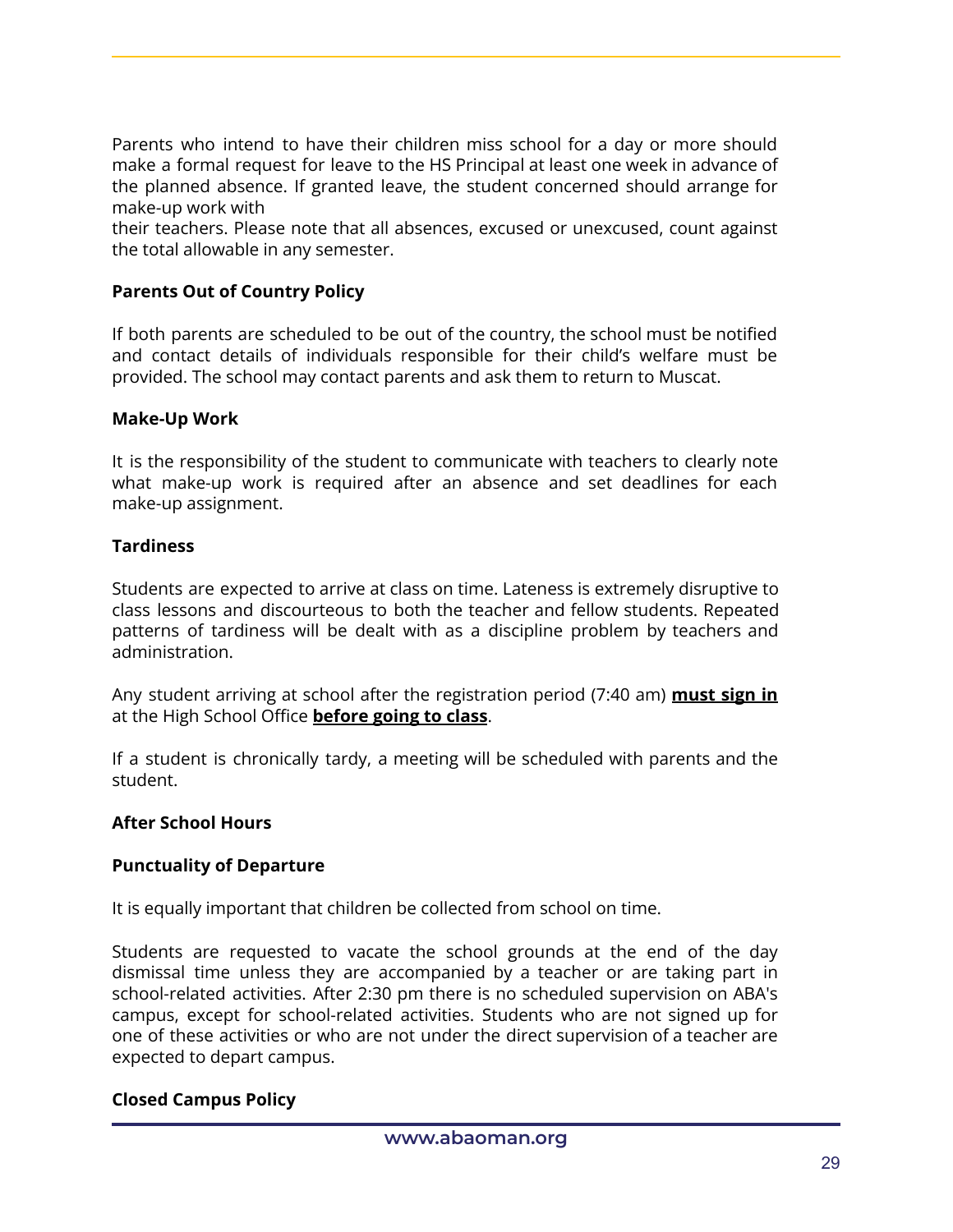Parents who intend to have their children miss school for a day or more should make a formal request for leave to the HS Principal at least one week in advance of the planned absence. If granted leave, the student concerned should arrange for make-up work with
their teachers. Please note that all absences, excused or unexcused, count against the total allowable in any semester.

**Parents Out of Country Policy**

If both parents are scheduled to be out of the country, the school must be notified and contact details of individuals responsible for their child's welfare must be provided. The school may contact parents and ask them to return to Muscat.

**Make-Up Work**

It is the responsibility of the student to communicate with teachers to clearly note what make-up work is required after an absence and set deadlines for each make-up assignment.

**Tardiness**

Students are expected to arrive at class on time. Lateness is extremely disruptive to class lessons and discourteous to both the teacher and fellow students. Repeated patterns of tardiness will be dealt with as a discipline problem by teachers and administration.

Any student arriving at school after the registration period (7:40 am) **must sign in** at the High School Office **before going to class**.

If a student is chronically tardy, a meeting will be scheduled with parents and the student.

**After School Hours**

**Punctuality of Departure**

It is equally important that children be collected from school on time.

Students are requested to vacate the school grounds at the end of the day dismissal time unless they are accompanied by a teacher or are taking part in school-related activities. After 2:30 pm there is no scheduled supervision on ABA's campus, except for school-related activities. Students who are not signed up for one of these activities or who are not under the direct supervision of a teacher are expected to depart campus.

**Closed Campus Policy**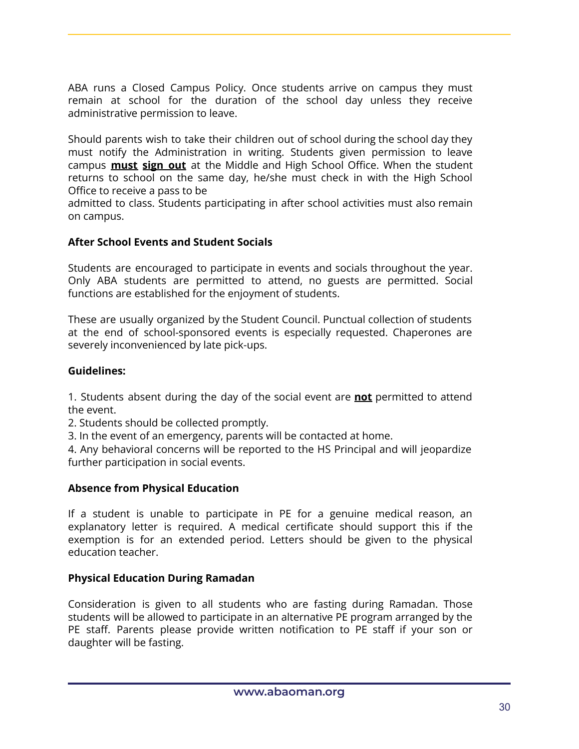ABA runs a Closed Campus Policy. Once students arrive on campus they must remain at school for the duration of the school day unless they receive administrative permission to leave.

Should parents wish to take their children out of school during the school day they must notify the Administration in writing. Students given permission to leave campus **must** **sign out** at the Middle and High School Office. When the student returns to school on the same day, he/she must check in with the High School Office to receive a pass to be
admitted to class. Students participating in after school activities must also remain on campus.

**After School Events and Student Socials**

Students are encouraged to participate in events and socials throughout the year. Only ABA students are permitted to attend, no guests are permitted. Social functions are established for the enjoyment of students.

These are usually organized by the Student Council. Punctual collection of students at the end of school-sponsored events is especially requested. Chaperones are severely inconvenienced by late pick-ups.

**Guidelines:**

1. Students absent during the day of the social event are **not** permitted to attend the event.
2. Students should be collected promptly.
3. In the event of an emergency, parents will be contacted at home.
4. Any behavioral concerns will be reported to the HS Principal and will jeopardize further participation in social events.

**Absence from Physical Education**

If a student is unable to participate in PE for a genuine medical reason, an explanatory letter is required. A medical certificate should support this if the exemption is for an extended period. Letters should be given to the physical education teacher.

**Physical Education During Ramadan**

Consideration is given to all students who are fasting during Ramadan. Those students will be allowed to participate in an alternative PE program arranged by the PE staff. Parents please provide written notification to PE staff if your son or daughter will be fasting.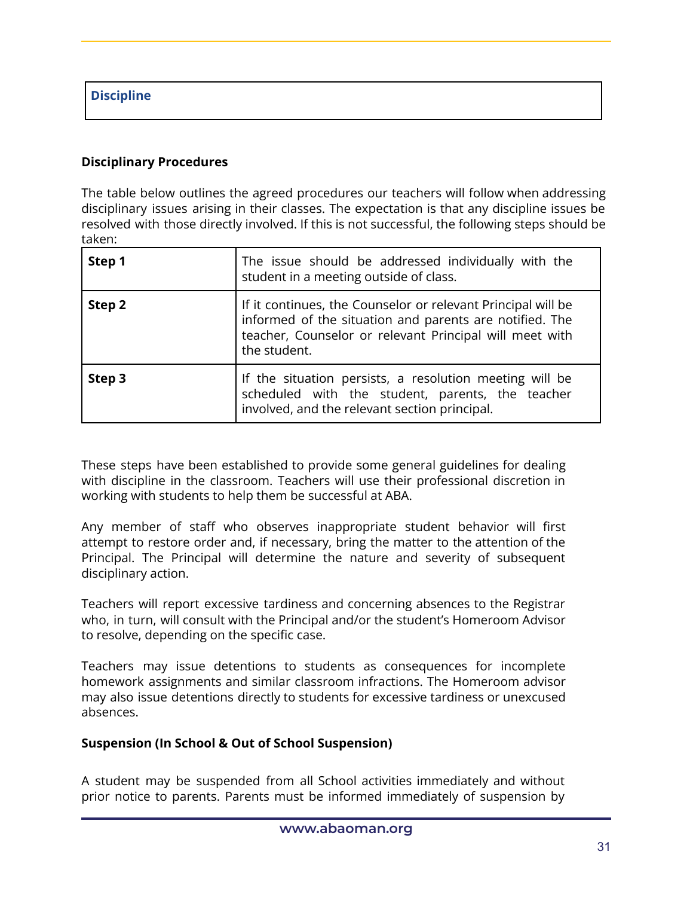## Discipline

### Disciplinary Procedures

The table below outlines the agreed procedures our teachers will follow when addressing disciplinary issues arising in their classes. The expectation is that any discipline issues be resolved with those directly involved. If this is not successful, the following steps should be taken:

| | |
|---|---|
| **Step 1** | The issue should be addressed individually with the student in a meeting outside of class. |
| **Step 2** | If it continues, the Counselor or relevant Principal will be informed of the situation and parents are notified. The teacher, Counselor or relevant Principal will meet with the student. |
| **Step 3** | If the situation persists, a resolution meeting will be scheduled with the student, parents, the teacher involved, and the relevant section principal. |

These steps have been established to provide some general guidelines for dealing with discipline in the classroom. Teachers will use their professional discretion in working with students to help them be successful at ABA.

Any member of staff who observes inappropriate student behavior will first attempt to restore order and, if necessary, bring the matter to the attention of the Principal. The Principal will determine the nature and severity of subsequent disciplinary action.

Teachers will report excessive tardiness and concerning absences to the Registrar who, in turn, will consult with the Principal and/or the student's Homeroom Advisor to resolve, depending on the specific case.

Teachers may issue detentions to students as consequences for incomplete homework assignments and similar classroom infractions. The Homeroom advisor may also issue detentions directly to students for excessive tardiness or unexcused absences.

### Suspension (In School & Out of School Suspension)

A student may be suspended from all School activities immediately and without prior notice to parents. Parents must be informed immediately of suspension by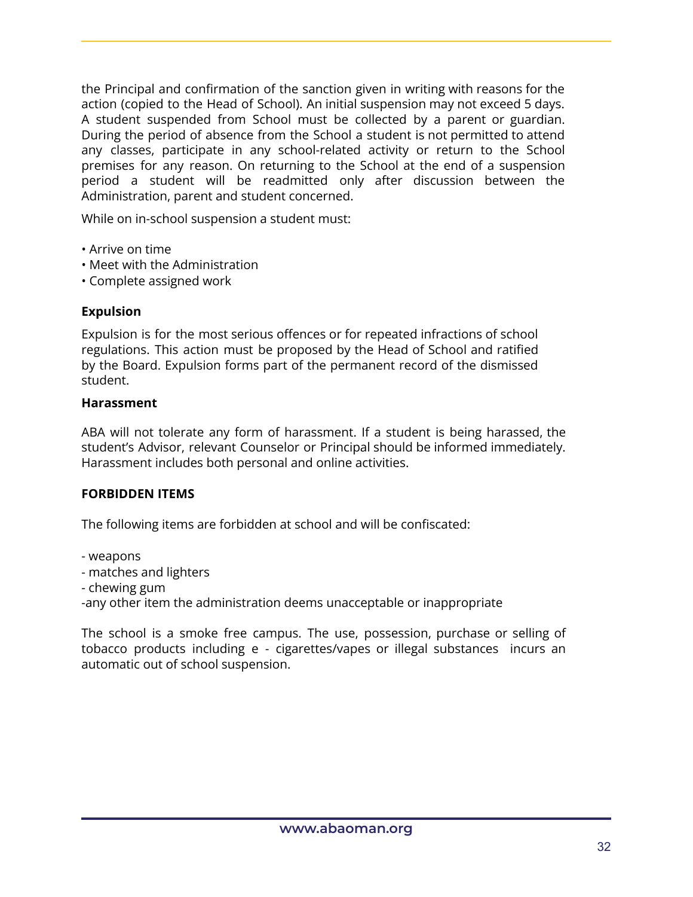the Principal and confirmation of the sanction given in writing with reasons for the action (copied to the Head of School). An initial suspension may not exceed 5 days. A student suspended from School must be collected by a parent or guardian. During the period of absence from the School a student is not permitted to attend any classes, participate in any school-related activity or return to the School premises for any reason. On returning to the School at the end of a suspension period a student will be readmitted only after discussion between the Administration, parent and student concerned.

While on in-school suspension a student must:

- Arrive on time
- Meet with the Administration
- Complete assigned work

**Expulsion**

Expulsion is for the most serious offences or for repeated infractions of school regulations. This action must be proposed by the Head of School and ratified by the Board. Expulsion forms part of the permanent record of the dismissed student.

**Harassment**

ABA will not tolerate any form of harassment. If a student is being harassed, the student's Advisor, relevant Counselor or Principal should be informed immediately. Harassment includes both personal and online activities.

**FORBIDDEN ITEMS**

The following items are forbidden at school and will be confiscated:

- weapons
- matches and lighters
- chewing gum
- any other item the administration deems unacceptable or inappropriate

The school is a smoke free campus. The use, possession, purchase or selling of tobacco products including e - cigarettes/vapes or illegal substances incurs an automatic out of school suspension.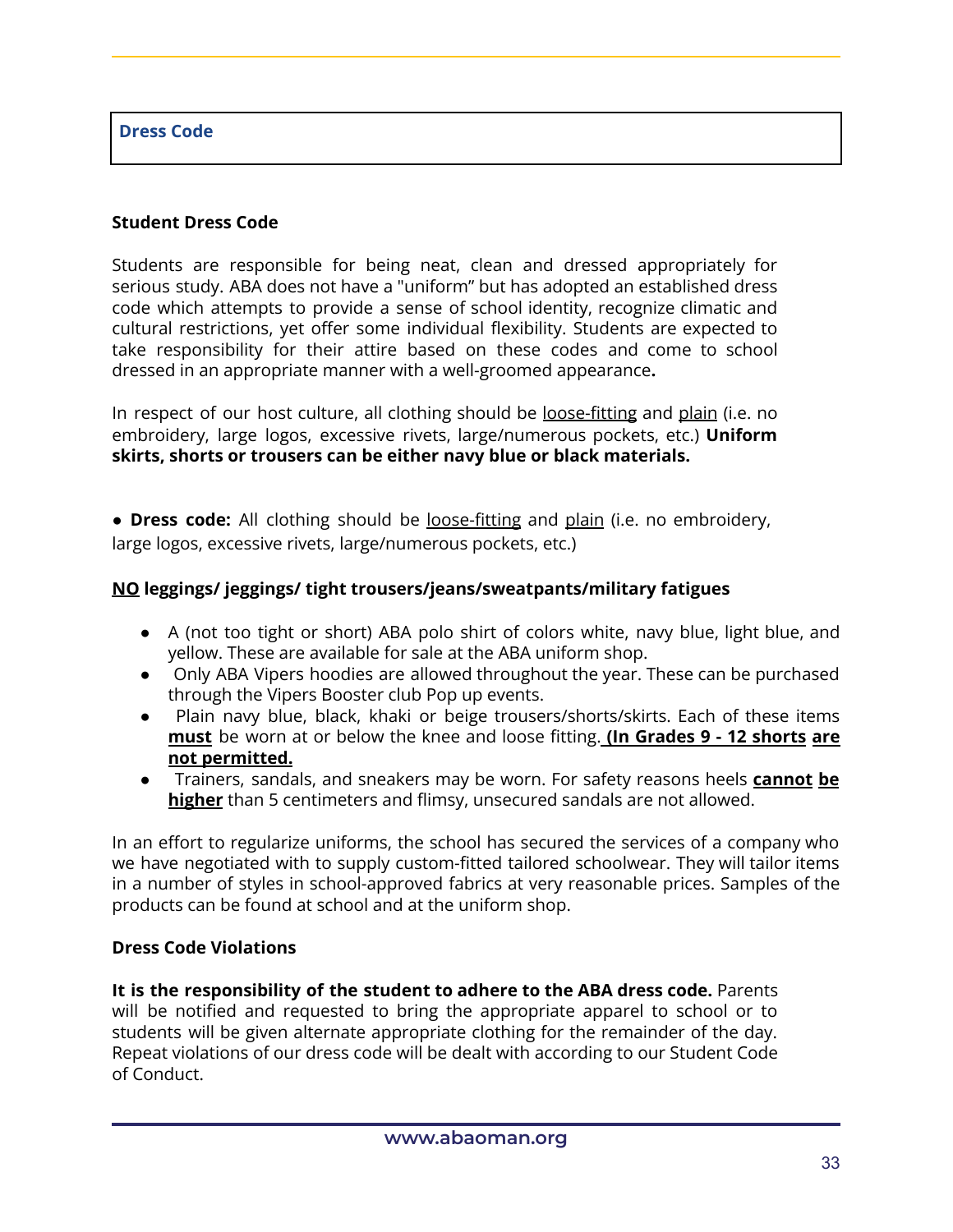## Dress Code

### Student Dress Code

Students are responsible for being neat, clean and dressed appropriately for serious study. ABA does not have a "uniform" but has adopted an established dress code which attempts to provide a sense of school identity, recognize climatic and cultural restrictions, yet offer some individual flexibility. Students are expected to take responsibility for their attire based on these codes and come to school dressed in an appropriate manner with a well-groomed appearance**.**

In respect of our host culture, all clothing should be <u>loose-fitting</u> and <u>plain</u> (i.e. no embroidery, large logos, excessive rivets, large/numerous pockets, etc.) **Uniform skirts, shorts or trousers can be either navy blue or black materials.**

- **Dress code:** All clothing should be <u>loose-fitting</u> and <u>plain</u> (i.e. no embroidery, large logos, excessive rivets, large/numerous pockets, etc.)

**<u>NO</u> leggings/ jeggings/ tight trousers/jeans/sweatpants/military fatigues**

- A (not too tight or short) ABA polo shirt of colors white, navy blue, light blue, and yellow. These are available for sale at the ABA uniform shop.
- Only ABA Vipers hoodies are allowed throughout the year. These can be purchased through the Vipers Booster club Pop up events.
- Plain navy blue, black, khaki or beige trousers/shorts/skirts. Each of these items **<u>must</u>** be worn at or below the knee and loose fitting. **<u>(In Grades 9 - 12 shorts are not permitted.</u>**
- Trainers, sandals, and sneakers may be worn. For safety reasons heels **<u>cannot be higher</u>** than 5 centimeters and flimsy, unsecured sandals are not allowed.

In an effort to regularize uniforms, the school has secured the services of a company who we have negotiated with to supply custom-fitted tailored schoolwear. They will tailor items in a number of styles in school-approved fabrics at very reasonable prices. Samples of the products can be found at school and at the uniform shop.

### Dress Code Violations

**It is the responsibility of the student to adhere to the ABA dress code.** Parents will be notified and requested to bring the appropriate apparel to school or to students will be given alternate appropriate clothing for the remainder of the day. Repeat violations of our dress code will be dealt with according to our Student Code of Conduct.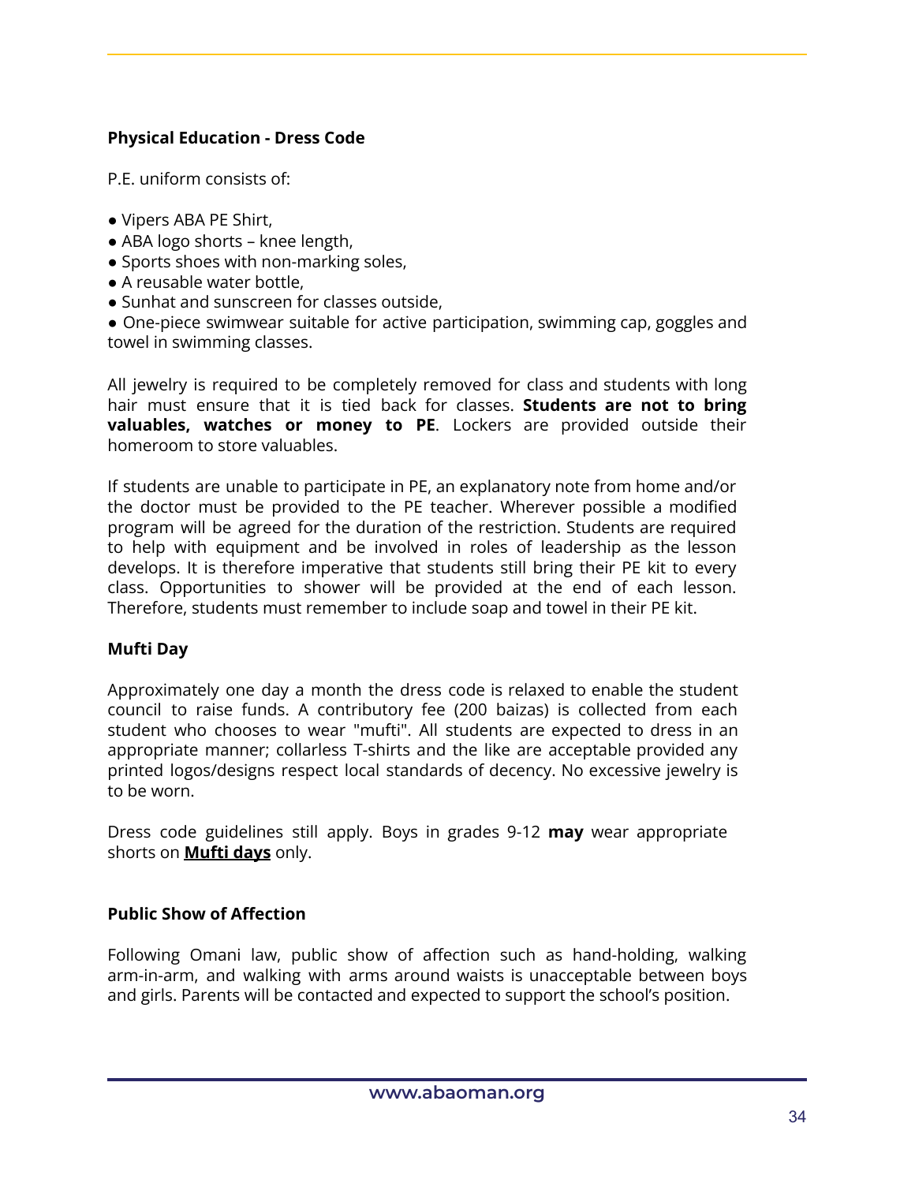**Physical Education - Dress Code**

P.E. uniform consists of:

- Vipers ABA PE Shirt,
- ABA logo shorts – knee length,
- Sports shoes with non-marking soles,
- A reusable water bottle,
- Sunhat and sunscreen for classes outside,
- One-piece swimwear suitable for active participation, swimming cap, goggles and towel in swimming classes.

All jewelry is required to be completely removed for class and students with long hair must ensure that it is tied back for classes. **Students are not to bring valuables, watches or money to PE**. Lockers are provided outside their homeroom to store valuables.

If students are unable to participate in PE, an explanatory note from home and/or the doctor must be provided to the PE teacher. Wherever possible a modified program will be agreed for the duration of the restriction. Students are required to help with equipment and be involved in roles of leadership as the lesson develops. It is therefore imperative that students still bring their PE kit to every class. Opportunities to shower will be provided at the end of each lesson. Therefore, students must remember to include soap and towel in their PE kit.

**Mufti Day**

Approximately one day a month the dress code is relaxed to enable the student council to raise funds. A contributory fee (200 baizas) is collected from each student who chooses to wear "mufti". All students are expected to dress in an appropriate manner; collarless T-shirts and the like are acceptable provided any printed logos/designs respect local standards of decency. No excessive jewelry is to be worn.

Dress code guidelines still apply. Boys in grades 9-12 **may** wear appropriate shorts on **<u>Mufti days</u>** only.

**Public Show of Affection**

Following Omani law, public show of affection such as hand-holding, walking arm-in-arm, and walking with arms around waists is unacceptable between boys and girls. Parents will be contacted and expected to support the school's position.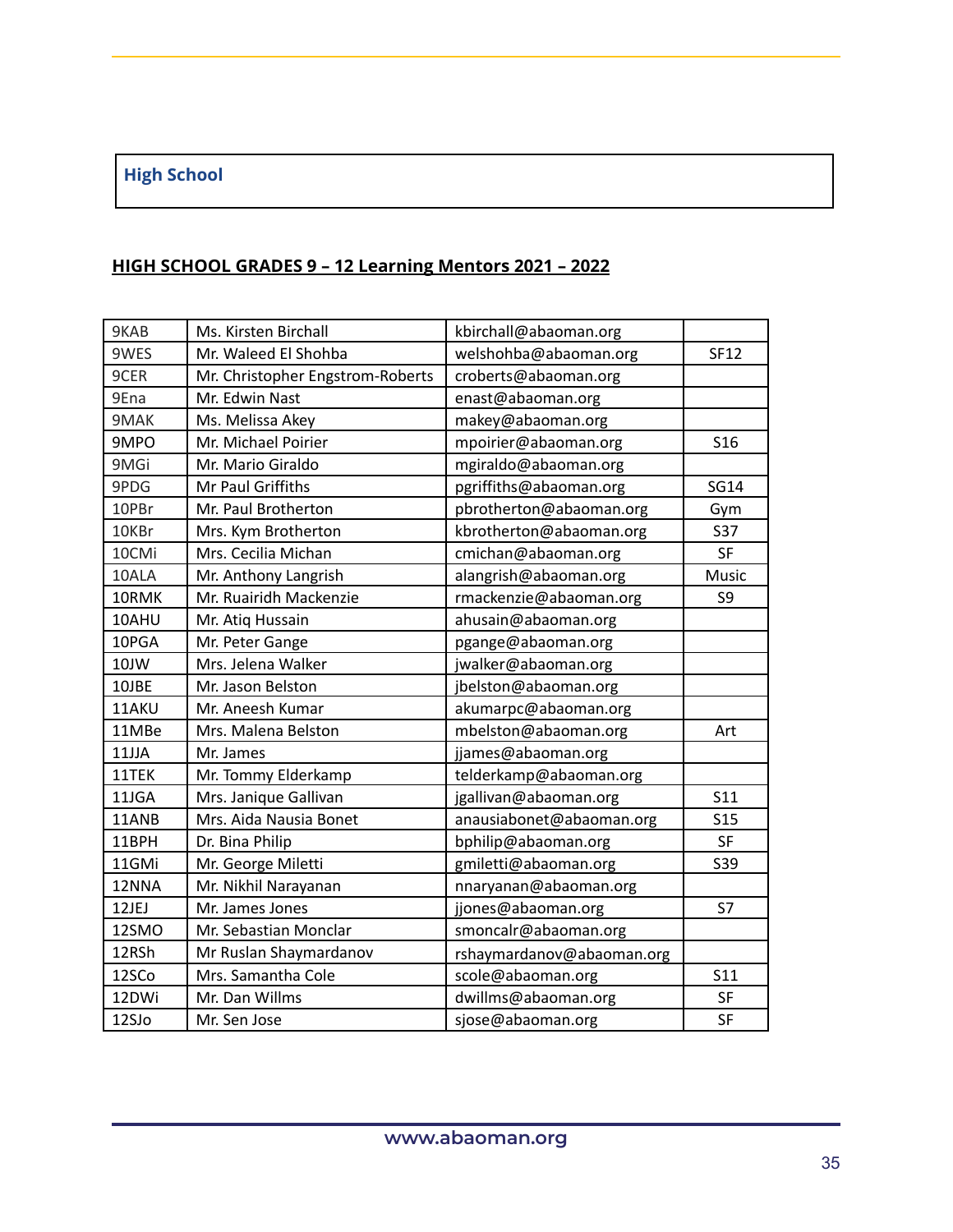## High School

**HIGH SCHOOL GRADES 9 – 12 Learning Mentors 2021 – 2022**

| | | | |
|---|---|---|---|
| 9KAB | Ms. Kirsten Birchall | kbirchall@abaoman.org | |
| 9WES | Mr. Waleed El Shohba | welshohba@abaoman.org | SF12 |
| 9CER | Mr. Christopher Engstrom-Roberts | croberts@abaoman.org | |
| 9Ena | Mr. Edwin Nast | enast@abaoman.org | |
| 9MAK | Ms. Melissa Akey | makey@abaoman.org | |
| 9MPO | Mr. Michael Poirier | mpoirier@abaoman.org | S16 |
| 9MGi | Mr. Mario Giraldo | mgiraldo@abaoman.org | |
| 9PDG | Mr Paul Griffiths | pgriffiths@abaoman.org | SG14 |
| 10PBr | Mr. Paul Brotherton | pbrotherton@abaoman.org | Gym |
| 10KBr | Mrs. Kym Brotherton | kbrotherton@abaoman.org | S37 |
| 10CMi | Mrs. Cecilia Michan | cmichan@abaoman.org | SF |
| 10ALA | Mr. Anthony Langrish | alangrish@abaoman.org | Music |
| 10RMK | Mr. Ruairidh Mackenzie | rmackenzie@abaoman.org | S9 |
| 10AHU | Mr. Atiq Hussain | ahusain@abaoman.org | |
| 10PGA | Mr. Peter Gange | pgange@abaoman.org | |
| 10JW | Mrs. Jelena Walker | jwalker@abaoman.org | |
| 10JBE | Mr. Jason Belston | jbelston@abaoman.org | |
| 11AKU | Mr. Aneesh Kumar | akumarpc@abaoman.org | |
| 11MBe | Mrs. Malena Belston | mbelston@abaoman.org | Art |
| 11JJA | Mr. James | jjames@abaoman.org | |
| 11TEK | Mr. Tommy Elderkamp | telderkamp@abaoman.org | |
| 11JGA | Mrs. Janique Gallivan | jgallivan@abaoman.org | S11 |
| 11ANB | Mrs. Aida Nausia Bonet | anausiabonet@abaoman.org | S15 |
| 11BPH | Dr. Bina Philip | bphilip@abaoman.org | SF |
| 11GMi | Mr. George Miletti | gmiletti@abaoman.org | S39 |
| 12NNA | Mr. Nikhil Narayanan | nnaryanan@abaoman.org | |
| 12JEJ | Mr. James Jones | jjones@abaoman.org | S7 |
| 12SMO | Mr. Sebastian Monclar | smoncalr@abaoman.org | |
| 12RSh | Mr Ruslan Shaymardanov | rshaymardanov@abaoman.org | |
| 12SCo | Mrs. Samantha Cole | scole@abaoman.org | S11 |
| 12DWi | Mr. Dan Willms | dwillms@abaoman.org | SF |
| 12SJo | Mr. Sen Jose | sjose@abaoman.org | SF |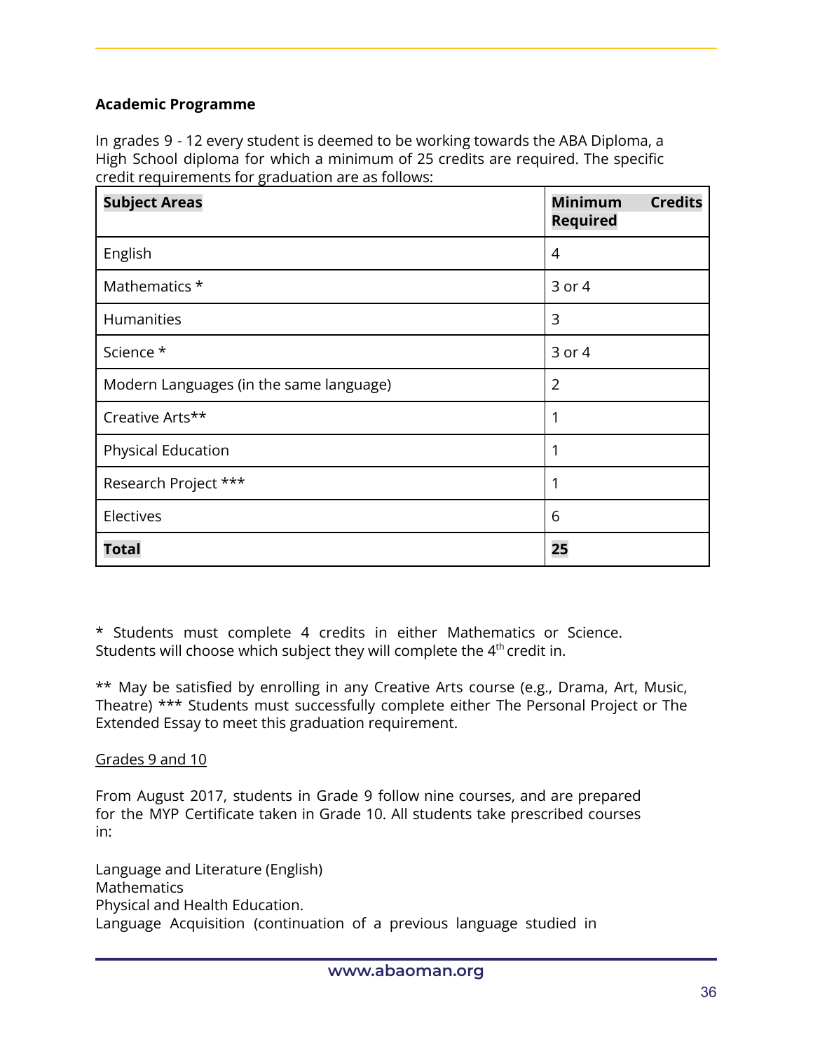**Academic Programme**

In grades 9 - 12 every student is deemed to be working towards the ABA Diploma, a High School diploma for which a minimum of 25 credits are required. The specific credit requirements for graduation are as follows:

| **Subject Areas** | **Minimum Credits Required** |
|---|---|
| English | 4 |
| Mathematics * | 3 or 4 |
| Humanities | 3 |
| Science * | 3 or 4 |
| Modern Languages (in the same language) | 2 |
| Creative Arts** | 1 |
| Physical Education | 1 |
| Research Project *** | 1 |
| Electives | 6 |
| **Total** | **25** |

* Students must complete 4 credits in either Mathematics or Science. Students will choose which subject they will complete the 4th credit in.

** May be satisfied by enrolling in any Creative Arts course (e.g., Drama, Art, Music, Theatre) *** Students must successfully complete either The Personal Project or The Extended Essay to meet this graduation requirement.

<u>Grades 9 and 10</u>

From August 2017, students in Grade 9 follow nine courses, and are prepared for the MYP Certificate taken in Grade 10. All students take prescribed courses in:

Language and Literature (English)
Mathematics
Physical and Health Education.
Language Acquisition (continuation of a previous language studied in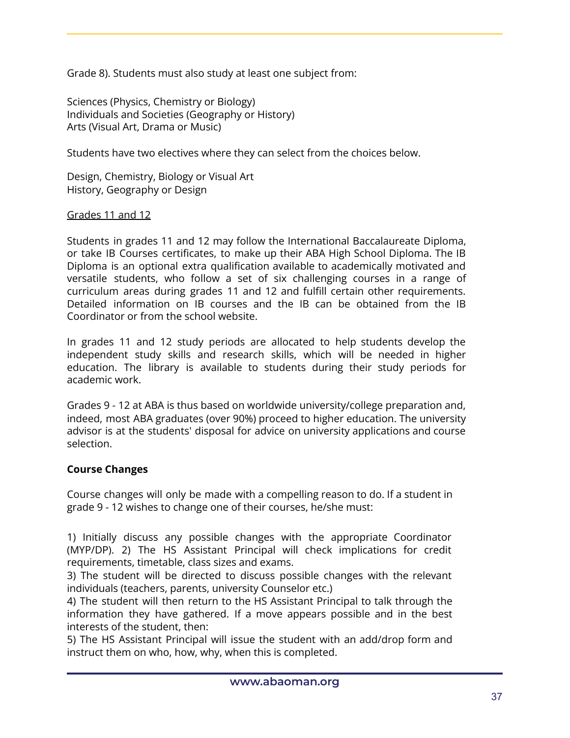Grade 8). Students must also study at least one subject from:

Sciences (Physics, Chemistry or Biology)
Individuals and Societies (Geography or History)
Arts (Visual Art, Drama or Music)

Students have two electives where they can select from the choices below.

Design, Chemistry, Biology or Visual Art
History, Geography or Design

Grades 11 and 12

Students in grades 11 and 12 may follow the International Baccalaureate Diploma, or take IB Courses certificates, to make up their ABA High School Diploma. The IB Diploma is an optional extra qualification available to academically motivated and versatile students, who follow a set of six challenging courses in a range of curriculum areas during grades 11 and 12 and fulfill certain other requirements. Detailed information on IB courses and the IB can be obtained from the IB Coordinator or from the school website.

In grades 11 and 12 study periods are allocated to help students develop the independent study skills and research skills, which will be needed in higher education. The library is available to students during their study periods for academic work.

Grades 9 - 12 at ABA is thus based on worldwide university/college preparation and, indeed, most ABA graduates (over 90%) proceed to higher education. The university advisor is at the students' disposal for advice on university applications and course selection.

**Course Changes**

Course changes will only be made with a compelling reason to do. If a student in grade 9 - 12 wishes to change one of their courses, he/she must:

1) Initially discuss any possible changes with the appropriate Coordinator (MYP/DP). 2) The HS Assistant Principal will check implications for credit requirements, timetable, class sizes and exams.
3) The student will be directed to discuss possible changes with the relevant individuals (teachers, parents, university Counselor etc.)
4) The student will then return to the HS Assistant Principal to talk through the information they have gathered. If a move appears possible and in the best interests of the student, then:
5) The HS Assistant Principal will issue the student with an add/drop form and instruct them on who, how, why, when this is completed.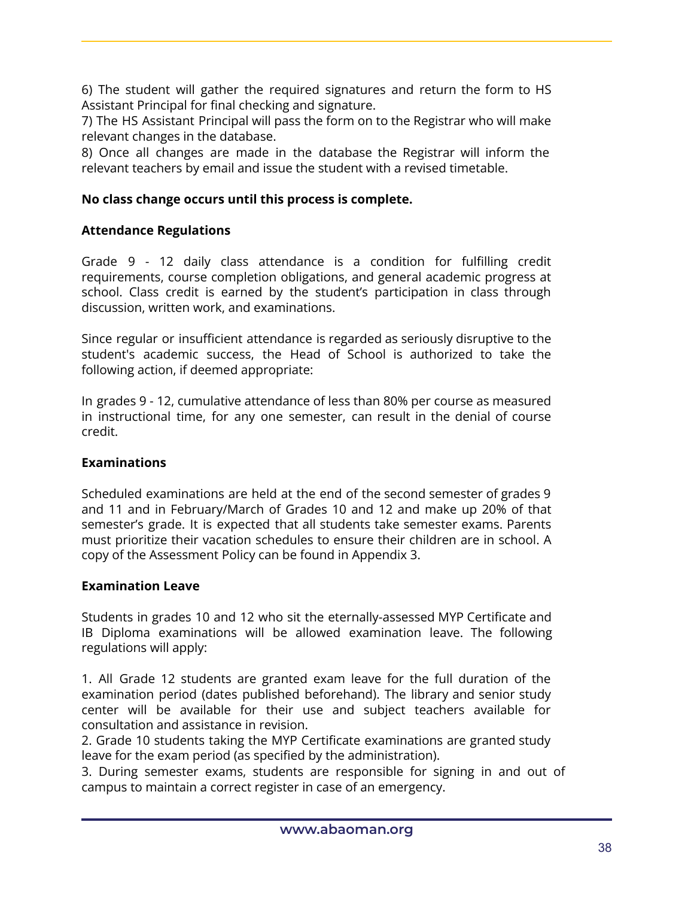6) The student will gather the required signatures and return the form to HS Assistant Principal for final checking and signature.
7) The HS Assistant Principal will pass the form on to the Registrar who will make relevant changes in the database.
8) Once all changes are made in the database the Registrar will inform the relevant teachers by email and issue the student with a revised timetable.

**No class change occurs until this process is complete.**

**Attendance Regulations**

Grade 9 - 12 daily class attendance is a condition for fulfilling credit requirements, course completion obligations, and general academic progress at school. Class credit is earned by the student's participation in class through discussion, written work, and examinations.

Since regular or insufficient attendance is regarded as seriously disruptive to the student's academic success, the Head of School is authorized to take the following action, if deemed appropriate:

In grades 9 - 12, cumulative attendance of less than 80% per course as measured in instructional time, for any one semester, can result in the denial of course credit.

**Examinations**

Scheduled examinations are held at the end of the second semester of grades 9 and 11 and in February/March of Grades 10 and 12 and make up 20% of that semester's grade. It is expected that all students take semester exams. Parents must prioritize their vacation schedules to ensure their children are in school. A copy of the Assessment Policy can be found in Appendix 3.

**Examination Leave**

Students in grades 10 and 12 who sit the eternally-assessed MYP Certificate and IB Diploma examinations will be allowed examination leave. The following regulations will apply:

1. All Grade 12 students are granted exam leave for the full duration of the examination period (dates published beforehand). The library and senior study center will be available for their use and subject teachers available for consultation and assistance in revision.
2. Grade 10 students taking the MYP Certificate examinations are granted study leave for the exam period (as specified by the administration).
3. During semester exams, students are responsible for signing in and out of campus to maintain a correct register in case of an emergency.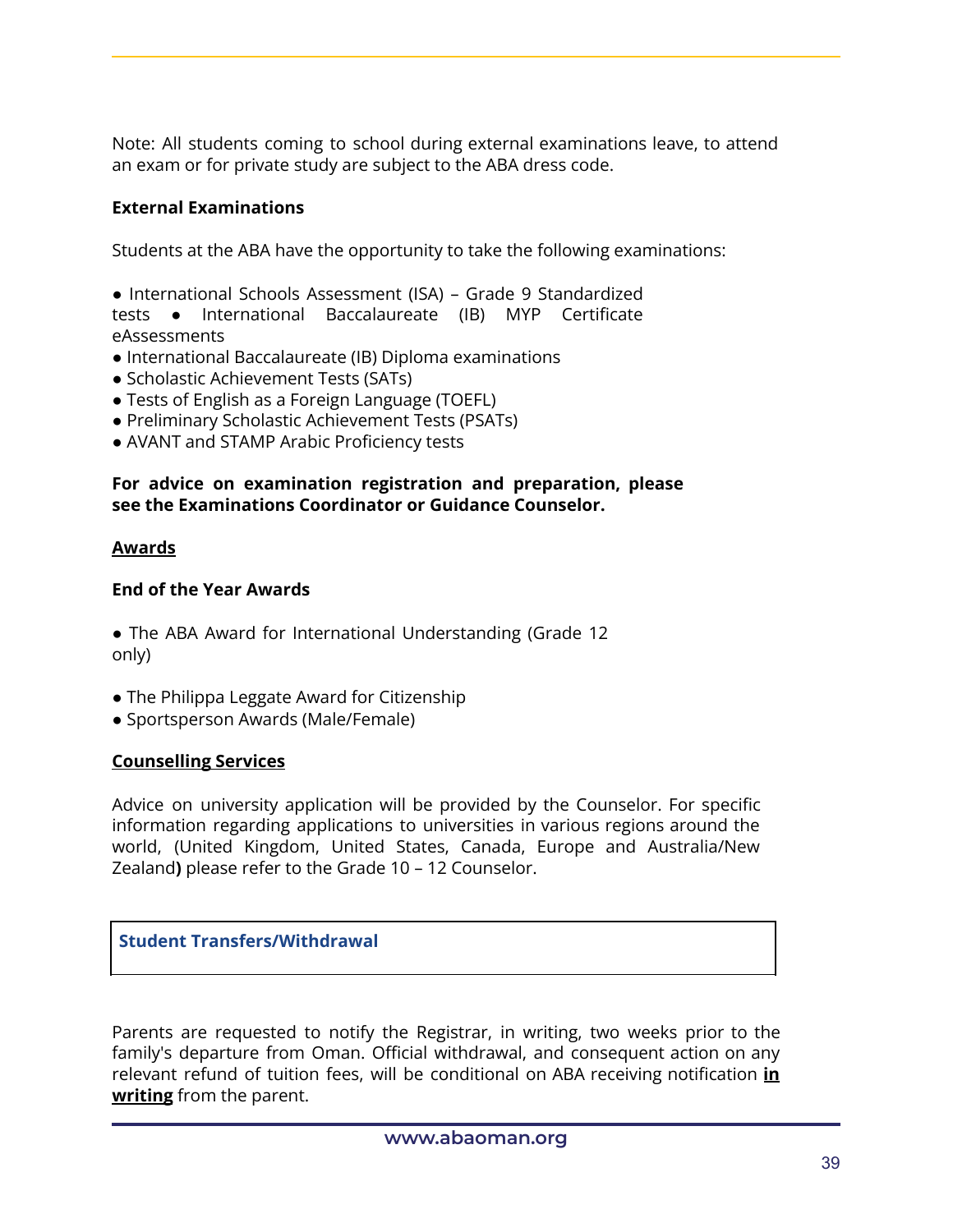Note: All students coming to school during external examinations leave, to attend an exam or for private study are subject to the ABA dress code.

**External Examinations**

Students at the ABA have the opportunity to take the following examinations:

- International Schools Assessment (ISA) – Grade 9 Standardized tests
- International Baccalaureate (IB) MYP Certificate eAssessments
- International Baccalaureate (IB) Diploma examinations
- Scholastic Achievement Tests (SATs)
- Tests of English as a Foreign Language (TOEFL)
- Preliminary Scholastic Achievement Tests (PSATs)
- AVANT and STAMP Arabic Proficiency tests

**For advice on examination registration and preparation, please see the Examinations Coordinator or Guidance Counselor.**

## Awards

**End of the Year Awards**

- The ABA Award for International Understanding (Grade 12 only)
- The Philippa Leggate Award for Citizenship
- Sportsperson Awards (Male/Female)

## Counselling Services

Advice on university application will be provided by the Counselor. For specific information regarding applications to universities in various regions around the world, (United Kingdom, United States, Canada, Europe and Australia/New Zealand**)** please refer to the Grade 10 – 12 Counselor.

## Student Transfers/Withdrawal

Parents are requested to notify the Registrar, in writing, two weeks prior to the family's departure from Oman. Official withdrawal, and consequent action on any relevant refund of tuition fees, will be conditional on ABA receiving notification **in writing** from the parent.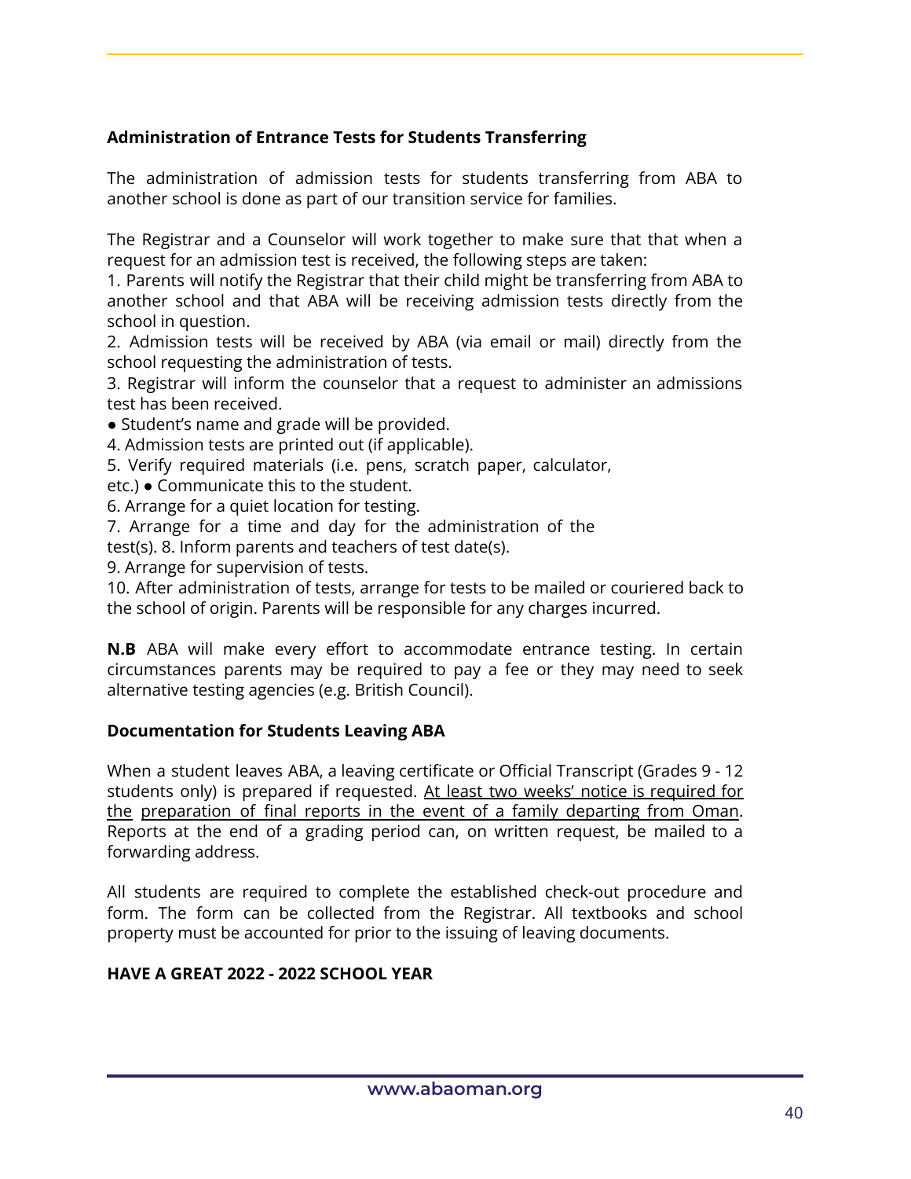**Administration of Entrance Tests for Students Transferring**

The administration of admission tests for students transferring from ABA to another school is done as part of our transition service for families.

The Registrar and a Counselor will work together to make sure that that when a request for an admission test is received, the following steps are taken:

1. Parents will notify the Registrar that their child might be transferring from ABA to another school and that ABA will be receiving admission tests directly from the school in question.
2. Admission tests will be received by ABA (via email or mail) directly from the school requesting the administration of tests.
3. Registrar will inform the counselor that a request to administer an admissions test has been received.
   - Student's name and grade will be provided.
4. Admission tests are printed out (if applicable).
5. Verify required materials (i.e. pens, scratch paper, calculator, etc.)
   - Communicate this to the student.
6. Arrange for a quiet location for testing.
7. Arrange for a time and day for the administration of the test(s).
8. Inform parents and teachers of test date(s).
9. Arrange for supervision of tests.
10. After administration of tests, arrange for tests to be mailed or couriered back to the school of origin. Parents will be responsible for any charges incurred.

**N.B** ABA will make every effort to accommodate entrance testing. In certain circumstances parents may be required to pay a fee or they may need to seek alternative testing agencies (e.g. British Council).

**Documentation for Students Leaving ABA**

When a student leaves ABA, a leaving certificate or Official Transcript (Grades 9 - 12 students only) is prepared if requested. <u>At least two weeks' notice is required for the preparation of final reports in the event of a family departing from Oman</u>. Reports at the end of a grading period can, on written request, be mailed to a forwarding address.

All students are required to complete the established check-out procedure and form. The form can be collected from the Registrar. All textbooks and school property must be accounted for prior to the issuing of leaving documents.

**HAVE A GREAT 2022 - 2022 SCHOOL YEAR**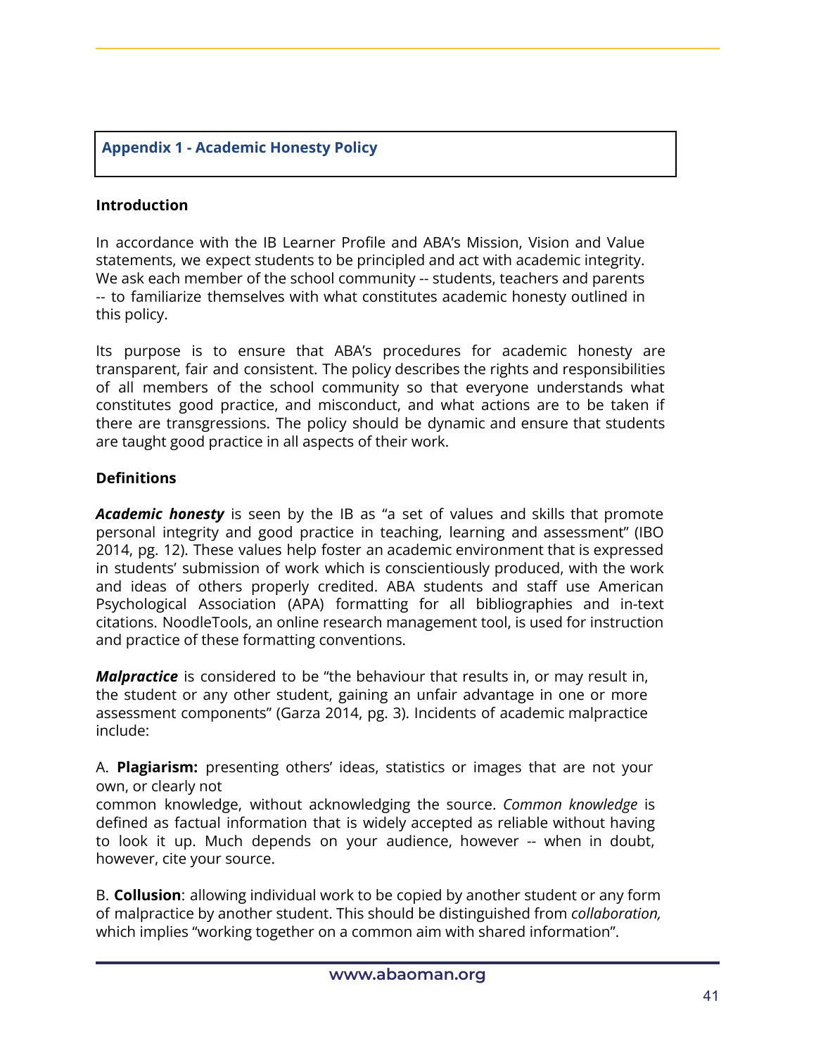## Appendix 1 - Academic Honesty Policy

### Introduction

In accordance with the IB Learner Profile and ABA's Mission, Vision and Value statements, we expect students to be principled and act with academic integrity. We ask each member of the school community -- students, teachers and parents -- to familiarize themselves with what constitutes academic honesty outlined in this policy.

Its purpose is to ensure that ABA's procedures for academic honesty are transparent, fair and consistent. The policy describes the rights and responsibilities of all members of the school community so that everyone understands what constitutes good practice, and misconduct, and what actions are to be taken if there are transgressions. The policy should be dynamic and ensure that students are taught good practice in all aspects of their work.

### Definitions

***Academic honesty*** is seen by the IB as "a set of values and skills that promote personal integrity and good practice in teaching, learning and assessment" (IBO 2014, pg. 12). These values help foster an academic environment that is expressed in students' submission of work which is conscientiously produced, with the work and ideas of others properly credited. ABA students and staff use American Psychological Association (APA) formatting for all bibliographies and in-text citations. NoodleTools, an online research management tool, is used for instruction and practice of these formatting conventions.

***Malpractice*** is considered to be "the behaviour that results in, or may result in, the student or any other student, gaining an unfair advantage in one or more assessment components" (Garza 2014, pg. 3). Incidents of academic malpractice include:

A. **Plagiarism:** presenting others' ideas, statistics or images that are not your own, or clearly not common knowledge, without acknowledging the source. *Common knowledge* is defined as factual information that is widely accepted as reliable without having to look it up. Much depends on your audience, however -- when in doubt, however, cite your source.

B. **Collusion**: allowing individual work to be copied by another student or any form of malpractice by another student. This should be distinguished from *collaboration,* which implies "working together on a common aim with shared information".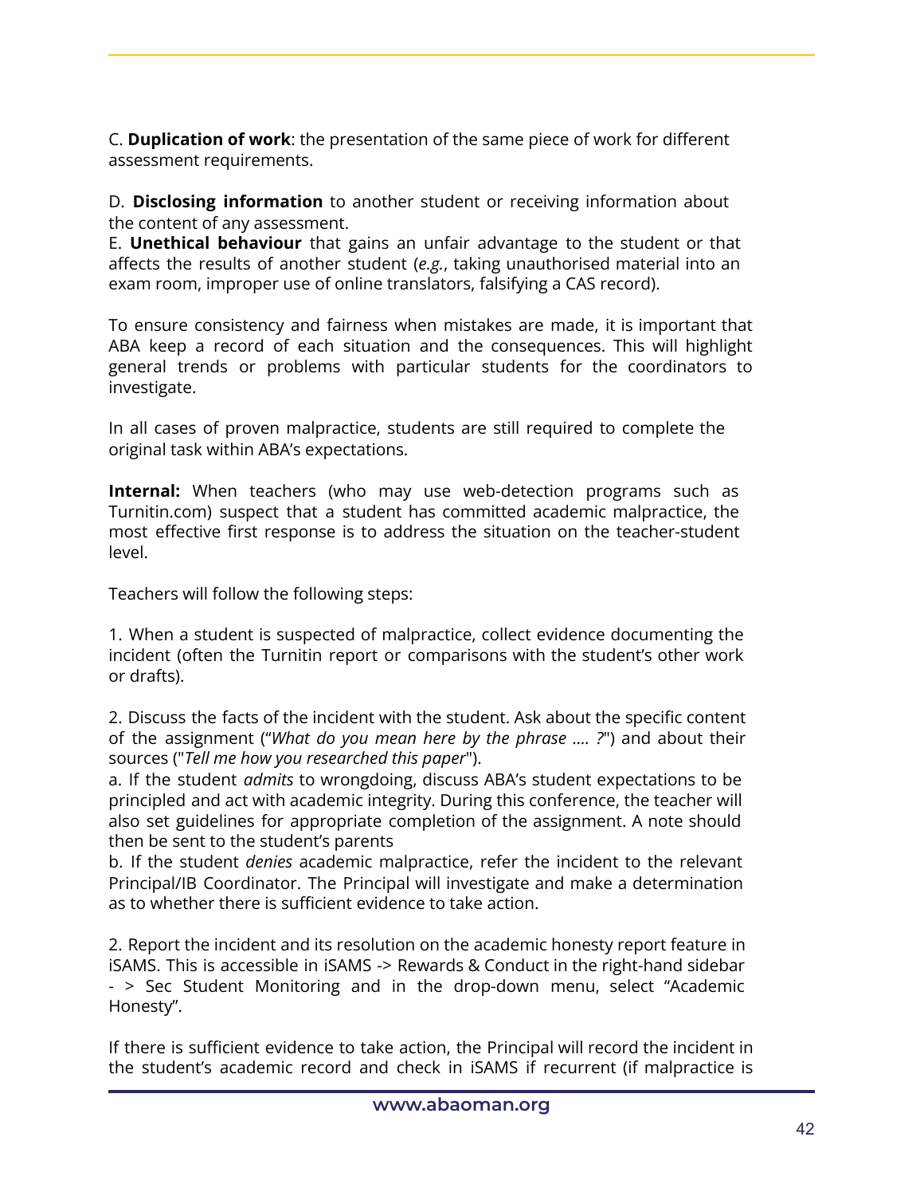C. **Duplication of work**: the presentation of the same piece of work for different assessment requirements.

D. **Disclosing information** to another student or receiving information about the content of any assessment.
E. **Unethical behaviour** that gains an unfair advantage to the student or that affects the results of another student (*e.g.*, taking unauthorised material into an exam room, improper use of online translators, falsifying a CAS record).

To ensure consistency and fairness when mistakes are made, it is important that ABA keep a record of each situation and the consequences. This will highlight general trends or problems with particular students for the coordinators to investigate.

In all cases of proven malpractice, students are still required to complete the original task within ABA's expectations.

**Internal:** When teachers (who may use web-detection programs such as Turnitin.com) suspect that a student has committed academic malpractice, the most effective first response is to address the situation on the teacher-student level.

Teachers will follow the following steps:

1. When a student is suspected of malpractice, collect evidence documenting the incident (often the Turnitin report or comparisons with the student's other work or drafts).

2. Discuss the facts of the incident with the student. Ask about the specific content of the assignment ("*What do you mean here by the phrase .... ?*") and about their sources ("*Tell me how you researched this paper*").
a. If the student *admits* to wrongdoing, discuss ABA's student expectations to be principled and act with academic integrity. During this conference, the teacher will also set guidelines for appropriate completion of the assignment. A note should then be sent to the student's parents
b. If the student *denies* academic malpractice, refer the incident to the relevant Principal/IB Coordinator. The Principal will investigate and make a determination as to whether there is sufficient evidence to take action.

2. Report the incident and its resolution on the academic honesty report feature in iSAMS. This is accessible in iSAMS -> Rewards & Conduct in the right-hand sidebar - > Sec Student Monitoring and in the drop-down menu, select "Academic Honesty".

If there is sufficient evidence to take action, the Principal will record the incident in the student's academic record and check in iSAMS if recurrent (if malpractice is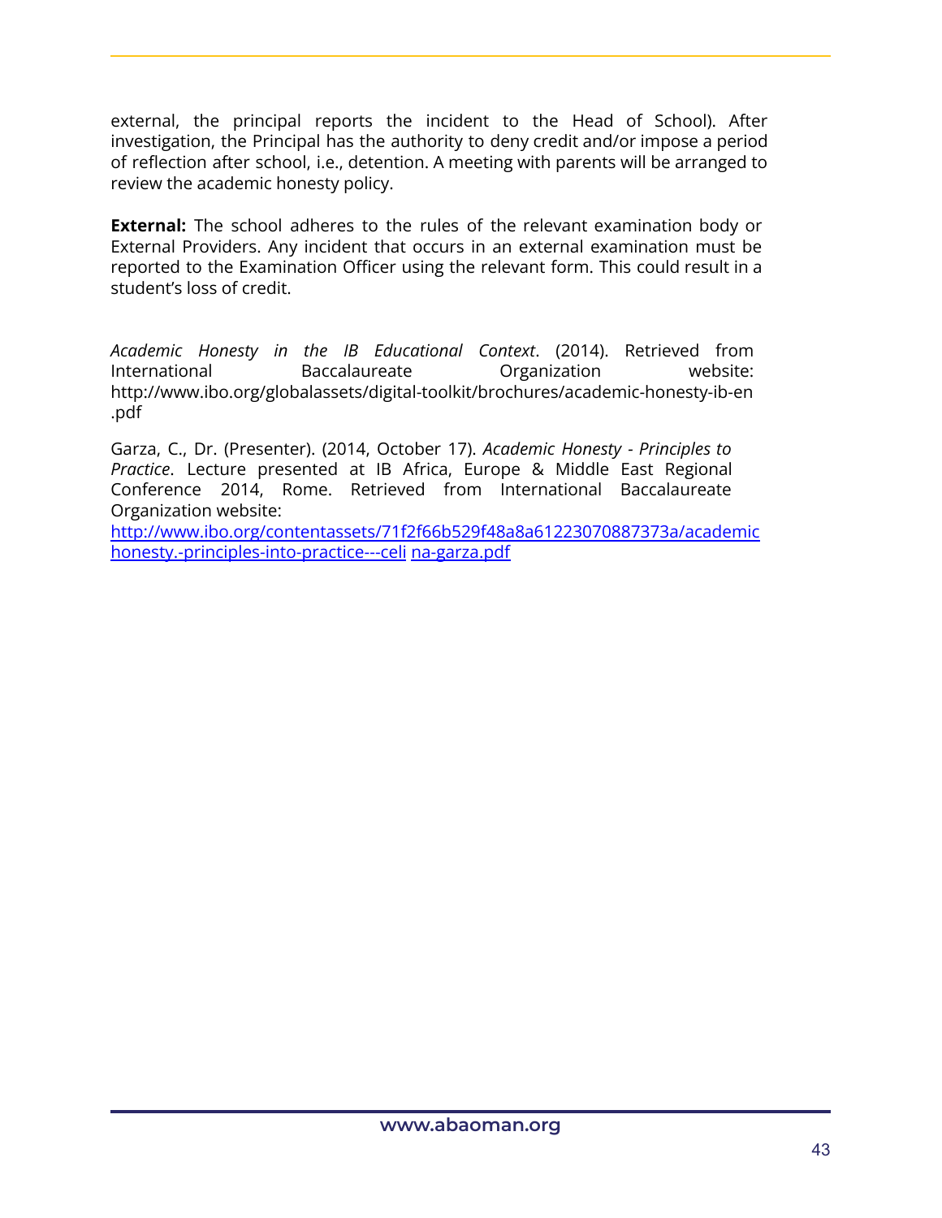external, the principal reports the incident to the Head of School). After investigation, the Principal has the authority to deny credit and/or impose a period of reflection after school, i.e., detention. A meeting with parents will be arranged to review the academic honesty policy.

**External:** The school adheres to the rules of the relevant examination body or External Providers. Any incident that occurs in an external examination must be reported to the Examination Officer using the relevant form. This could result in a student's loss of credit.

*Academic Honesty in the IB Educational Context*. (2014). Retrieved from International Baccalaureate Organization website: http://www.ibo.org/globalassets/digital-toolkit/brochures/academic-honesty-ib-en.pdf

Garza, C., Dr. (Presenter). (2014, October 17). *Academic Honesty - Principles to Practice*. Lecture presented at IB Africa, Europe & Middle East Regional Conference 2014, Rome. Retrieved from International Baccalaureate Organization website: [http://www.ibo.org/contentassets/71f2f66b529f48a8a61223070887373a/academichonesty.-principles-into-practice---celi](http://www.ibo.org/contentassets/71f2f66b529f48a8a61223070887373a/academichonesty.-principles-into-practice---celi) [na-garza.pdf](na-garza.pdf)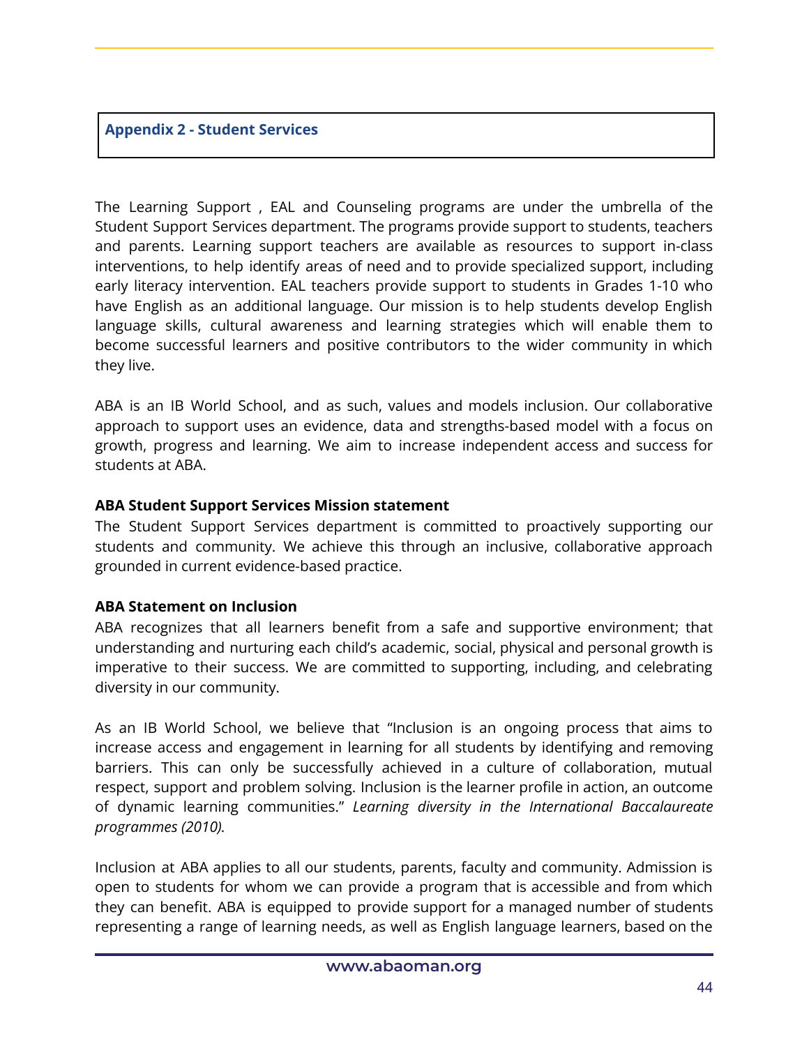## Appendix 2 - Student Services

The Learning Support , EAL and Counseling programs are under the umbrella of the Student Support Services department. The programs provide support to students, teachers and parents. Learning support teachers are available as resources to support in-class interventions, to help identify areas of need and to provide specialized support, including early literacy intervention. EAL teachers provide support to students in Grades 1-10 who have English as an additional language. Our mission is to help students develop English language skills, cultural awareness and learning strategies which will enable them to become successful learners and positive contributors to the wider community in which they live.

ABA is an IB World School, and as such, values and models inclusion. Our collaborative approach to support uses an evidence, data and strengths-based model with a focus on growth, progress and learning. We aim to increase independent access and success for students at ABA.

**ABA Student Support Services Mission statement**

The Student Support Services department is committed to proactively supporting our students and community. We achieve this through an inclusive, collaborative approach grounded in current evidence-based practice.

**ABA Statement on Inclusion**

ABA recognizes that all learners benefit from a safe and supportive environment; that understanding and nurturing each child's academic, social, physical and personal growth is imperative to their success. We are committed to supporting, including, and celebrating diversity in our community.

As an IB World School, we believe that "Inclusion is an ongoing process that aims to increase access and engagement in learning for all students by identifying and removing barriers. This can only be successfully achieved in a culture of collaboration, mutual respect, support and problem solving. Inclusion is the learner profile in action, an outcome of dynamic learning communities." *Learning diversity in the International Baccalaureate programmes (2010).*

Inclusion at ABA applies to all our students, parents, faculty and community. Admission is open to students for whom we can provide a program that is accessible and from which they can benefit. ABA is equipped to provide support for a managed number of students representing a range of learning needs, as well as English language learners, based on the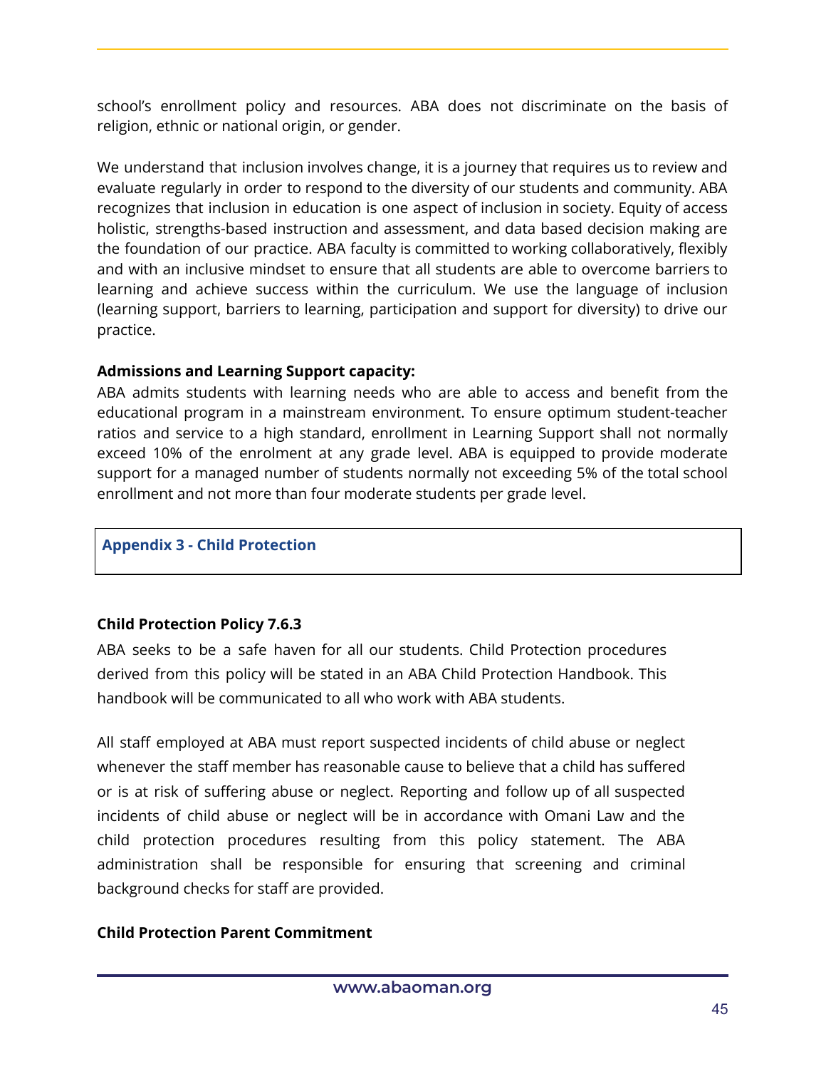school's enrollment policy and resources. ABA does not discriminate on the basis of religion, ethnic or national origin, or gender.

We understand that inclusion involves change, it is a journey that requires us to review and evaluate regularly in order to respond to the diversity of our students and community. ABA recognizes that inclusion in education is one aspect of inclusion in society. Equity of access holistic, strengths-based instruction and assessment, and data based decision making are the foundation of our practice. ABA faculty is committed to working collaboratively, flexibly and with an inclusive mindset to ensure that all students are able to overcome barriers to learning and achieve success within the curriculum. We use the language of inclusion (learning support, barriers to learning, participation and support for diversity) to drive our practice.

**Admissions and Learning Support capacity:**
ABA admits students with learning needs who are able to access and benefit from the educational program in a mainstream environment. To ensure optimum student-teacher ratios and service to a high standard, enrollment in Learning Support shall not normally exceed 10% of the enrolment at any grade level. ABA is equipped to provide moderate support for a managed number of students normally not exceeding 5% of the total school enrollment and not more than four moderate students per grade level.

## Appendix 3 - Child Protection

**Child Protection Policy 7.6.3**

ABA seeks to be a safe haven for all our students. Child Protection procedures derived from this policy will be stated in an ABA Child Protection Handbook. This handbook will be communicated to all who work with ABA students.

All staff employed at ABA must report suspected incidents of child abuse or neglect whenever the staff member has reasonable cause to believe that a child has suffered or is at risk of suffering abuse or neglect. Reporting and follow up of all suspected incidents of child abuse or neglect will be in accordance with Omani Law and the child protection procedures resulting from this policy statement. The ABA administration shall be responsible for ensuring that screening and criminal background checks for staff are provided.

**Child Protection Parent Commitment**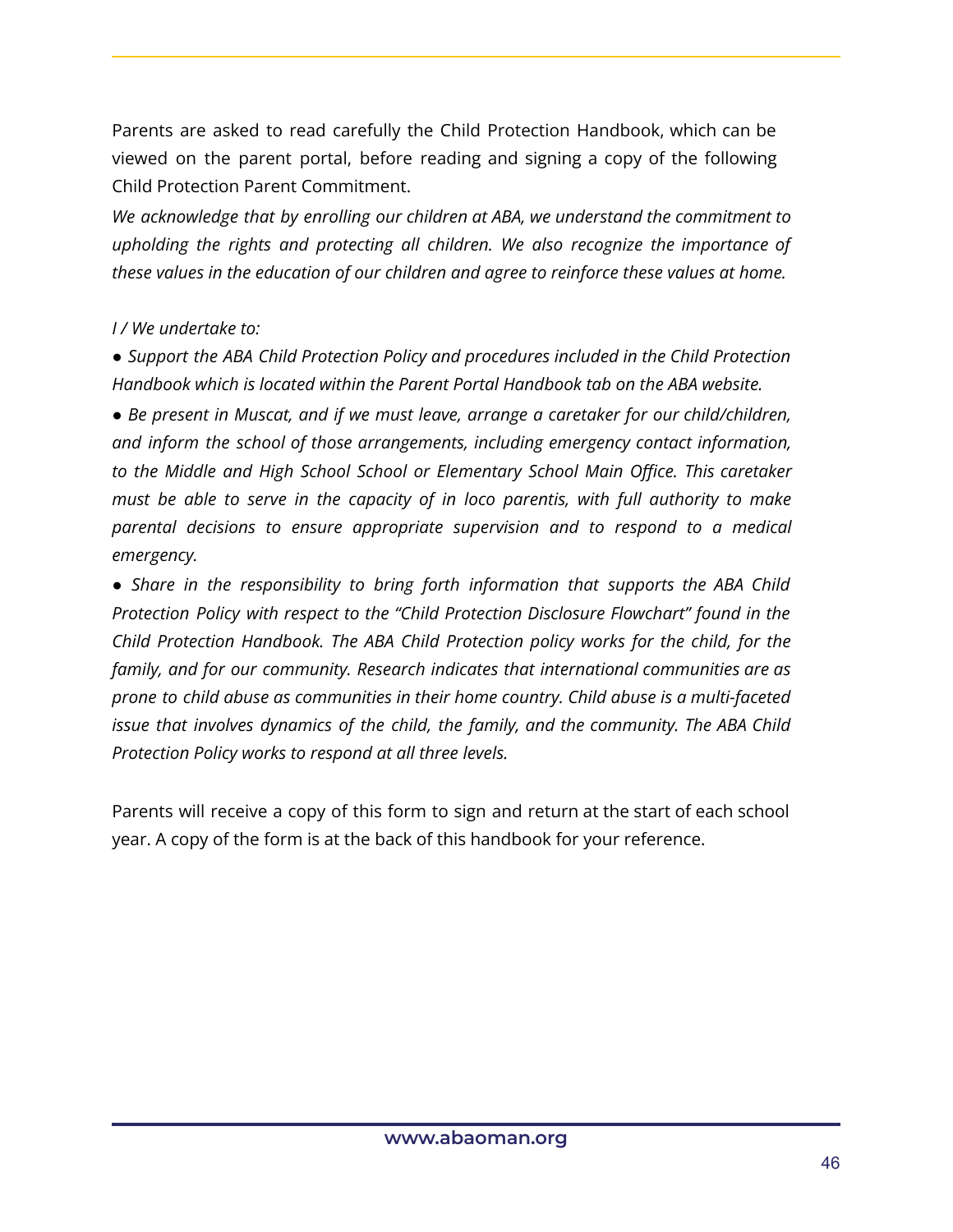Parents are asked to read carefully the Child Protection Handbook, which can be viewed on the parent portal, before reading and signing a copy of the following Child Protection Parent Commitment.

*We acknowledge that by enrolling our children at ABA, we understand the commitment to upholding the rights and protecting all children. We also recognize the importance of these values in the education of our children and agree to reinforce these values at home.*

*I / We undertake to:*

- *Support the ABA Child Protection Policy and procedures included in the Child Protection Handbook which is located within the Parent Portal Handbook tab on the ABA website.*
- *Be present in Muscat, and if we must leave, arrange a caretaker for our child/children, and inform the school of those arrangements, including emergency contact information, to the Middle and High School School or Elementary School Main Office. This caretaker must be able to serve in the capacity of in loco parentis, with full authority to make parental decisions to ensure appropriate supervision and to respond to a medical emergency.*
- *Share in the responsibility to bring forth information that supports the ABA Child Protection Policy with respect to the "Child Protection Disclosure Flowchart" found in the Child Protection Handbook. The ABA Child Protection policy works for the child, for the family, and for our community. Research indicates that international communities are as prone to child abuse as communities in their home country. Child abuse is a multi-faceted issue that involves dynamics of the child, the family, and the community. The ABA Child Protection Policy works to respond at all three levels.*

Parents will receive a copy of this form to sign and return at the start of each school year. A copy of the form is at the back of this handbook for your reference.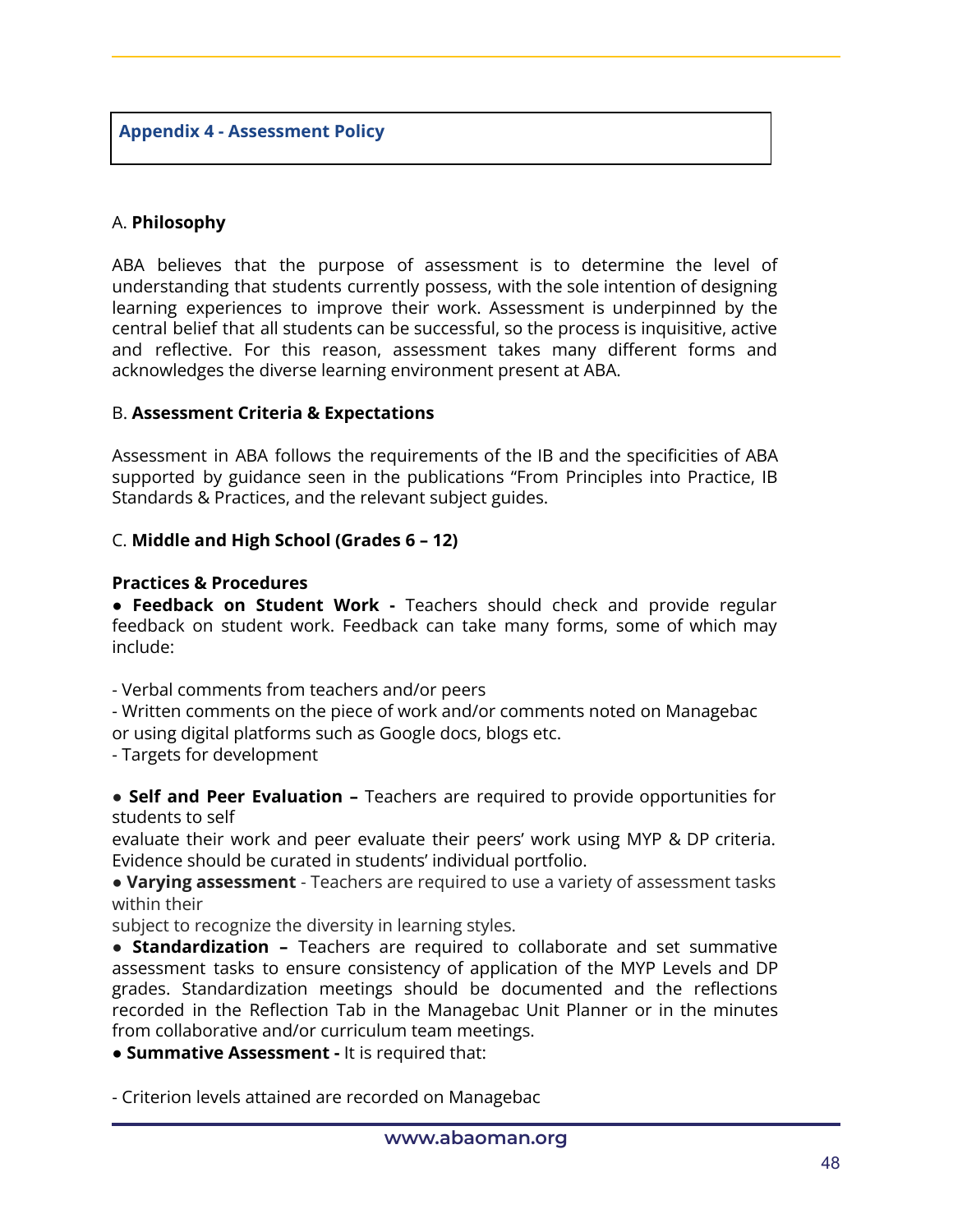## Appendix 4 - Assessment Policy

A. **Philosophy**

ABA believes that the purpose of assessment is to determine the level of understanding that students currently possess, with the sole intention of designing learning experiences to improve their work. Assessment is underpinned by the central belief that all students can be successful, so the process is inquisitive, active and reflective. For this reason, assessment takes many different forms and acknowledges the diverse learning environment present at ABA.

B. **Assessment Criteria & Expectations**

Assessment in ABA follows the requirements of the IB and the specificities of ABA supported by guidance seen in the publications "From Principles into Practice, IB Standards & Practices, and the relevant subject guides.

C. **Middle and High School (Grades 6 – 12)**

**Practices & Procedures**

● **Feedback on Student Work -** Teachers should check and provide regular feedback on student work. Feedback can take many forms, some of which may include:

- Verbal comments from teachers and/or peers
- Written comments on the piece of work and/or comments noted on Managebac or using digital platforms such as Google docs, blogs etc.
- Targets for development

● **Self and Peer Evaluation –** Teachers are required to provide opportunities for students to self evaluate their work and peer evaluate their peers' work using MYP & DP criteria. Evidence should be curated in students' individual portfolio.

● **Varying assessment** - Teachers are required to use a variety of assessment tasks within their subject to recognize the diversity in learning styles.

● **Standardization –** Teachers are required to collaborate and set summative assessment tasks to ensure consistency of application of the MYP Levels and DP grades. Standardization meetings should be documented and the reflections recorded in the Reflection Tab in the Managebac Unit Planner or in the minutes from collaborative and/or curriculum team meetings.

● **Summative Assessment -** It is required that:

- Criterion levels attained are recorded on Managebac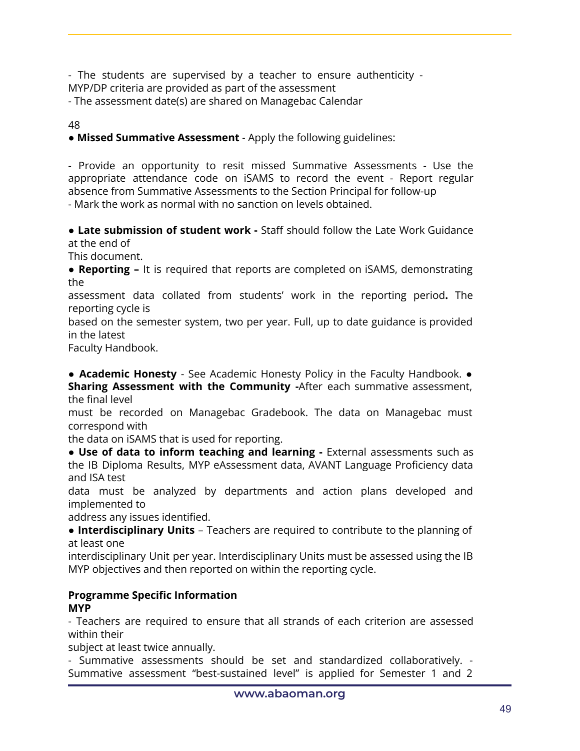- The students are supervised by a teacher to ensure authenticity -
MYP/DP criteria are provided as part of the assessment
- The assessment date(s) are shared on Managebac Calendar

48

- **Missed Summative Assessment** - Apply the following guidelines:

- Provide an opportunity to resit missed Summative Assessments - Use the appropriate attendance code on iSAMS to record the event - Report regular absence from Summative Assessments to the Section Principal for follow-up
- Mark the work as normal with no sanction on levels obtained.

- **Late submission of student work -** Staff should follow the Late Work Guidance at the end of
This document.
- **Reporting –** It is required that reports are completed on iSAMS, demonstrating the
assessment data collated from students' work in the reporting period**.** The reporting cycle is
based on the semester system, two per year. Full, up to date guidance is provided in the latest
Faculty Handbook.

- **Academic Honesty** - See Academic Honesty Policy in the Faculty Handbook.
- **Sharing Assessment with the Community -**After each summative assessment, the final level
must be recorded on Managebac Gradebook. The data on Managebac must correspond with
the data on iSAMS that is used for reporting.
- **Use of data to inform teaching and learning -** External assessments such as the IB Diploma Results, MYP eAssessment data, AVANT Language Proficiency data and ISA test
data must be analyzed by departments and action plans developed and implemented to
address any issues identified.
- **Interdisciplinary Units** – Teachers are required to contribute to the planning of at least one
interdisciplinary Unit per year. Interdisciplinary Units must be assessed using the IB MYP objectives and then reported on within the reporting cycle.

**Programme Specific Information**
**MYP**

- Teachers are required to ensure that all strands of each criterion are assessed within their
subject at least twice annually.
- Summative assessments should be set and standardized collaboratively. - Summative assessment "best-sustained level" is applied for Semester 1 and 2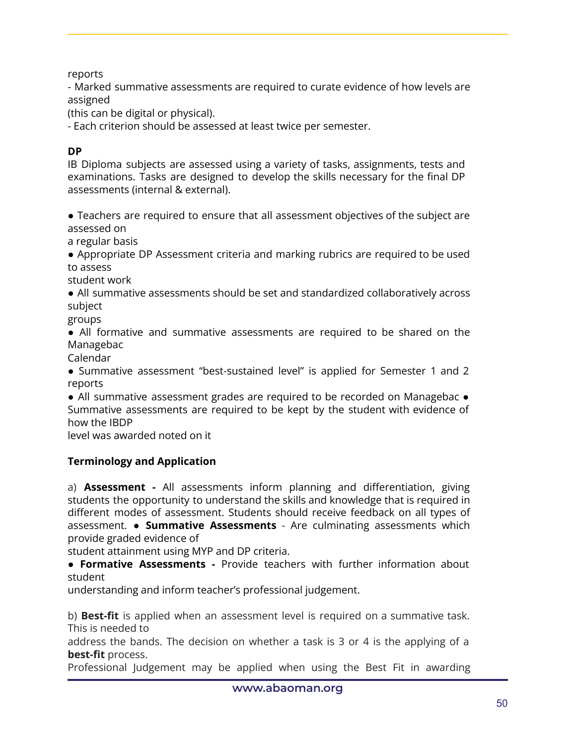reports
- Marked summative assessments are required to curate evidence of how levels are assigned
(this can be digital or physical).
- Each criterion should be assessed at least twice per semester.

**DP**

IB Diploma subjects are assessed using a variety of tasks, assignments, tests and examinations. Tasks are designed to develop the skills necessary for the final DP assessments (internal & external).

- Teachers are required to ensure that all assessment objectives of the subject are assessed on a regular basis
- Appropriate DP Assessment criteria and marking rubrics are required to be used to assess student work
- All summative assessments should be set and standardized collaboratively across subject groups
- All formative and summative assessments are required to be shared on the Managebac Calendar
- Summative assessment "best-sustained level" is applied for Semester 1 and 2 reports
- All summative assessment grades are required to be recorded on Managebac
- Summative assessments are required to be kept by the student with evidence of how the IBDP level was awarded noted on it

**Terminology and Application**

a) **Assessment -** All assessments inform planning and differentiation, giving students the opportunity to understand the skills and knowledge that is required in different modes of assessment. Students should receive feedback on all types of assessment.

- **Summative Assessments** - Are culminating assessments which provide graded evidence of student attainment using MYP and DP criteria.
- **Formative Assessments -** Provide teachers with further information about student understanding and inform teacher's professional judgement.

b) **Best-fit** is applied when an assessment level is required on a summative task. This is needed to address the bands. The decision on whether a task is 3 or 4 is the applying of a **best-fit** process.
Professional Judgement may be applied when using the Best Fit in awarding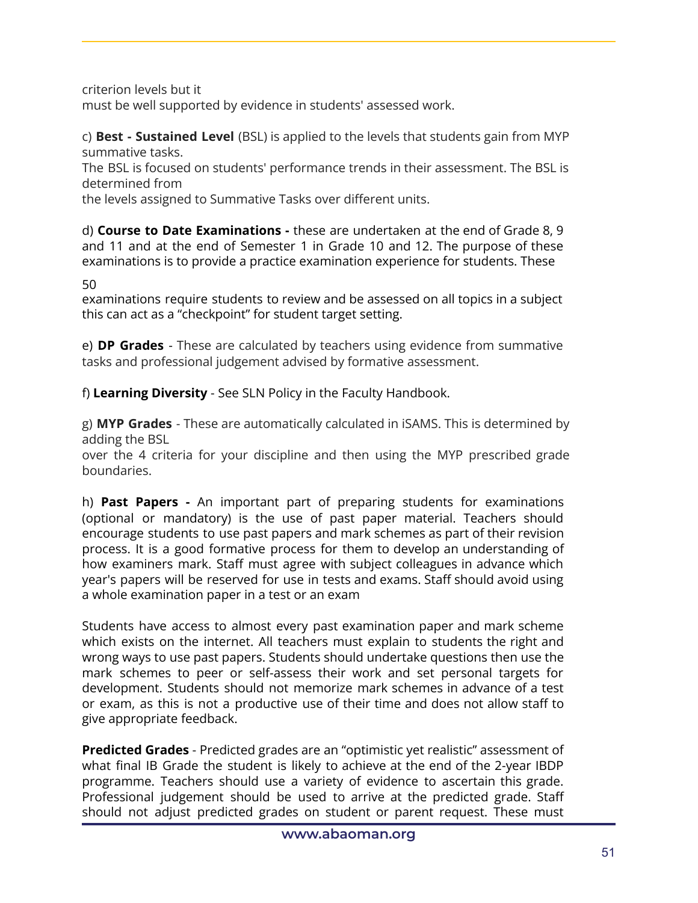criterion levels but it
must be well supported by evidence in students' assessed work.

c) **Best - Sustained Level** (BSL) is applied to the levels that students gain from MYP summative tasks.
The BSL is focused on students' performance trends in their assessment. The BSL is determined from
the levels assigned to Summative Tasks over different units.

d) **Course to Date Examinations -** these are undertaken at the end of Grade 8, 9 and 11 and at the end of Semester 1 in Grade 10 and 12. The purpose of these examinations is to provide a practice examination experience for students. These

50
examinations require students to review and be assessed on all topics in a subject this can act as a "checkpoint" for student target setting.

e) **DP Grades** - These are calculated by teachers using evidence from summative tasks and professional judgement advised by formative assessment.

f) **Learning Diversity** - See SLN Policy in the Faculty Handbook.

g) **MYP Grades** - These are automatically calculated in iSAMS. This is determined by adding the BSL
over the 4 criteria for your discipline and then using the MYP prescribed grade boundaries.

h) **Past Papers -** An important part of preparing students for examinations (optional or mandatory) is the use of past paper material. Teachers should encourage students to use past papers and mark schemes as part of their revision process. It is a good formative process for them to develop an understanding of how examiners mark. Staff must agree with subject colleagues in advance which year's papers will be reserved for use in tests and exams. Staff should avoid using a whole examination paper in a test or an exam

Students have access to almost every past examination paper and mark scheme which exists on the internet. All teachers must explain to students the right and wrong ways to use past papers. Students should undertake questions then use the mark schemes to peer or self-assess their work and set personal targets for development. Students should not memorize mark schemes in advance of a test or exam, as this is not a productive use of their time and does not allow staff to give appropriate feedback.

**Predicted Grades** - Predicted grades are an "optimistic yet realistic" assessment of what final IB Grade the student is likely to achieve at the end of the 2-year IBDP programme. Teachers should use a variety of evidence to ascertain this grade. Professional judgement should be used to arrive at the predicted grade. Staff should not adjust predicted grades on student or parent request. These must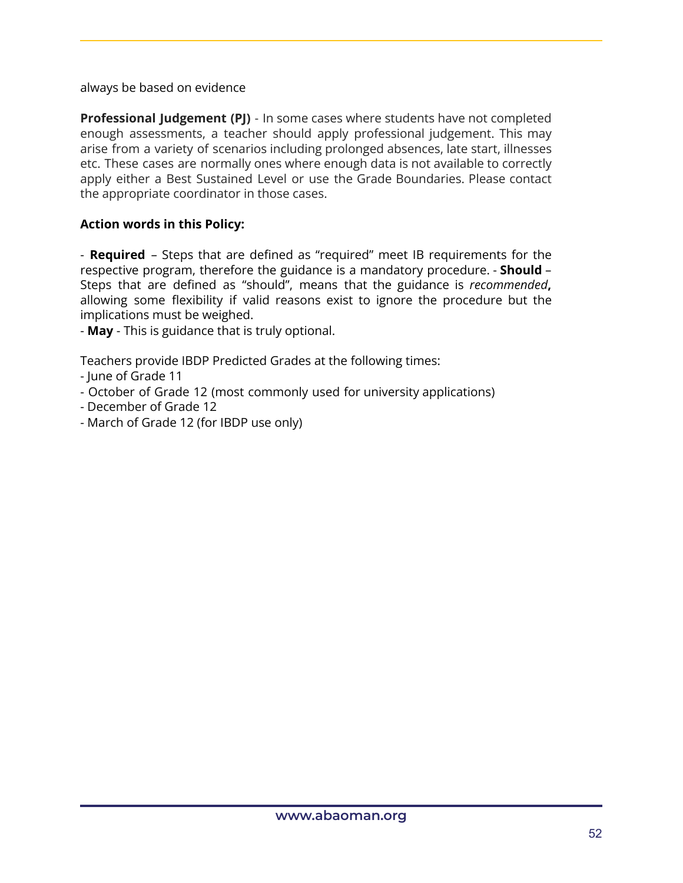always be based on evidence

**Professional Judgement (PJ)** - In some cases where students have not completed enough assessments, a teacher should apply professional judgement. This may arise from a variety of scenarios including prolonged absences, late start, illnesses etc. These cases are normally ones where enough data is not available to correctly apply either a Best Sustained Level or use the Grade Boundaries. Please contact the appropriate coordinator in those cases.

**Action words in this Policy:**

- **Required** – Steps that are defined as "required" meet IB requirements for the respective program, therefore the guidance is a mandatory procedure. - **Should** – Steps that are defined as "should", means that the guidance is *recommended***,** allowing some flexibility if valid reasons exist to ignore the procedure but the implications must be weighed.
- **May** - This is guidance that is truly optional.

Teachers provide IBDP Predicted Grades at the following times:
- June of Grade 11
- October of Grade 12 (most commonly used for university applications)
- December of Grade 12
- March of Grade 12 (for IBDP use only)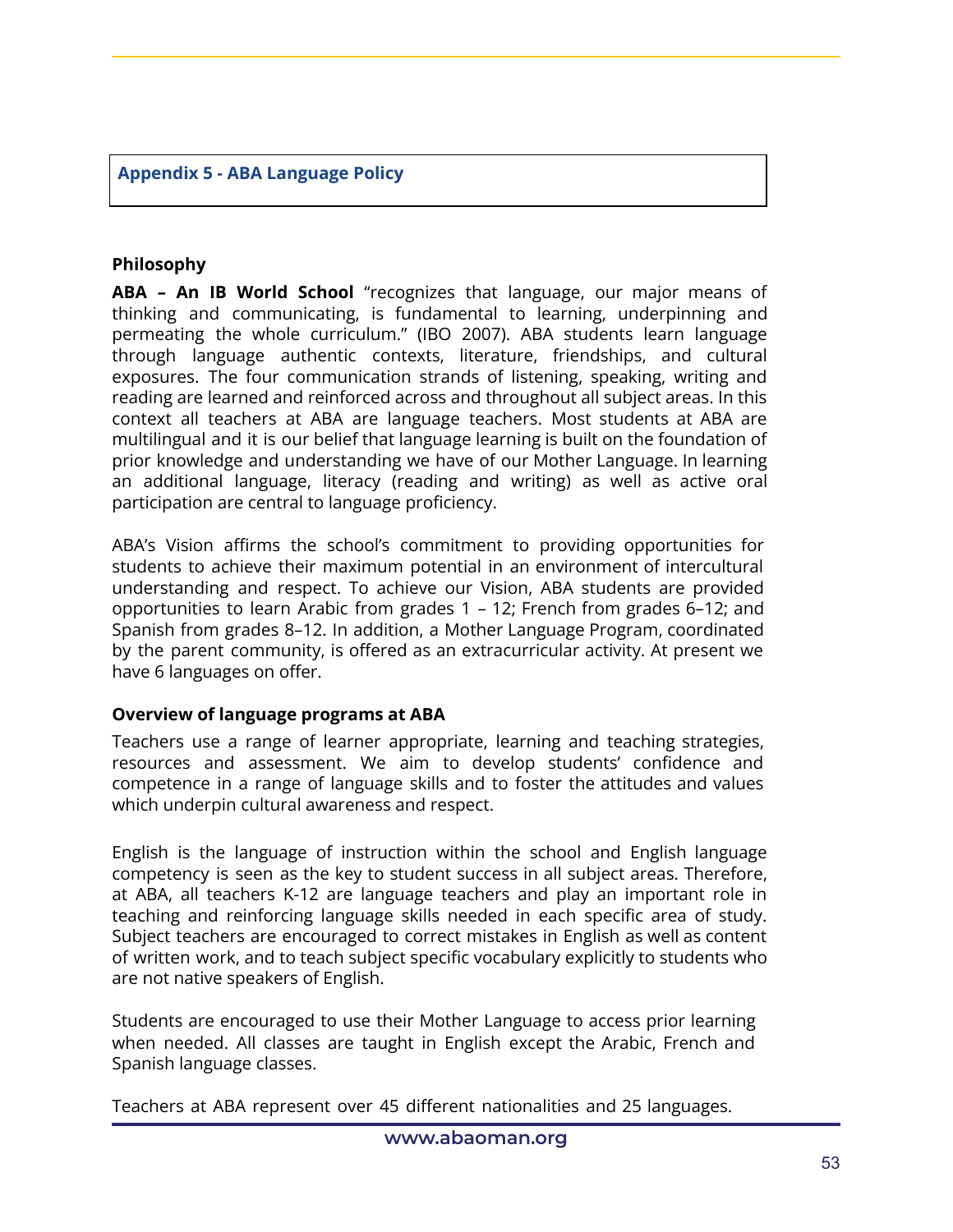## Appendix 5 - ABA Language Policy

### Philosophy

**ABA – An IB World School** "recognizes that language, our major means of thinking and communicating, is fundamental to learning, underpinning and permeating the whole curriculum." (IBO 2007). ABA students learn language through language authentic contexts, literature, friendships, and cultural exposures. The four communication strands of listening, speaking, writing and reading are learned and reinforced across and throughout all subject areas. In this context all teachers at ABA are language teachers. Most students at ABA are multilingual and it is our belief that language learning is built on the foundation of prior knowledge and understanding we have of our Mother Language. In learning an additional language, literacy (reading and writing) as well as active oral participation are central to language proficiency.

ABA's Vision affirms the school's commitment to providing opportunities for students to achieve their maximum potential in an environment of intercultural understanding and respect. To achieve our Vision, ABA students are provided opportunities to learn Arabic from grades 1 – 12; French from grades 6–12; and Spanish from grades 8–12. In addition, a Mother Language Program, coordinated by the parent community, is offered as an extracurricular activity. At present we have 6 languages on offer.

### Overview of language programs at ABA

Teachers use a range of learner appropriate, learning and teaching strategies, resources and assessment. We aim to develop students' confidence and competence in a range of language skills and to foster the attitudes and values which underpin cultural awareness and respect.

English is the language of instruction within the school and English language competency is seen as the key to student success in all subject areas. Therefore, at ABA, all teachers K-12 are language teachers and play an important role in teaching and reinforcing language skills needed in each specific area of study. Subject teachers are encouraged to correct mistakes in English as well as content of written work, and to teach subject specific vocabulary explicitly to students who are not native speakers of English.

Students are encouraged to use their Mother Language to access prior learning when needed. All classes are taught in English except the Arabic, French and Spanish language classes.

Teachers at ABA represent over 45 different nationalities and 25 languages.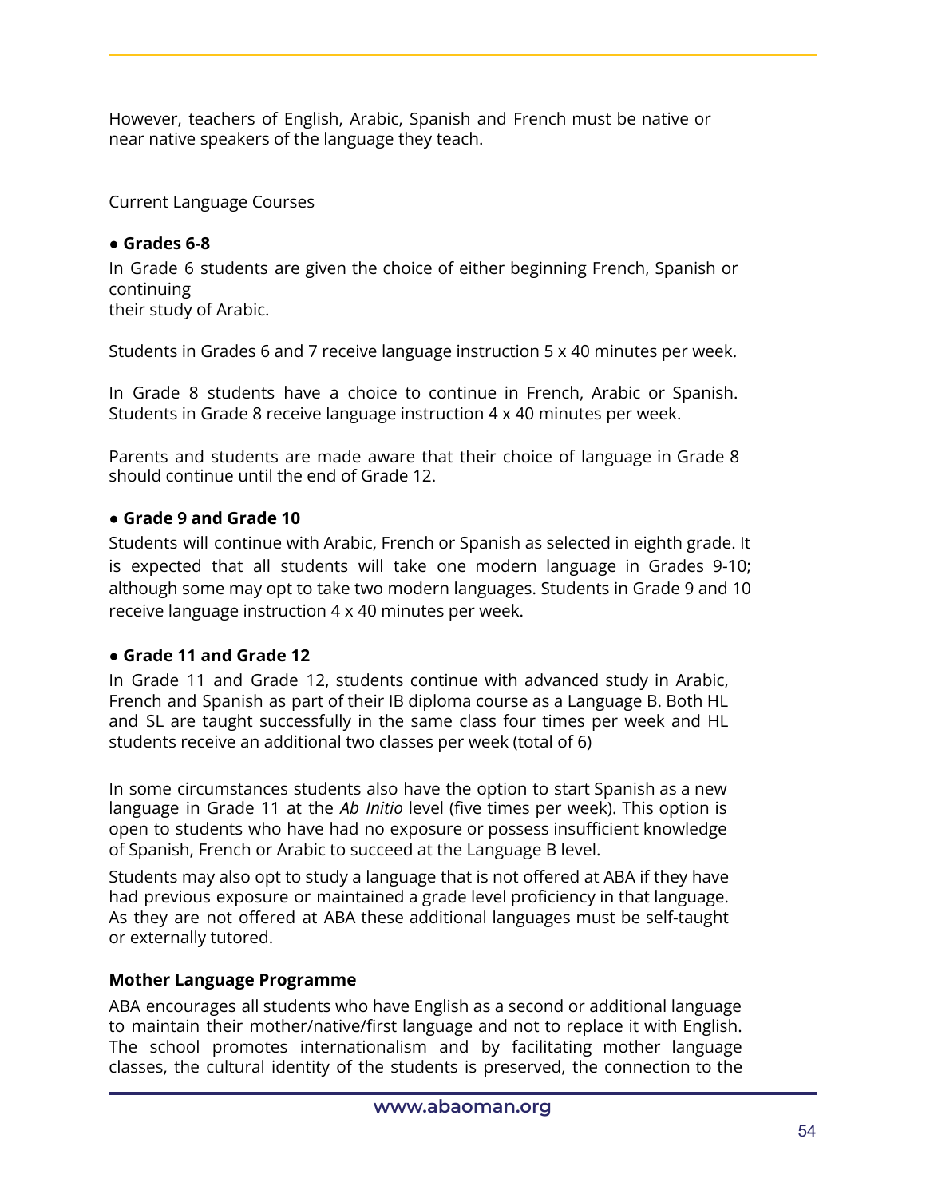However, teachers of English, Arabic, Spanish and French must be native or near native speakers of the language they teach.

Current Language Courses

- **Grades 6-8**

In Grade 6 students are given the choice of either beginning French, Spanish or continuing
their study of Arabic.

Students in Grades 6 and 7 receive language instruction 5 x 40 minutes per week.

In Grade 8 students have a choice to continue in French, Arabic or Spanish. Students in Grade 8 receive language instruction 4 x 40 minutes per week.

Parents and students are made aware that their choice of language in Grade 8 should continue until the end of Grade 12.

- **Grade 9 and Grade 10**

Students will continue with Arabic, French or Spanish as selected in eighth grade. It is expected that all students will take one modern language in Grades 9-10; although some may opt to take two modern languages. Students in Grade 9 and 10 receive language instruction 4 x 40 minutes per week.

- **Grade 11 and Grade 12**

In Grade 11 and Grade 12, students continue with advanced study in Arabic, French and Spanish as part of their IB diploma course as a Language B. Both HL and SL are taught successfully in the same class four times per week and HL students receive an additional two classes per week (total of 6)

In some circumstances students also have the option to start Spanish as a new language in Grade 11 at the *Ab Initio* level (five times per week). This option is open to students who have had no exposure or possess insufficient knowledge of Spanish, French or Arabic to succeed at the Language B level.

Students may also opt to study a language that is not offered at ABA if they have had previous exposure or maintained a grade level proficiency in that language. As they are not offered at ABA these additional languages must be self-taught or externally tutored.

**Mother Language Programme**

ABA encourages all students who have English as a second or additional language to maintain their mother/native/first language and not to replace it with English. The school promotes internationalism and by facilitating mother language classes, the cultural identity of the students is preserved, the connection to the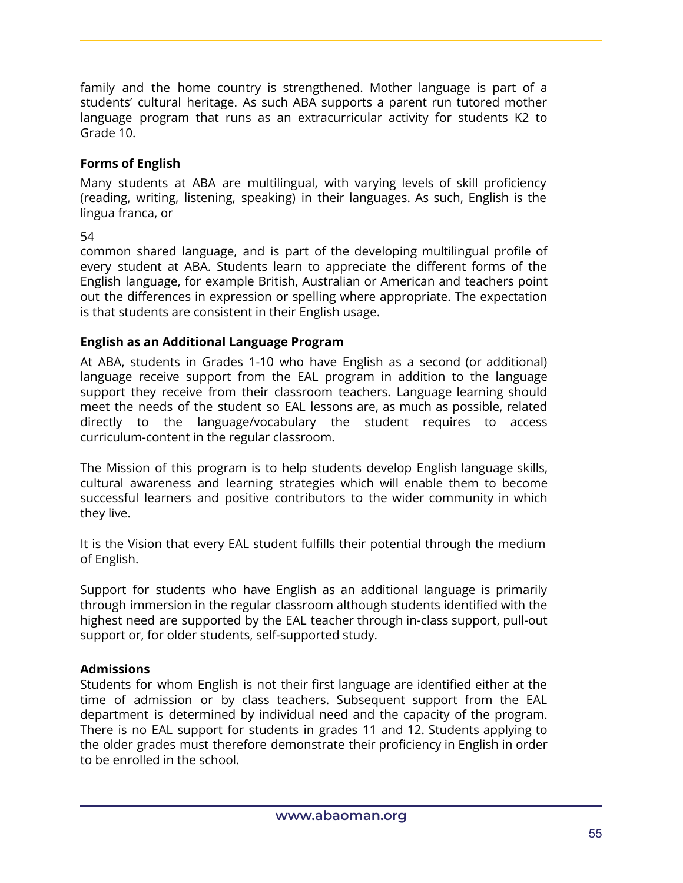family and the home country is strengthened. Mother language is part of a students' cultural heritage. As such ABA supports a parent run tutored mother language program that runs as an extracurricular activity for students K2 to Grade 10.

**Forms of English**

Many students at ABA are multilingual, with varying levels of skill proficiency (reading, writing, listening, speaking) in their languages. As such, English is the lingua franca, or common shared language, and is part of the developing multilingual profile of every student at ABA. Students learn to appreciate the different forms of the English language, for example British, Australian or American and teachers point out the differences in expression or spelling where appropriate. The expectation is that students are consistent in their English usage.

**English as an Additional Language Program**

At ABA, students in Grades 1-10 who have English as a second (or additional) language receive support from the EAL program in addition to the language support they receive from their classroom teachers. Language learning should meet the needs of the student so EAL lessons are, as much as possible, related directly to the language/vocabulary the student requires to access curriculum-content in the regular classroom.

The Mission of this program is to help students develop English language skills, cultural awareness and learning strategies which will enable them to become successful learners and positive contributors to the wider community in which they live.

It is the Vision that every EAL student fulfills their potential through the medium of English.

Support for students who have English as an additional language is primarily through immersion in the regular classroom although students identified with the highest need are supported by the EAL teacher through in-class support, pull-out support or, for older students, self-supported study.

**Admissions**

Students for whom English is not their first language are identified either at the time of admission or by class teachers. Subsequent support from the EAL department is determined by individual need and the capacity of the program. There is no EAL support for students in grades 11 and 12. Students applying to the older grades must therefore demonstrate their proficiency in English in order to be enrolled in the school.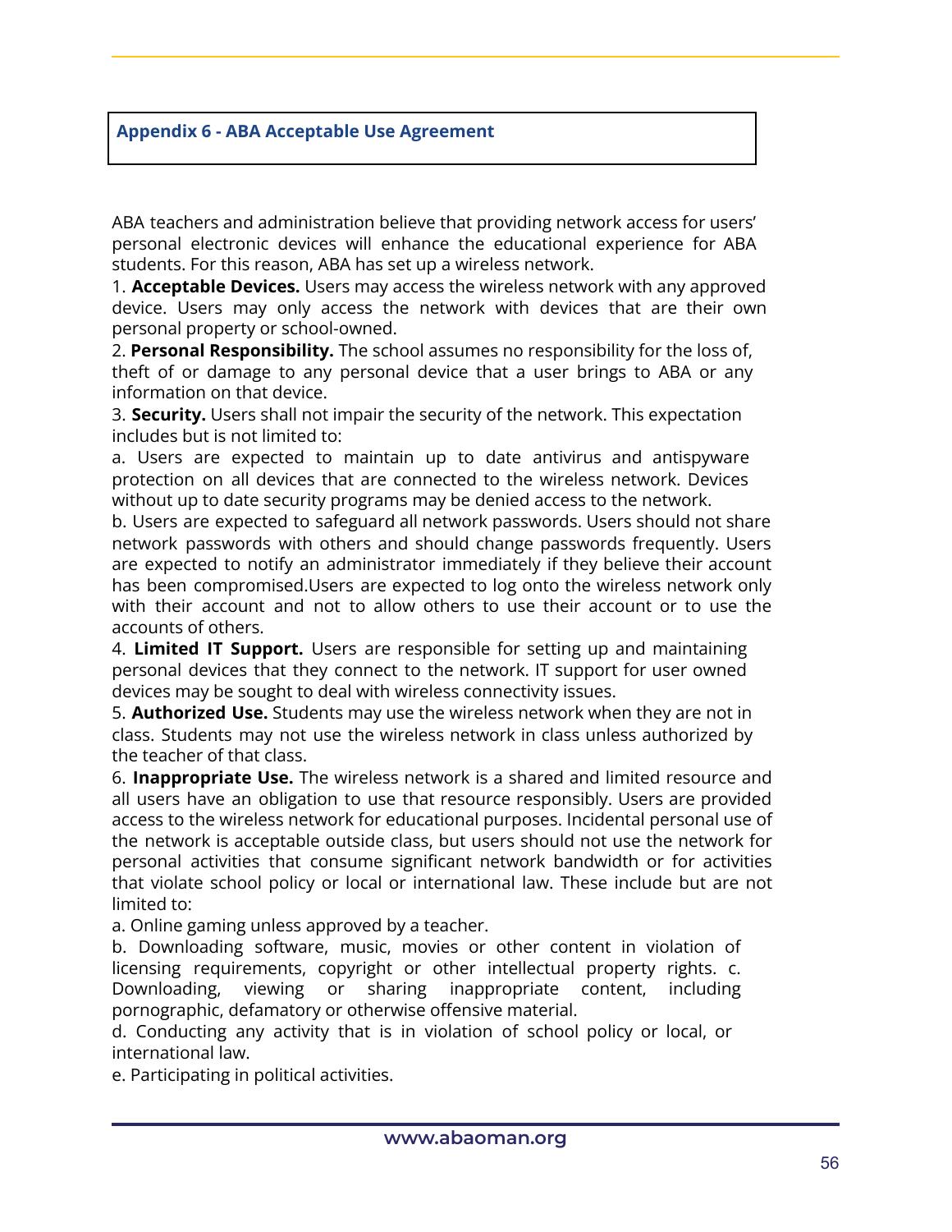## Appendix 6 - ABA Acceptable Use Agreement

ABA teachers and administration believe that providing network access for users' personal electronic devices will enhance the educational experience for ABA students. For this reason, ABA has set up a wireless network.

1. **Acceptable Devices.** Users may access the wireless network with any approved device. Users may only access the network with devices that are their own personal property or school-owned.
2. **Personal Responsibility.** The school assumes no responsibility for the loss of, theft of or damage to any personal device that a user brings to ABA or any information on that device.
3. **Security.** Users shall not impair the security of the network. This expectation includes but is not limited to:

a. Users are expected to maintain up to date antivirus and antispyware protection on all devices that are connected to the wireless network. Devices without up to date security programs may be denied access to the network.

b. Users are expected to safeguard all network passwords. Users should not share network passwords with others and should change passwords frequently. Users are expected to notify an administrator immediately if they believe their account has been compromised.Users are expected to log onto the wireless network only with their account and not to allow others to use their account or to use the accounts of others.

4. **Limited IT Support.** Users are responsible for setting up and maintaining personal devices that they connect to the network. IT support for user owned devices may be sought to deal with wireless connectivity issues.
5. **Authorized Use.** Students may use the wireless network when they are not in class. Students may not use the wireless network in class unless authorized by the teacher of that class.
6. **Inappropriate Use.** The wireless network is a shared and limited resource and all users have an obligation to use that resource responsibly. Users are provided access to the wireless network for educational purposes. Incidental personal use of the network is acceptable outside class, but users should not use the network for personal activities that consume significant network bandwidth or for activities that violate school policy or local or international law. These include but are not limited to:

a. Online gaming unless approved by a teacher.

b. Downloading software, music, movies or other content in violation of licensing requirements, copyright or other intellectual property rights.

c. Downloading, viewing or sharing inappropriate content, including pornographic, defamatory or otherwise offensive material.

d. Conducting any activity that is in violation of school policy or local, or international law.

e. Participating in political activities.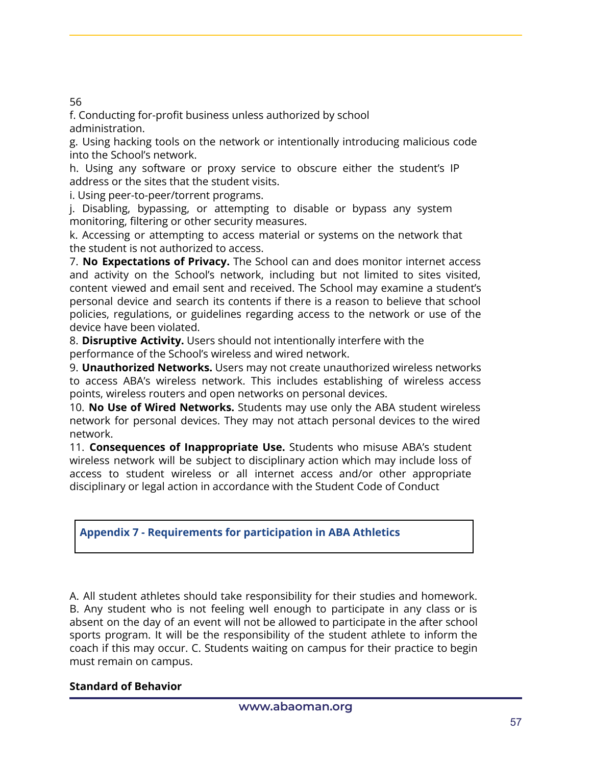56

f. Conducting for-profit business unless authorized by school administration.

g. Using hacking tools on the network or intentionally introducing malicious code into the School's network.

h. Using any software or proxy service to obscure either the student's IP address or the sites that the student visits.

i. Using peer-to-peer/torrent programs.

j. Disabling, bypassing, or attempting to disable or bypass any system monitoring, filtering or other security measures.

k. Accessing or attempting to access material or systems on the network that the student is not authorized to access.

7. **No Expectations of Privacy.** The School can and does monitor internet access and activity on the School's network, including but not limited to sites visited, content viewed and email sent and received. The School may examine a student's personal device and search its contents if there is a reason to believe that school policies, regulations, or guidelines regarding access to the network or use of the device have been violated.

8. **Disruptive Activity.** Users should not intentionally interfere with the performance of the School's wireless and wired network.

9. **Unauthorized Networks.** Users may not create unauthorized wireless networks to access ABA's wireless network. This includes establishing of wireless access points, wireless routers and open networks on personal devices.

10. **No Use of Wired Networks.** Students may use only the ABA student wireless network for personal devices. They may not attach personal devices to the wired network.

11. **Consequences of Inappropriate Use.** Students who misuse ABA's student wireless network will be subject to disciplinary action which may include loss of access to student wireless or all internet access and/or other appropriate disciplinary or legal action in accordance with the Student Code of Conduct

## Appendix 7 - Requirements for participation in ABA Athletics

A. All student athletes should take responsibility for their studies and homework. B. Any student who is not feeling well enough to participate in any class or is absent on the day of an event will not be allowed to participate in the after school sports program. It will be the responsibility of the student athlete to inform the coach if this may occur. C. Students waiting on campus for their practice to begin must remain on campus.

**Standard of Behavior**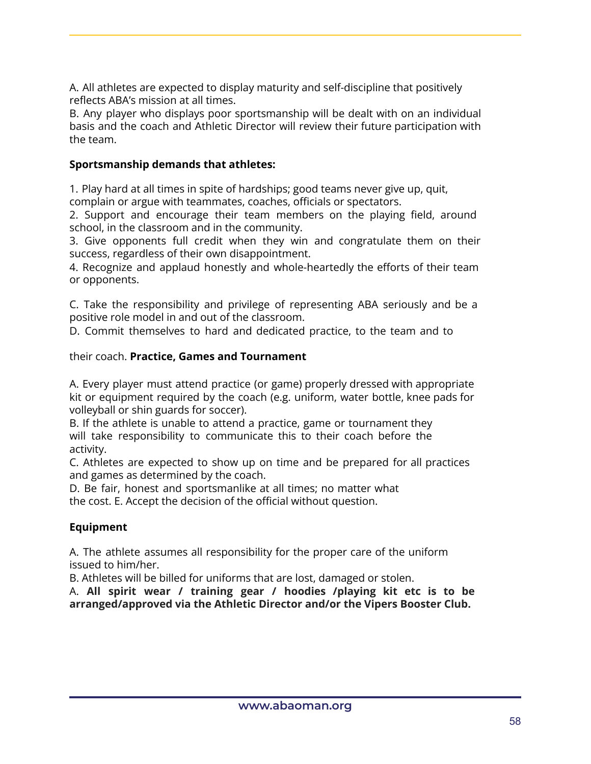A. All athletes are expected to display maturity and self-discipline that positively reflects ABA's mission at all times.
B. Any player who displays poor sportsmanship will be dealt with on an individual basis and the coach and Athletic Director will review their future participation with the team.

**Sportsmanship demands that athletes:**

1. Play hard at all times in spite of hardships; good teams never give up, quit, complain or argue with teammates, coaches, officials or spectators.
2. Support and encourage their team members on the playing field, around school, in the classroom and in the community.
3. Give opponents full credit when they win and congratulate them on their success, regardless of their own disappointment.
4. Recognize and applaud honestly and whole-heartedly the efforts of their team or opponents.

C. Take the responsibility and privilege of representing ABA seriously and be a positive role model in and out of the classroom.
D. Commit themselves to hard and dedicated practice, to the team and to

their coach. **Practice, Games and Tournament**

A. Every player must attend practice (or game) properly dressed with appropriate kit or equipment required by the coach (e.g. uniform, water bottle, knee pads for volleyball or shin guards for soccer).
B. If the athlete is unable to attend a practice, game or tournament they will take responsibility to communicate this to their coach before the activity.
C. Athletes are expected to show up on time and be prepared for all practices and games as determined by the coach.
D. Be fair, honest and sportsmanlike at all times; no matter what the cost. E. Accept the decision of the official without question.

**Equipment**

A. The athlete assumes all responsibility for the proper care of the uniform issued to him/her.
B. Athletes will be billed for uniforms that are lost, damaged or stolen.
A. **All spirit wear / training gear / hoodies /playing kit etc is to be arranged/approved via the Athletic Director and/or the Vipers Booster Club.**